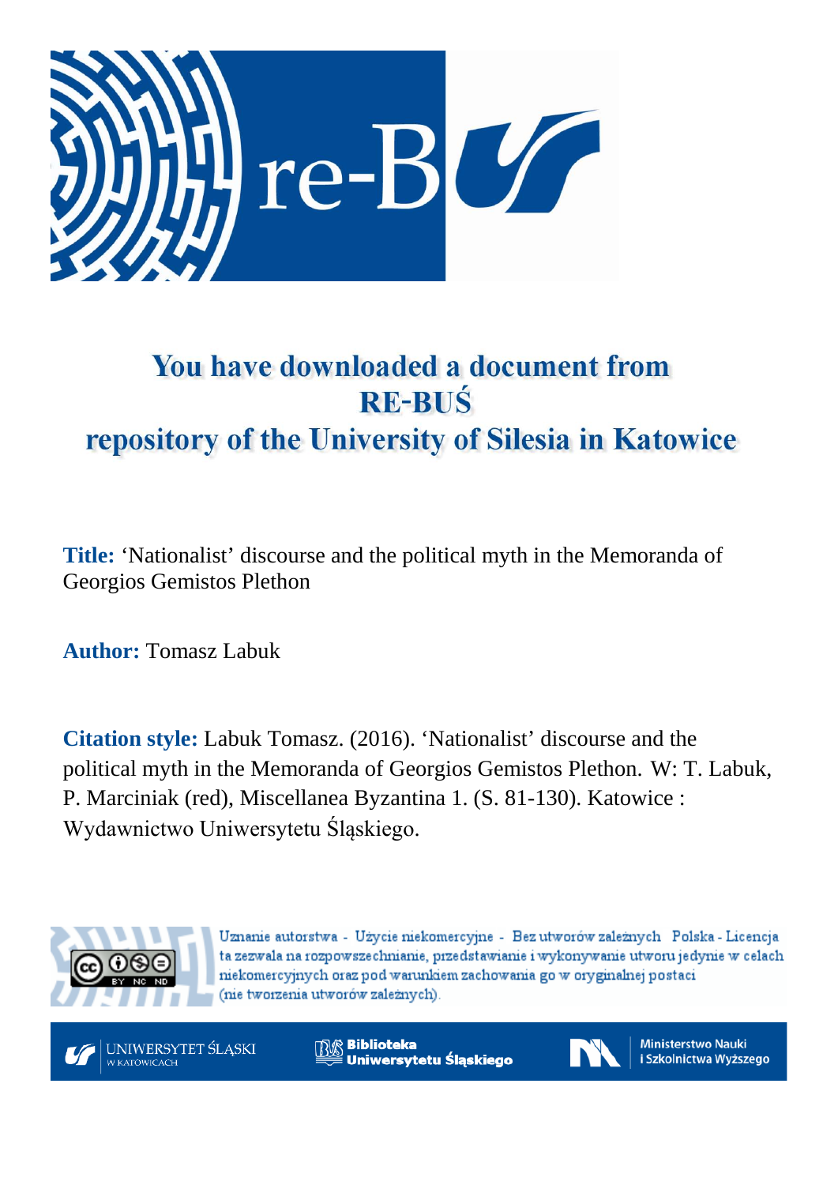# You have downloaded a document from RE-BUŚ repository of the University of Silesia in Katowice

**Title:** ‘Nationalist’ discourse and the political myth in the Memoranda of Georgios Gemistos Plethon

**Author:** Tomasz Labuk

**Citation style:** Labuk Tomasz. (2016). ‘Nationalist’ discourse and the political myth in the Memoranda of Georgios Gemistos Plethon. W: T. Labuk, P. Marciniak (red), Miscellanea Byzantina 1. (S. 81-130). Katowice : Wydawnictwo Uniwersytetu Śląskiego.

Uznanie autorstwa - Użycie niekomercyjne - Bez utworów zależnych Polska - Licencja ta zezwala na rozpowszechnianie, przedstawianie i wykonywanie utworu jedynie w celach niekomercyjnych oraz pod warunkiem zachowania go w oryginalnej postaci (nie tworzenia utworów zależnych).

UNIWERSYTET ŚLĄSKI W KATOWICACH

Biblioteka Uniwersytetu Śląskiego

Ministerstwo Nauki i Szkolnictwa Wyższego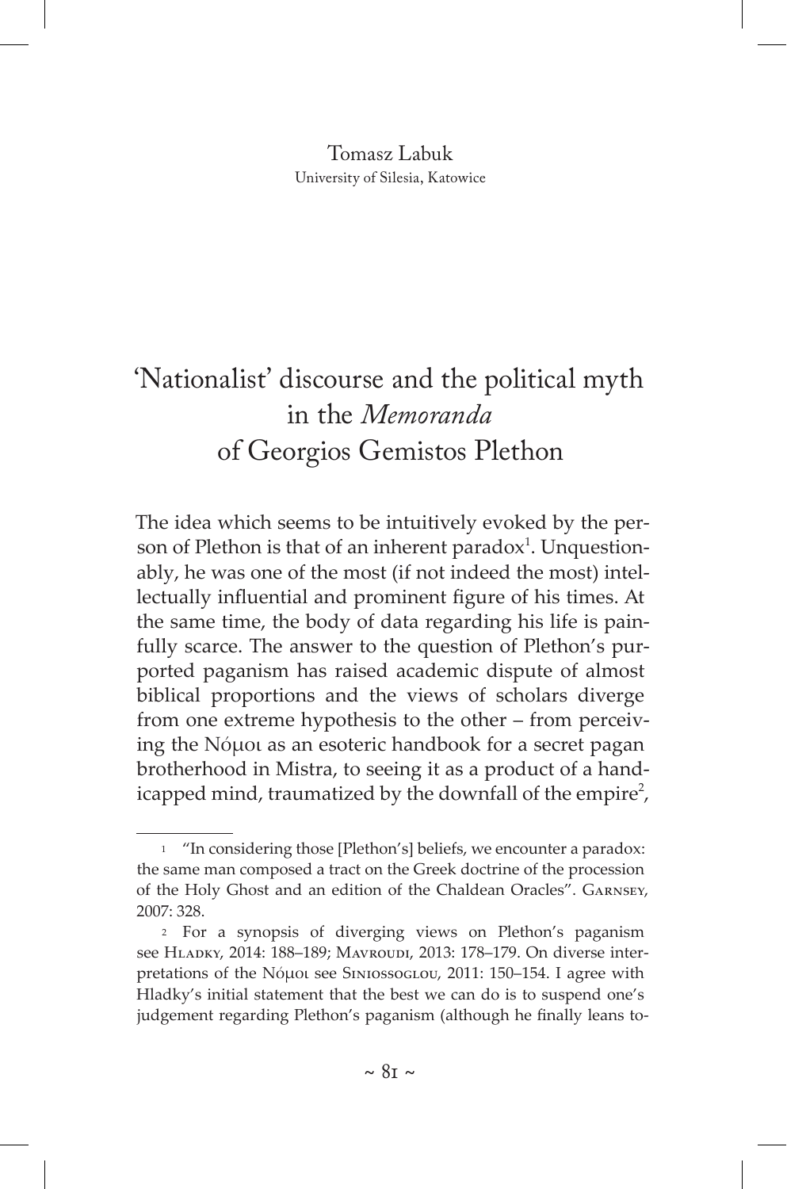Tomasz Labuk
University of Silesia, Katowice

# 'Nationalist' discourse and the political myth in the *Memoranda* of Georgios Gemistos Plethon

The idea which seems to be intuitively evoked by the person of Plethon is that of an inherent paradox[1]. Unquestionably, he was one of the most (if not indeed the most) intellectually influential and prominent figure of his times. At the same time, the body of data regarding his life is painfully scarce. The answer to the question of Plethon's purported paganism has raised academic dispute of almost biblical proportions and the views of scholars diverge from one extreme hypothesis to the other – from perceiving the Νόμοι as an esoteric handbook for a secret pagan brotherhood in Mistra, to seeing it as a product of a handicapped mind, traumatized by the downfall of the empire[2],

---

[1] "In considering those [Plethon's] beliefs, we encounter a paradox: the same man composed a tract on the Greek doctrine of the procession of the Holy Ghost and an edition of the Chaldean Oracles". Garnsey, 2007: 328.

[2] For a synopsis of diverging views on Plethon's paganism see Hladky, 2014: 188–189; Mavroudi, 2013: 178–179. On diverse interpretations of the Νόμοι see Siniossoglou, 2011: 150–154. I agree with Hladky's initial statement that the best we can do is to suspend one's judgement regarding Plethon's paganism (although he finally leans to-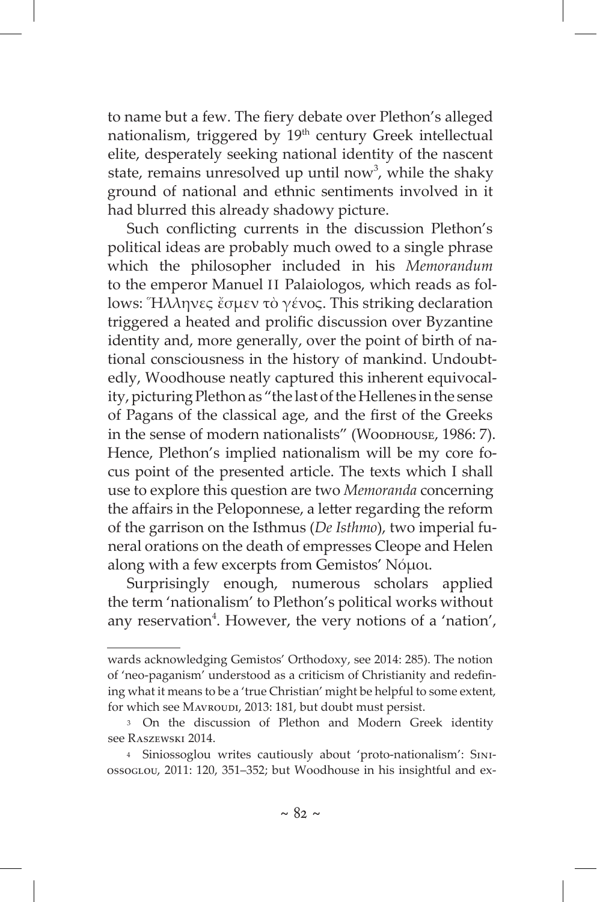to name but a few. The fiery debate over Plethon's alleged nationalism, triggered by 19[th] century Greek intellectual elite, desperately seeking national identity of the nascent state, remains unresolved up until now[3], while the shaky ground of national and ethnic sentiments involved in it had blurred this already shadowy picture.

Such conflicting currents in the discussion Plethon's political ideas are probably much owed to a single phrase which the philosopher included in his *Memorandum* to the emperor Manuel II Palaiologos, which reads as follows: Ἕλληνες ἔσμεν τὸ γένος. This striking declaration triggered a heated and prolific discussion over Byzantine identity and, more generally, over the point of birth of national consciousness in the history of mankind. Undoubtedly, Woodhouse neatly captured this inherent equivocality, picturing Plethon as "the last of the Hellenes in the sense of Pagans of the classical age, and the first of the Greeks in the sense of modern nationalists" (Woodhouse, 1986: 7). Hence, Plethon's implied nationalism will be my core focus point of the presented article. The texts which I shall use to explore this question are two *Memoranda* concerning the affairs in the Peloponnese, a letter regarding the reform of the garrison on the Isthmus (*De Isthmo*), two imperial funeral orations on the death of empresses Cleope and Helen along with a few excerpts from Gemistos' Νόμοι.

Surprisingly enough, numerous scholars applied the term 'nationalism' to Plethon's political works without any reservation[4]. However, the very notions of a 'nation',

---

wards acknowledging Gemistos' Orthodoxy, see 2014: 285). The notion of 'neo-paganism' understood as a criticism of Christianity and redefining what it means to be a 'true Christian' might be helpful to some extent, for which see Mavroudi, 2013: 181, but doubt must persist.

[3] On the discussion of Plethon and Modern Greek identity see Raszewski 2014.

[4] Siniossoglou writes cautiously about 'proto-nationalism': Siniossoglou, 2011: 120, 351–352; but Woodhouse in his insightful and ex-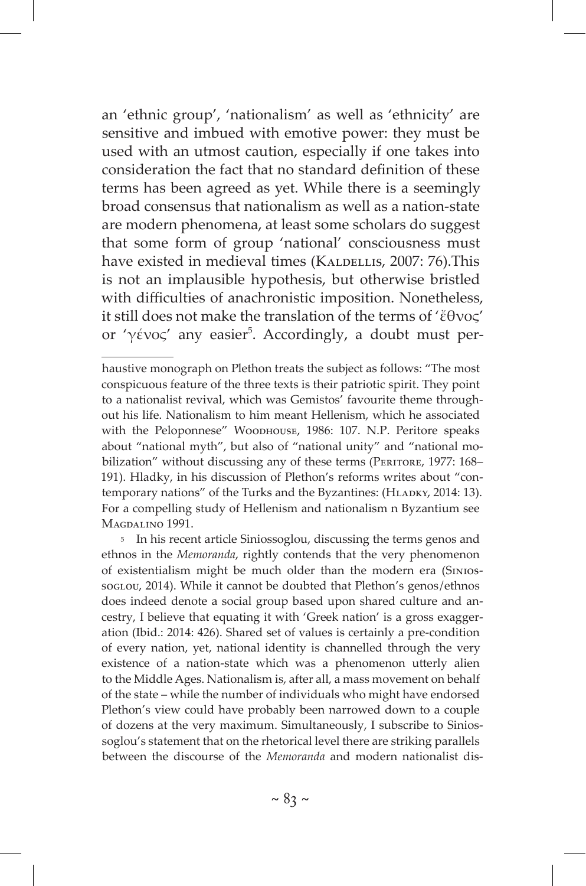an 'ethnic group', 'nationalism' as well as 'ethnicity' are sensitive and imbued with emotive power: they must be used with an utmost caution, especially if one takes into consideration the fact that no standard definition of these terms has been agreed as yet. While there is a seemingly broad consensus that nationalism as well as a nation-state are modern phenomena, at least some scholars do suggest that some form of group 'national' consciousness must have existed in medieval times (Kaldellis, 2007: 76).This is not an implausible hypothesis, but otherwise bristled with difficulties of anachronistic imposition. Nonetheless, it still does not make the translation of the terms of 'ἔθνος' or 'γένος' any easier[5]. Accordingly, a doubt must per-

---

haustive monograph on Plethon treats the subject as follows: "The most conspicuous feature of the three texts is their patriotic spirit. They point to a nationalist revival, which was Gemistos' favourite theme throughout his life. Nationalism to him meant Hellenism, which he associated with the Peloponnese" Woodhouse, 1986: 107. N.P. Peritore speaks about "national myth", but also of "national unity" and "national mobilization" without discussing any of these terms (Peritore, 1977: 168–191). Hladky, in his discussion of Plethon's reforms writes about "contemporary nations" of the Turks and the Byzantines: (Hladky, 2014: 13). For a compelling study of Hellenism and nationalism n Byzantium see Magdalino 1991.

[5] In his recent article Siniossoglou, discussing the terms genos and ethnos in the *Memoranda*, rightly contends that the very phenomenon of existentialism might be much older than the modern era (Siniossoglou, 2014). While it cannot be doubted that Plethon's genos/ethnos does indeed denote a social group based upon shared culture and ancestry, I believe that equating it with 'Greek nation' is a gross exaggeration (Ibid.: 2014: 426). Shared set of values is certainly a pre-condition of every nation, yet, national identity is channelled through the very existence of a nation-state which was a phenomenon utterly alien to the Middle Ages. Nationalism is, after all, a mass movement on behalf of the state – while the number of individuals who might have endorsed Plethon's view could have probably been narrowed down to a couple of dozens at the very maximum. Simultaneously, I subscribe to Siniossoglou's statement that on the rhetorical level there are striking parallels between the discourse of the *Memoranda* and modern nationalist dis-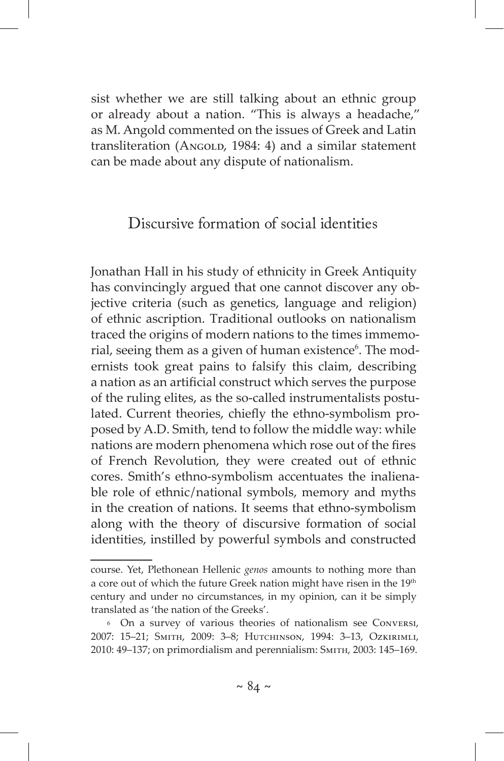sist whether we are still talking about an ethnic group or already about a nation. "This is always a headache," as M. Angold commented on the issues of Greek and Latin transliteration (Angold, 1984: 4) and a similar statement can be made about any dispute of nationalism.

## Discursive formation of social identities

Jonathan Hall in his study of ethnicity in Greek Antiquity has convincingly argued that one cannot discover any objective criteria (such as genetics, language and religion) of ethnic ascription. Traditional outlooks on nationalism traced the origins of modern nations to the times immemorial, seeing them as a given of human existence[6]. The modernists took great pains to falsify this claim, describing a nation as an artificial construct which serves the purpose of the ruling elites, as the so-called instrumentalists postulated. Current theories, chiefly the ethno-symbolism proposed by A.D. Smith, tend to follow the middle way: while nations are modern phenomena which rose out of the fires of French Revolution, they were created out of ethnic cores. Smith's ethno-symbolism accentuates the inalienable role of ethnic/national symbols, memory and myths in the creation of nations. It seems that ethno-symbolism along with the theory of discursive formation of social identities, instilled by powerful symbols and constructed

---

course. Yet, Plethonean Hellenic *genos* amounts to nothing more than a core out of which the future Greek nation might have risen in the 19th century and under no circumstances, in my opinion, can it be simply translated as 'the nation of the Greeks'.

[6] On a survey of various theories of nationalism see Conversi, 2007: 15–21; Smith, 2009: 3–8; Hutchinson, 1994: 3–13, Ozkirimli, 2010: 49–137; on primordialism and perennialism: Smith, 2003: 145–169.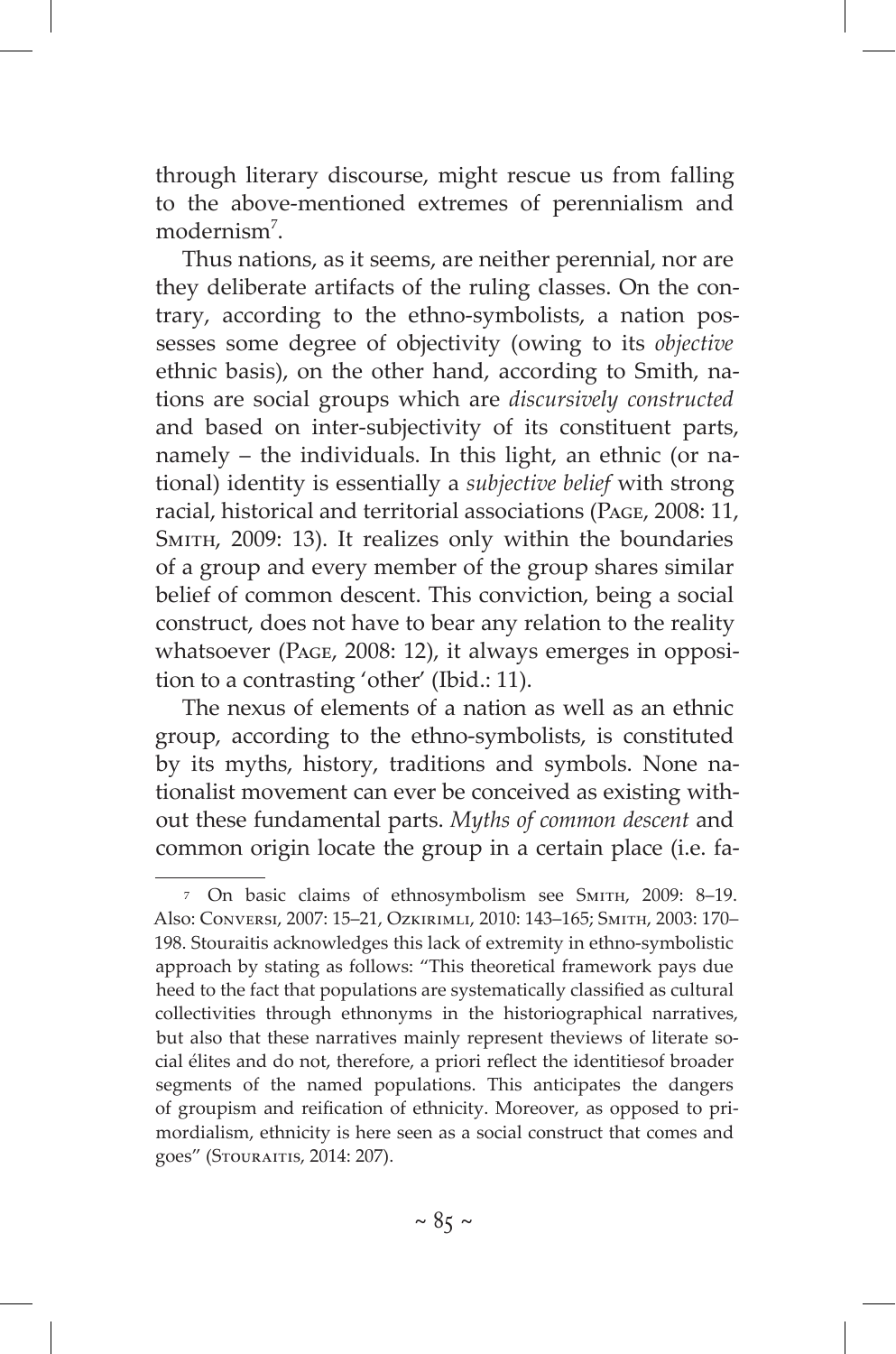through literary discourse, might rescue us from falling to the above-mentioned extremes of perennialism and modernism[7].

Thus nations, as it seems, are neither perennial, nor are they deliberate artifacts of the ruling classes. On the contrary, according to the ethno-symbolists, a nation possesses some degree of objectivity (owing to its *objective* ethnic basis), on the other hand, according to Smith, nations are social groups which are *discursively constructed* and based on inter-subjectivity of its constituent parts, namely – the individuals. In this light, an ethnic (or national) identity is essentially a *subjective belief* with strong racial, historical and territorial associations (Page, 2008: 11, Smith, 2009: 13). It realizes only within the boundaries of a group and every member of the group shares similar belief of common descent. This conviction, being a social construct, does not have to bear any relation to the reality whatsoever (Page, 2008: 12), it always emerges in opposition to a contrasting 'other' (Ibid.: 11).

The nexus of elements of a nation as well as an ethnic group, according to the ethno-symbolists, is constituted by its myths, history, traditions and symbols. None nationalist movement can ever be conceived as existing without these fundamental parts. *Myths of common descent* and common origin locate the group in a certain place (i.e. fa-

---

[7] On basic claims of ethnosymbolism see Smith, 2009: 8–19. Also: Conversi, 2007: 15–21, Ozkirimli, 2010: 143–165; Smith, 2003: 170–198. Stouraitis acknowledges this lack of extremity in ethno-symbolistic approach by stating as follows: "This theoretical framework pays due heed to the fact that populations are systematically classified as cultural collectivities through ethnonyms in the historiographical narratives, but also that these narratives mainly represent theviews of literate social élites and do not, therefore, a priori reflect the identitiesof broader segments of the named populations. This anticipates the dangers of groupism and reification of ethnicity. Moreover, as opposed to primordialism, ethnicity is here seen as a social construct that comes and goes" (Stouraitis, 2014: 207).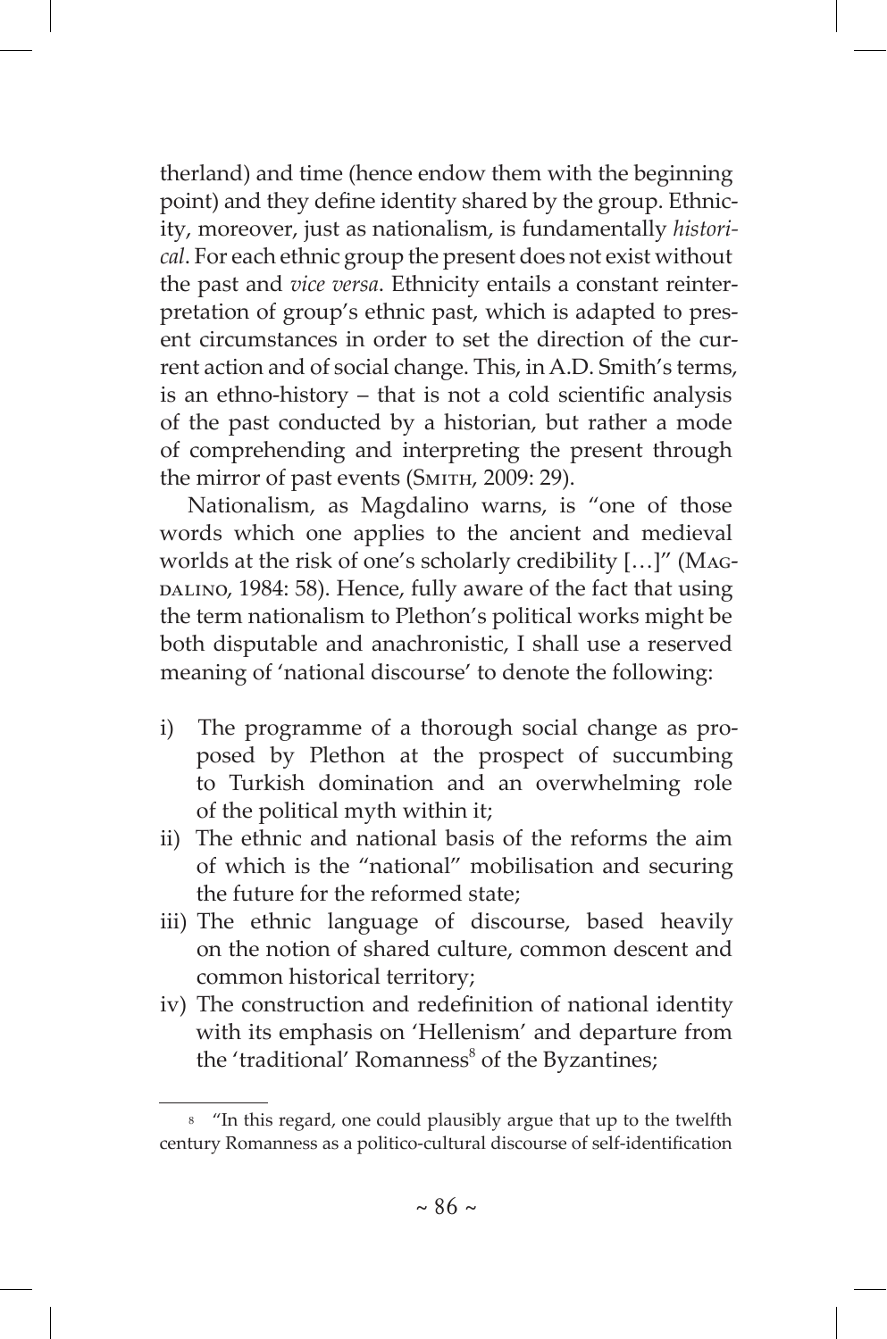therland) and time (hence endow them with the beginning point) and they define identity shared by the group. Ethnicity, moreover, just as nationalism, is fundamentally *historical*. For each ethnic group the present does not exist without the past and *vice versa*. Ethnicity entails a constant reinterpretation of group's ethnic past, which is adapted to present circumstances in order to set the direction of the current action and of social change. This, in A.D. Smith's terms, is an ethno-history – that is not a cold scientific analysis of the past conducted by a historian, but rather a mode of comprehending and interpreting the present through the mirror of past events (Smith, 2009: 29).

Nationalism, as Magdalino warns, is "one of those words which one applies to the ancient and medieval worlds at the risk of one's scholarly credibility […]" (Magdalino, 1984: 58). Hence, fully aware of the fact that using the term nationalism to Plethon's political works might be both disputable and anachronistic, I shall use a reserved meaning of 'national discourse' to denote the following:

i) The programme of a thorough social change as proposed by Plethon at the prospect of succumbing to Turkish domination and an overwhelming role of the political myth within it;
ii) The ethnic and national basis of the reforms the aim of which is the "national" mobilisation and securing the future for the reformed state;
iii) The ethnic language of discourse, based heavily on the notion of shared culture, common descent and common historical territory;
iv) The construction and redefinition of national identity with its emphasis on 'Hellenism' and departure from the 'traditional' Romanness[8] of the Byzantines;

---

[8] "In this regard, one could plausibly argue that up to the twelfth century Romanness as a politico-cultural discourse of self-identification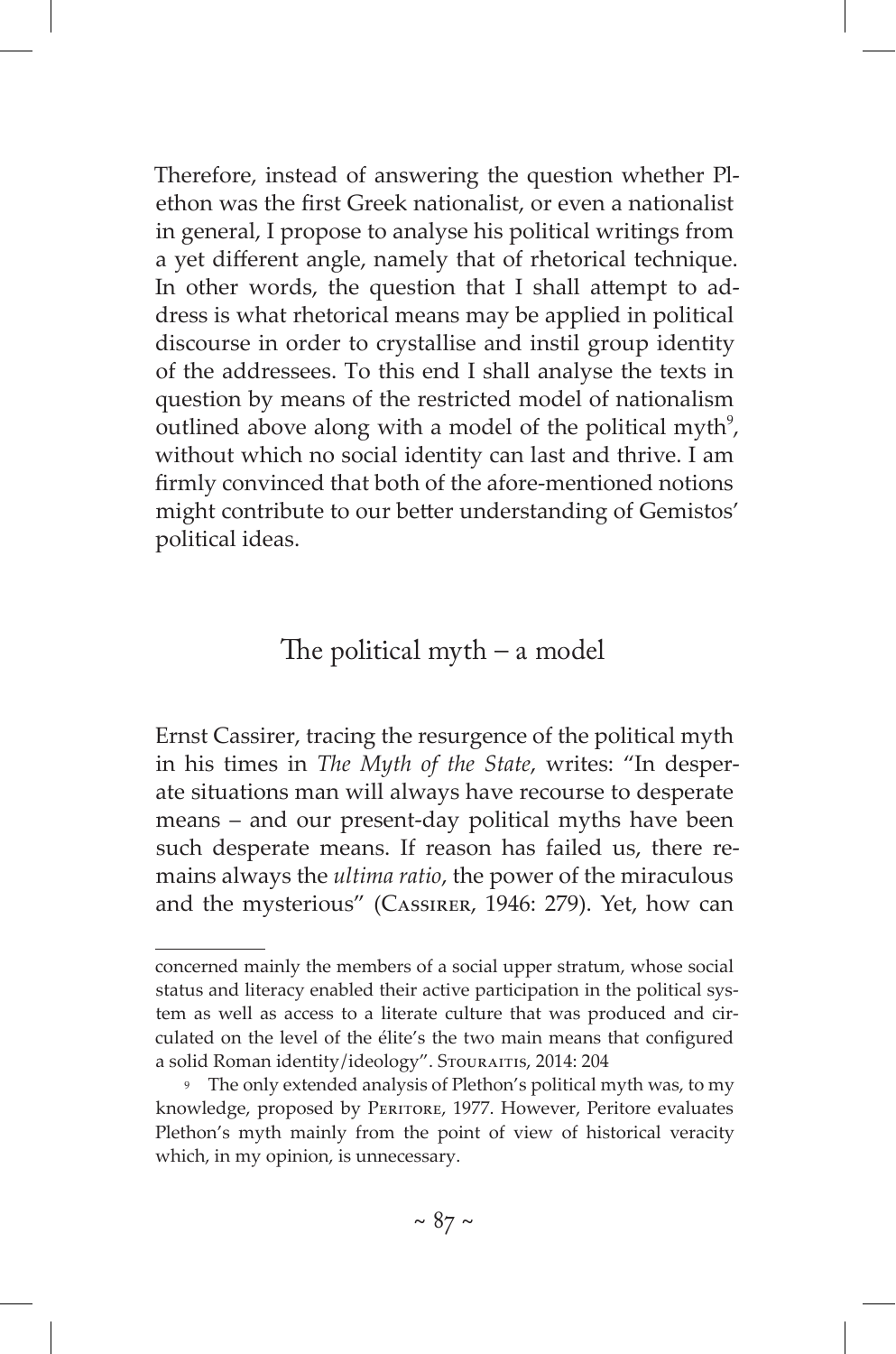Therefore, instead of answering the question whether Plethon was the first Greek nationalist, or even a nationalist in general, I propose to analyse his political writings from a yet different angle, namely that of rhetorical technique. In other words, the question that I shall attempt to address is what rhetorical means may be applied in political discourse in order to crystallise and instil group identity of the addressees. To this end I shall analyse the texts in question by means of the restricted model of nationalism outlined above along with a model of the political myth[9], without which no social identity can last and thrive. I am firmly convinced that both of the afore-mentioned notions might contribute to our better understanding of Gemistos' political ideas.

## The political myth – a model

Ernst Cassirer, tracing the resurgence of the political myth in his times in *The Myth of the State*, writes: "In desperate situations man will always have recourse to desperate means – and our present-day political myths have been such desperate means. If reason has failed us, there remains always the *ultima ratio*, the power of the miraculous and the mysterious" (Cassirer, 1946: 279). Yet, how can

---

concerned mainly the members of a social upper stratum, whose social status and literacy enabled their active participation in the political system as well as access to a literate culture that was produced and circulated on the level of the élite's the two main means that configured a solid Roman identity/ideology". Stouraitis, 2014: 204

[9] The only extended analysis of Plethon's political myth was, to my knowledge, proposed by Peritore, 1977. However, Peritore evaluates Plethon's myth mainly from the point of view of historical veracity which, in my opinion, is unnecessary.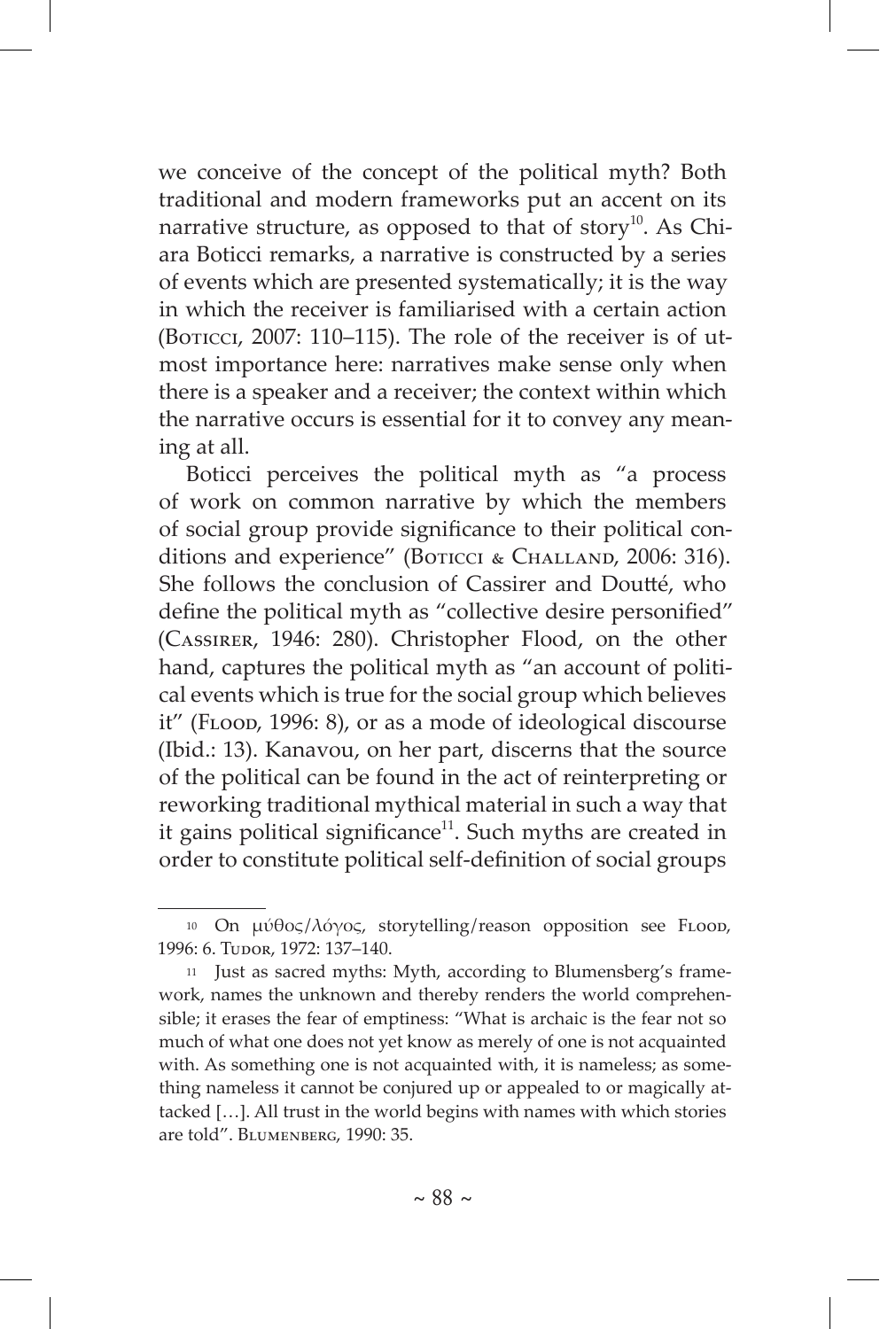we conceive of the concept of the political myth? Both traditional and modern frameworks put an accent on its narrative structure, as opposed to that of story[10]. As Chiara Boticci remarks, a narrative is constructed by a series of events which are presented systematically; it is the way in which the receiver is familiarised with a certain action (Boticci, 2007: 110–115). The role of the receiver is of utmost importance here: narratives make sense only when there is a speaker and a receiver; the context within which the narrative occurs is essential for it to convey any meaning at all.

Boticci perceives the political myth as "a process of work on common narrative by which the members of social group provide significance to their political conditions and experience" (Boticci & Challand, 2006: 316). She follows the conclusion of Cassirer and Doutté, who define the political myth as "collective desire personified" (Cassirer, 1946: 280). Christopher Flood, on the other hand, captures the political myth as "an account of political events which is true for the social group which believes it" (Flood, 1996: 8), or as a mode of ideological discourse (Ibid.: 13). Kanavou, on her part, discerns that the source of the political can be found in the act of reinterpreting or reworking traditional mythical material in such a way that it gains political significance[11]. Such myths are created in order to constitute political self-definition of social groups

---

[10] On μύθος/λόγος, storytelling/reason opposition see Flood, 1996: 6. Tudor, 1972: 137–140.

[11] Just as sacred myths: Myth, according to Blumensberg's framework, names the unknown and thereby renders the world comprehensible; it erases the fear of emptiness: "What is archaic is the fear not so much of what one does not yet know as merely of one is not acquainted with. As something one is not acquainted with, it is nameless; as something nameless it cannot be conjured up or appealed to or magically attacked […]. All trust in the world begins with names with which stories are told". Blumenberg, 1990: 35.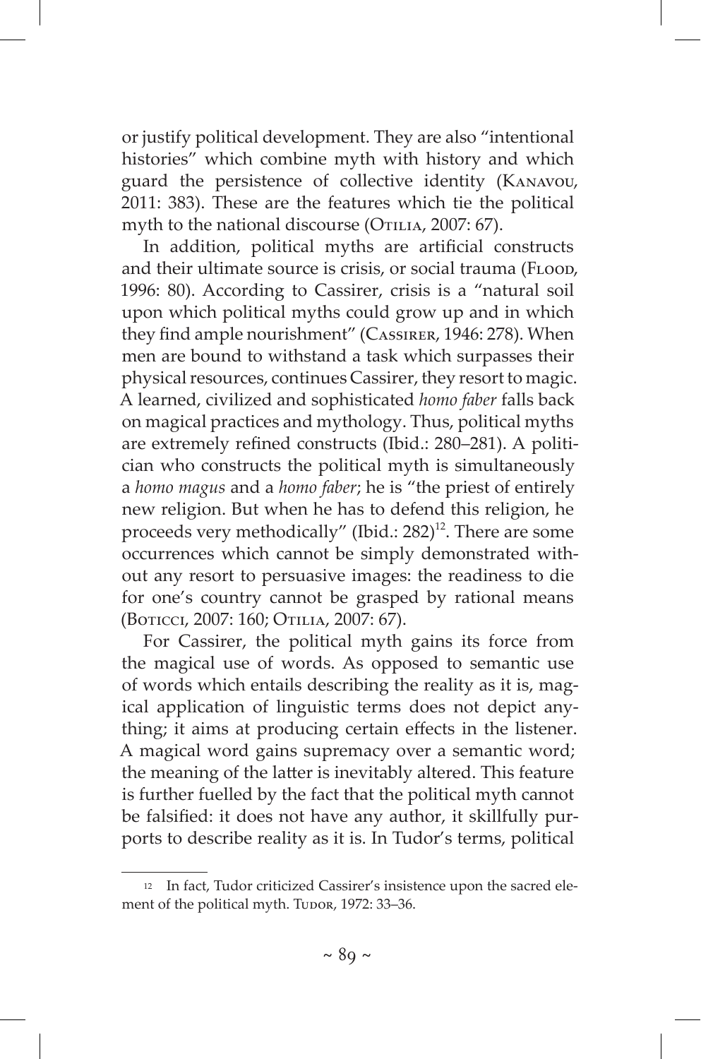or justify political development. They are also "intentional histories" which combine myth with history and which guard the persistence of collective identity (Kanavou, 2011: 383). These are the features which tie the political myth to the national discourse (Otilia, 2007: 67).

In addition, political myths are artificial constructs and their ultimate source is crisis, or social trauma (Flood, 1996: 80). According to Cassirer, crisis is a "natural soil upon which political myths could grow up and in which they find ample nourishment" (Cassirer, 1946: 278). When men are bound to withstand a task which surpasses their physical resources, continues Cassirer, they resort to magic. A learned, civilized and sophisticated *homo faber* falls back on magical practices and mythology. Thus, political myths are extremely refined constructs (Ibid.: 280–281). A politician who constructs the political myth is simultaneously a *homo magus* and a *homo faber*; he is "the priest of entirely new religion. But when he has to defend this religion, he proceeds very methodically" (Ibid.: 282)[12]. There are some occurrences which cannot be simply demonstrated without any resort to persuasive images: the readiness to die for one's country cannot be grasped by rational means (Boticci, 2007: 160; Otilia, 2007: 67).

For Cassirer, the political myth gains its force from the magical use of words. As opposed to semantic use of words which entails describing the reality as it is, magical application of linguistic terms does not depict anything; it aims at producing certain effects in the listener. A magical word gains supremacy over a semantic word; the meaning of the latter is inevitably altered. This feature is further fuelled by the fact that the political myth cannot be falsified: it does not have any author, it skillfully purports to describe reality as it is. In Tudor's terms, political

---

[12] In fact, Tudor criticized Cassirer's insistence upon the sacred element of the political myth. Tudor, 1972: 33–36.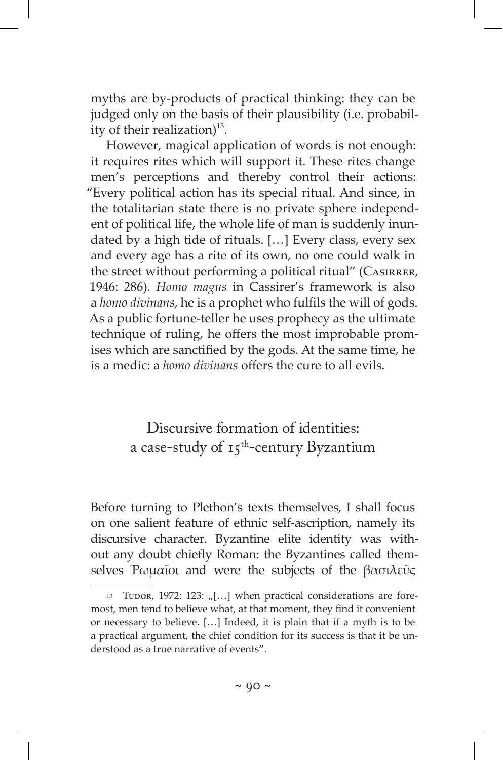myths are by-products of practical thinking: they can be judged only on the basis of their plausibility (i.e. probability of their realization)[13].

However, magical application of words is not enough: it requires rites which will support it. These rites change men's perceptions and thereby control their actions: "Every political action has its special ritual. And since, in the totalitarian state there is no private sphere independent of political life, the whole life of man is suddenly inundated by a high tide of rituals. […] Every class, every sex and every age has a rite of its own, no one could walk in the street without performing a political ritual" (Casirrer, 1946: 286). *Homo magus* in Cassirer's framework is also a *homo divinans*, he is a prophet who fulfils the will of gods. As a public fortune-teller he uses prophecy as the ultimate technique of ruling, he offers the most improbable promises which are sanctified by the gods. At the same time, he is a medic: a *homo divinans* offers the cure to all evils.

## Discursive formation of identities: a case-study of 15th-century Byzantium

Before turning to Plethon's texts themselves, I shall focus on one salient feature of ethnic self-ascription, namely its discursive character. Byzantine elite identity was without any doubt chiefly Roman: the Byzantines called themselves Ῥωμαῖοι and were the subjects of the βασιλεῦς

---

[13] Tudor, 1972: 123: „[…] when practical considerations are foremost, men tend to believe what, at that moment, they find it convenient or necessary to believe. […] Indeed, it is plain that if a myth is to be a practical argument, the chief condition for its success is that it be understood as a true narrative of events".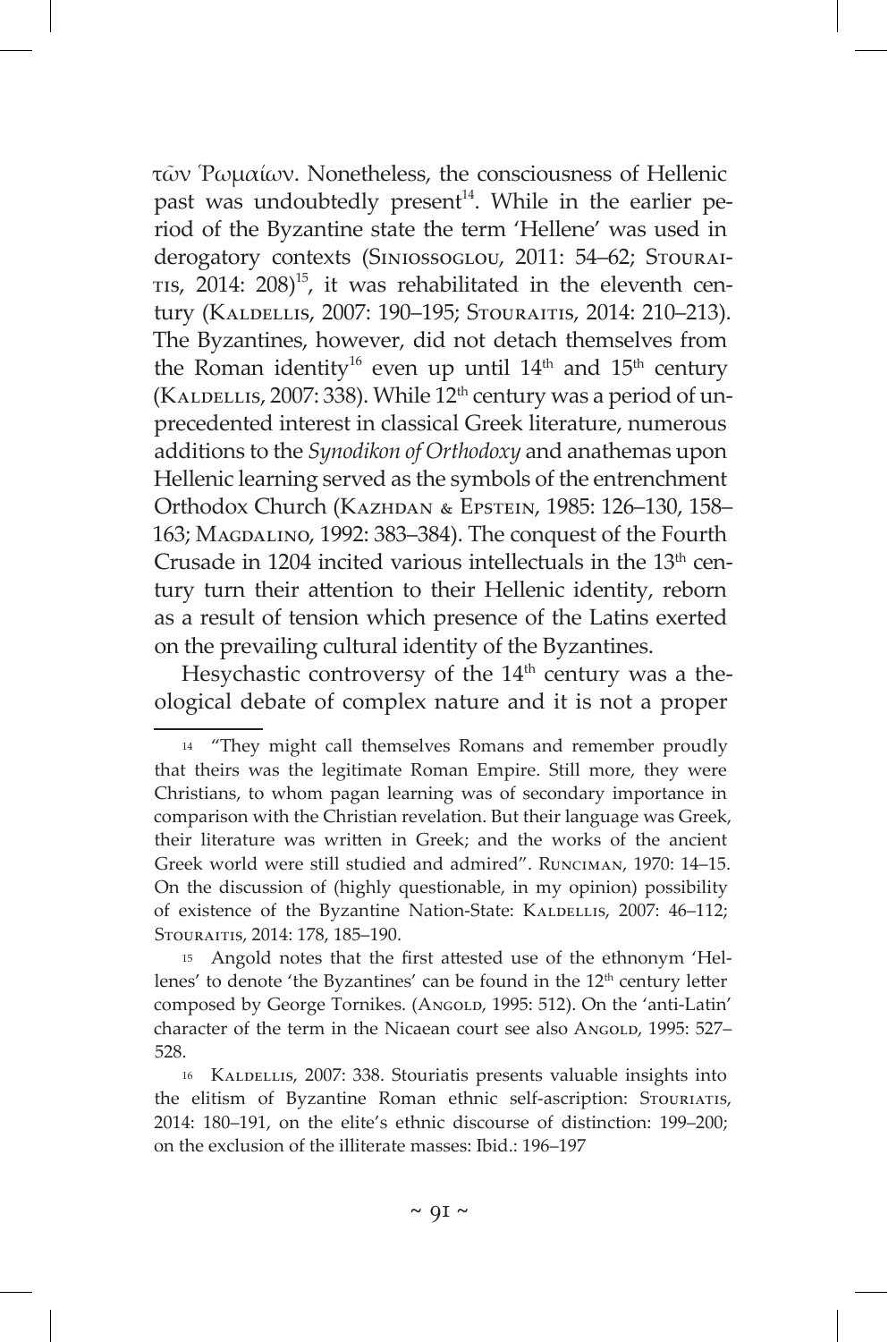τῶν Ῥωμαίων. Nonetheless, the consciousness of Hellenic past was undoubtedly present[14]. While in the earlier period of the Byzantine state the term 'Hellene' was used in derogatory contexts (Siniossoglou, 2011: 54–62; Stouraitis, 2014: 208)[15], it was rehabilitated in the eleventh century (Kaldellis, 2007: 190–195; Stouraitis, 2014: 210–213). The Byzantines, however, did not detach themselves from the Roman identity[16] even up until 14th and 15th century (Kaldellis, 2007: 338). While 12th century was a period of unprecedented interest in classical Greek literature, numerous additions to the *Synodikon of Orthodoxy* and anathemas upon Hellenic learning served as the symbols of the entrenchment Orthodox Church (Kazhdan & Epstein, 1985: 126–130, 158–163; Magdalino, 1992: 383–384). The conquest of the Fourth Crusade in 1204 incited various intellectuals in the 13th century turn their attention to their Hellenic identity, reborn as a result of tension which presence of the Latins exerted on the prevailing cultural identity of the Byzantines.

Hesychastic controversy of the 14th century was a theological debate of complex nature and it is not a proper

---

[14] "They might call themselves Romans and remember proudly that theirs was the legitimate Roman Empire. Still more, they were Christians, to whom pagan learning was of secondary importance in comparison with the Christian revelation. But their language was Greek, their literature was written in Greek; and the works of the ancient Greek world were still studied and admired". Runciman, 1970: 14–15. On the discussion of (highly questionable, in my opinion) possibility of existence of the Byzantine Nation-State: Kaldellis, 2007: 46–112; Stouraitis, 2014: 178, 185–190.

[15] Angold notes that the first attested use of the ethnonym 'Hellenes' to denote 'the Byzantines' can be found in the 12th century letter composed by George Tornikes. (Angold, 1995: 512). On the 'anti-Latin' character of the term in the Nicaean court see also Angold, 1995: 527–528.

[16] Kaldellis, 2007: 338. Stouriatis presents valuable insights into the elitism of Byzantine Roman ethnic self-ascription: Stouriatis, 2014: 180–191, on the elite's ethnic discourse of distinction: 199–200; on the exclusion of the illiterate masses: Ibid.: 196–197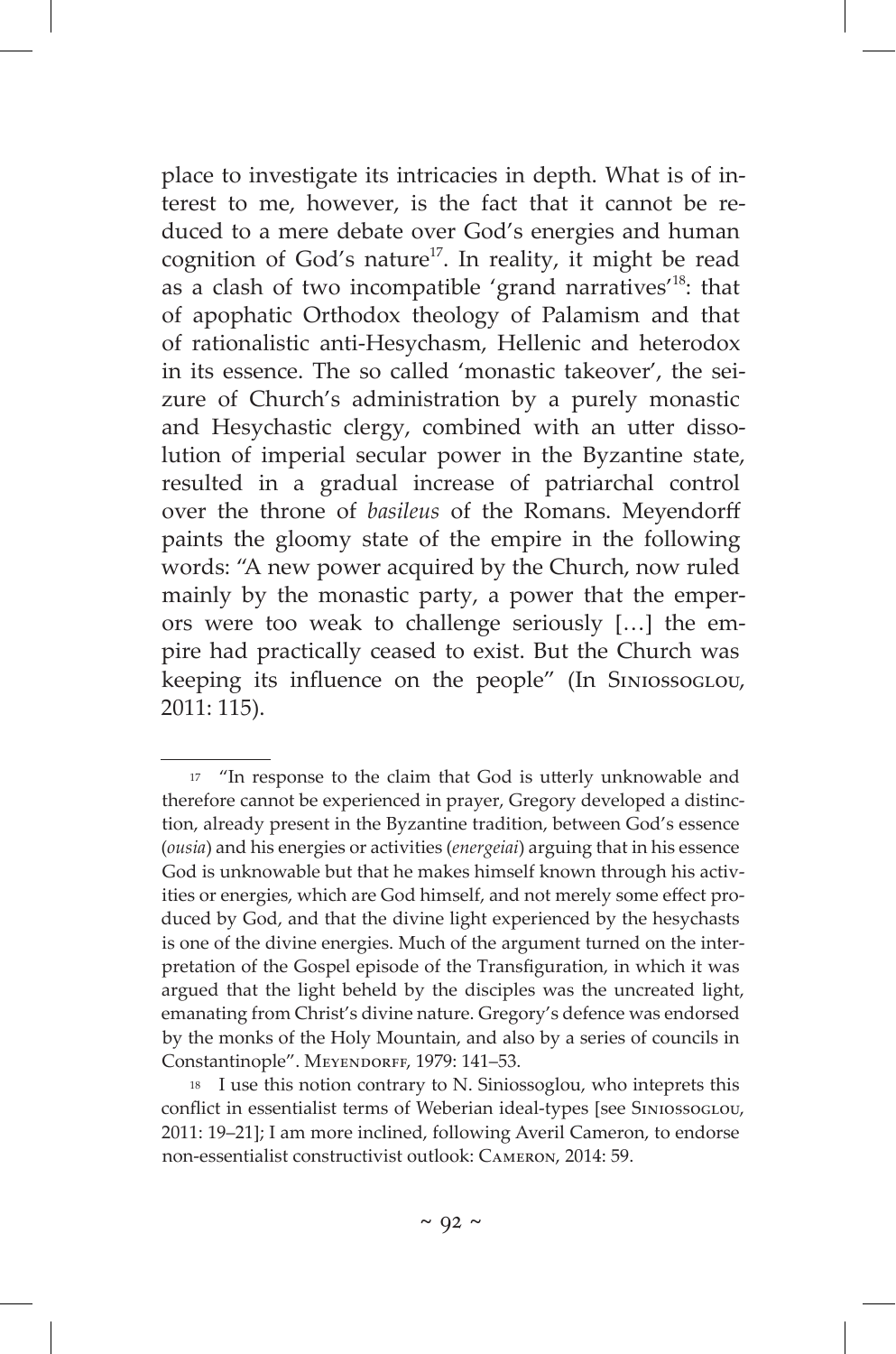place to investigate its intricacies in depth. What is of interest to me, however, is the fact that it cannot be reduced to a mere debate over God's energies and human cognition of God's nature[17]. In reality, it might be read as a clash of two incompatible 'grand narratives'[18]: that of apophatic Orthodox theology of Palamism and that of rationalistic anti-Hesychasm, Hellenic and heterodox in its essence. The so called 'monastic takeover', the seizure of Church's administration by a purely monastic and Hesychastic clergy, combined with an utter dissolution of imperial secular power in the Byzantine state, resulted in a gradual increase of patriarchal control over the throne of *basileus* of the Romans. Meyendorff paints the gloomy state of the empire in the following words: "A new power acquired by the Church, now ruled mainly by the monastic party, a power that the emperors were too weak to challenge seriously […] the empire had practically ceased to exist. But the Church was keeping its influence on the people" (In Siniossoglou, 2011: 115).

---

[17] "In response to the claim that God is utterly unknowable and therefore cannot be experienced in prayer, Gregory developed a distinction, already present in the Byzantine tradition, between God's essence (*ousia*) and his energies or activities (*energeiai*) arguing that in his essence God is unknowable but that he makes himself known through his activities or energies, which are God himself, and not merely some effect produced by God, and that the divine light experienced by the hesychasts is one of the divine energies. Much of the argument turned on the interpretation of the Gospel episode of the Transfiguration, in which it was argued that the light beheld by the disciples was the uncreated light, emanating from Christ's divine nature. Gregory's defence was endorsed by the monks of the Holy Mountain, and also by a series of councils in Constantinople". Meyendorff, 1979: 141–53.

[18] I use this notion contrary to N. Siniossoglou, who inteprets this conflict in essentialist terms of Weberian ideal-types [see Siniossoglou, 2011: 19–21]; I am more inclined, following Averil Cameron, to endorse non-essentialist constructivist outlook: Cameron, 2014: 59.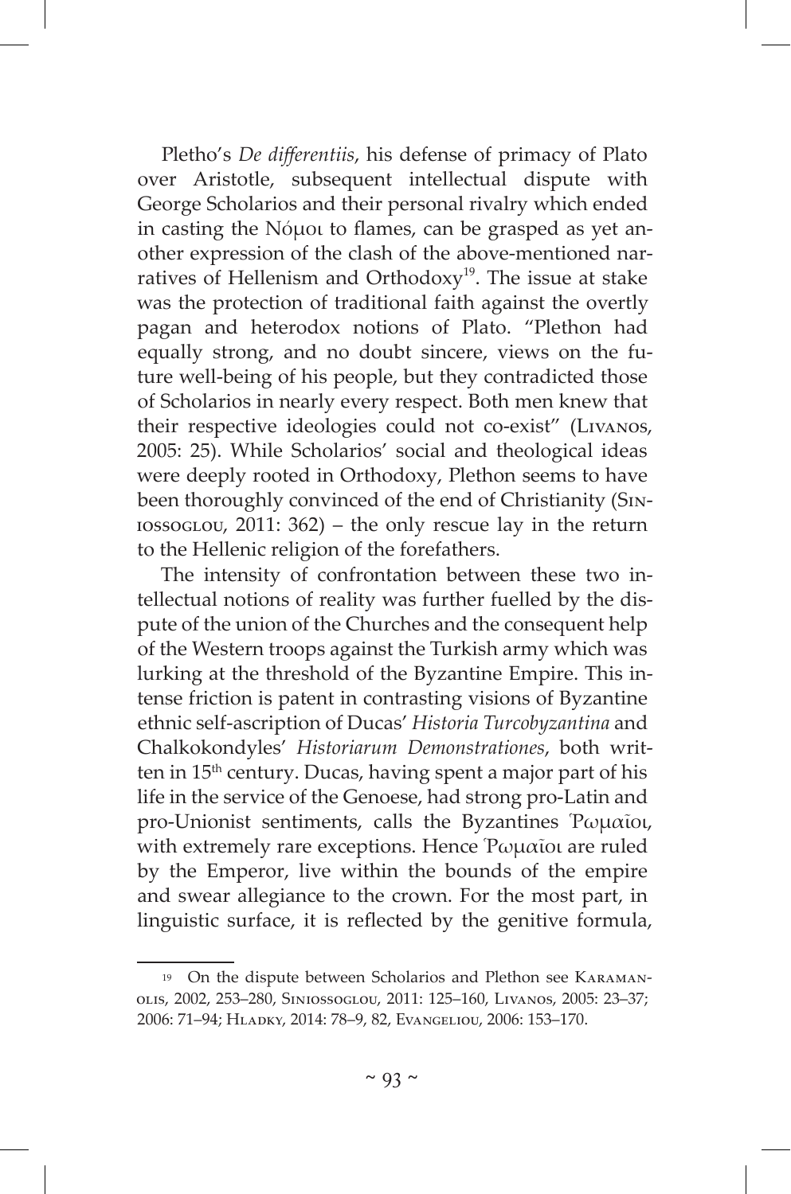Pletho's *De differentiis*, his defense of primacy of Plato over Aristotle, subsequent intellectual dispute with George Scholarios and their personal rivalry which ended in casting the Νόμοι to flames, can be grasped as yet another expression of the clash of the above-mentioned narratives of Hellenism and Orthodoxy[19]. The issue at stake was the protection of traditional faith against the overtly pagan and heterodox notions of Plato. "Plethon had equally strong, and no doubt sincere, views on the future well-being of his people, but they contradicted those of Scholarios in nearly every respect. Both men knew that their respective ideologies could not co-exist" (Livanos, 2005: 25). While Scholarios' social and theological ideas were deeply rooted in Orthodoxy, Plethon seems to have been thoroughly convinced of the end of Christianity (Siniossoglou, 2011: 362) – the only rescue lay in the return to the Hellenic religion of the forefathers.

The intensity of confrontation between these two intellectual notions of reality was further fuelled by the dispute of the union of the Churches and the consequent help of the Western troops against the Turkish army which was lurking at the threshold of the Byzantine Empire. This intense friction is patent in contrasting visions of Byzantine ethnic self-ascription of Ducas' *Historia Turcobyzantina* and Chalkokondyles' *Historiarum Demonstrationes*, both written in 15th century. Ducas, having spent a major part of his life in the service of the Genoese, had strong pro-Latin and pro-Unionist sentiments, calls the Byzantines Ῥωμαῖοι, with extremely rare exceptions. Hence Ῥωμαῖοι are ruled by the Emperor, live within the bounds of the empire and swear allegiance to the crown. For the most part, in linguistic surface, it is reflected by the genitive formula,

---

[19] On the dispute between Scholarios and Plethon see Karamanolis, 2002, 253–280, Siniossoglou, 2011: 125–160, Livanos, 2005: 23–37; 2006: 71–94; Hladky, 2014: 78–9, 82, Evangeliou, 2006: 153–170.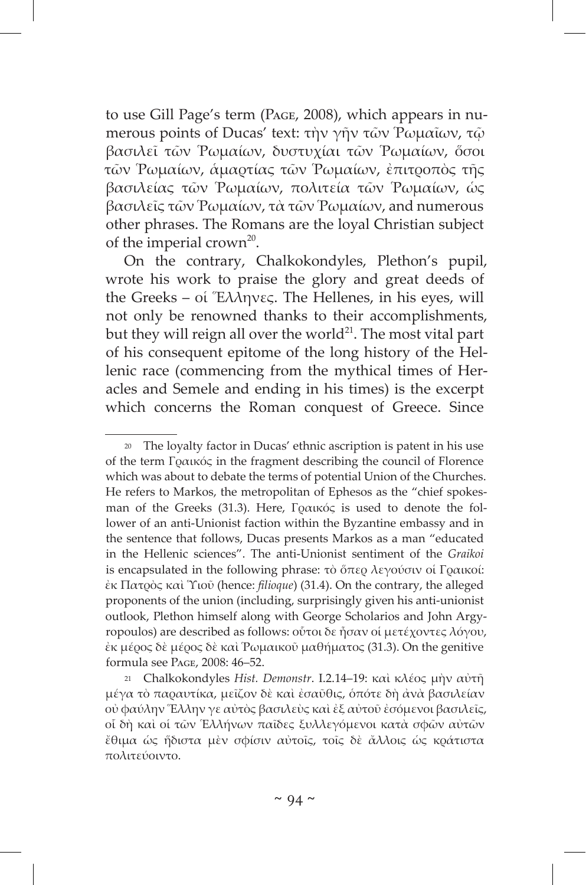to use Gill Page's term (Page, 2008), which appears in numerous points of Ducas' text: τὴν γῆν τῶν Ῥωμαῖων, τῷ βασιλεῖ τῶν Ῥωμαίων, δυστυχίαι τῶν Ῥωμαίων, ὅσοι τῶν Ῥωμαίων, ἁμαρτίας τῶν Ῥωμαίων, ἐπιτροπὸς τῆς βασιλείας τῶν Ῥωμαίων, πολιτεία τῶν Ῥωμαίων, ὡς βασιλεῖς τῶν Ῥωμαίων, τὰ τῶν Ῥωμαίων, and numerous other phrases. The Romans are the loyal Christian subject of the imperial crown[20].

On the contrary, Chalkokondyles, Plethon's pupil, wrote his work to praise the glory and great deeds of the Greeks – οἱ Ἕλληνες. The Hellenes, in his eyes, will not only be renowned thanks to their accomplishments, but they will reign all over the world[21]. The most vital part of his consequent epitome of the long history of the Hellenic race (commencing from the mythical times of Heracles and Semele and ending in his times) is the excerpt which concerns the Roman conquest of Greece. Since

---

20 The loyalty factor in Ducas' ethnic ascription is patent in his use of the term Γραικός in the fragment describing the council of Florence which was about to debate the terms of potential Union of the Churches. He refers to Markos, the metropolitan of Ephesos as the "chief spokesman of the Greeks (31.3). Here, Γραικός is used to denote the follower of an anti-Unionist faction within the Byzantine embassy and in the sentence that follows, Ducas presents Markos as a man "educated in the Hellenic sciences". The anti-Unionist sentiment of the *Graikoi* is encapsulated in the following phrase: τὸ ὅπερ λεγούσιν οἱ Γραικοί: ἐκ Πατρὸς καὶ Υἱοῦ (hence: *filioque*) (31.4). On the contrary, the alleged proponents of the union (including, surprisingly given his anti-unionist outlook, Plethon himself along with George Scholarios and John Argyropoulos) are described as follows: οὗτοι δε ἦσαν οἱ μετέχοντες λόγου, ἐκ μέρος δὲ μέρος δὲ καὶ Ῥωμαικοῦ μαθήματος (31.3). On the genitive formula see Page, 2008: 46–52.

21 Chalkokondyles *Hist. Demonstr*. I.2.14–19: καὶ κλέος μὴν αὐτῇ μέγα τὸ παραυτίκα, μεῖζον δὲ καὶ ἐσαῦθις, ὁπότε δὴ ἀνὰ βασιλείαν οὐ φαύλην Ἕλλην γε αὐτὸς βασιλεὺς καὶ ἐξ αὐτοῦ ἐσόμενοι βασιλεῖς, οἳ δὴ καὶ οἱ τῶν Ἑλλήνων παῖδες ξυλλεγόμενοι κατὰ σφῶν αὐτῶν ἔθιμα ὡς ἥδιστα μὲν σφίσιν αὐτοῖς, τοῖς δὲ ἄλλοις ὡς κράτιστα πολιτεύοιντο.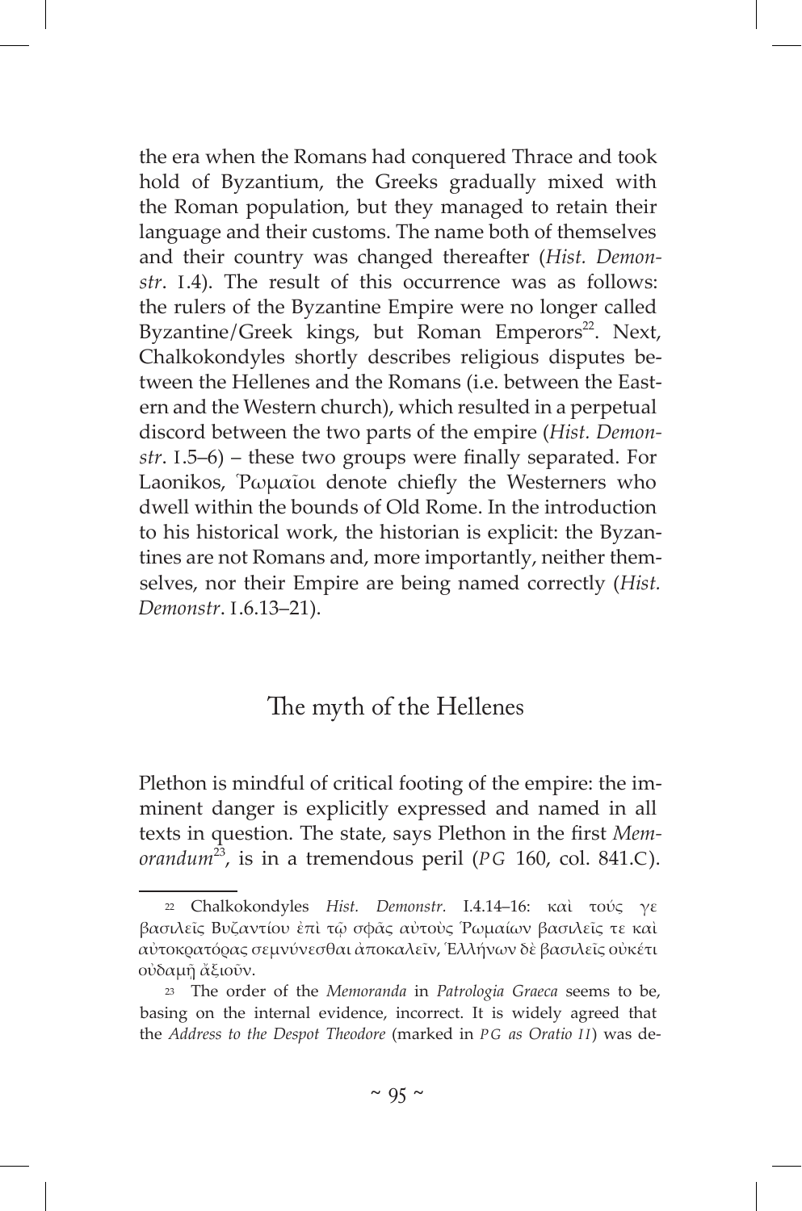the era when the Romans had conquered Thrace and took hold of Byzantium, the Greeks gradually mixed with the Roman population, but they managed to retain their language and their customs. The name both of themselves and their country was changed thereafter (*Hist. Demonstr*. I.4). The result of this occurrence was as follows: the rulers of the Byzantine Empire were no longer called Byzantine/Greek kings, but Roman Emperors[22]. Next, Chalkokondyles shortly describes religious disputes between the Hellenes and the Romans (i.e. between the Eastern and the Western church), which resulted in a perpetual discord between the two parts of the empire (*Hist. Demonstr*. I.5–6) – these two groups were finally separated. For Laonikos, Ῥωμαῖοι denote chiefly the Westerners who dwell within the bounds of Old Rome. In the introduction to his historical work, the historian is explicit: the Byzantines are not Romans and, more importantly, neither themselves, nor their Empire are being named correctly (*Hist. Demonstr*. I.6.13–21).

## The myth of the Hellenes

Plethon is mindful of critical footing of the empire: the imminent danger is explicitly expressed and named in all texts in question. The state, says Plethon in the first *Memorandum*[23], is in a tremendous peril (*PG* 160, col. 841.C).

---

[22] Chalkokondyles *Hist. Demonstr.* I.4.14–16: καὶ τούς γε βασιλεῖς Βυζαντίου ἐπὶ τῷ σφᾶς αὐτοὺς Ῥωμαίων βασιλεῖς τε καὶ αὐτοκρατόρας σεμνύνεσθαι ἀποκαλεῖν, Ἑλλήνων δὲ βασιλεῖς οὐκέτι οὐδαμῇ ἀξιοῦν.

[23] The order of the *Memoranda* in *Patrologia Graeca* seems to be, basing on the internal evidence, incorrect. It is widely agreed that the *Address to the Despot Theodore* (marked in *PG as Oratio II*) was de-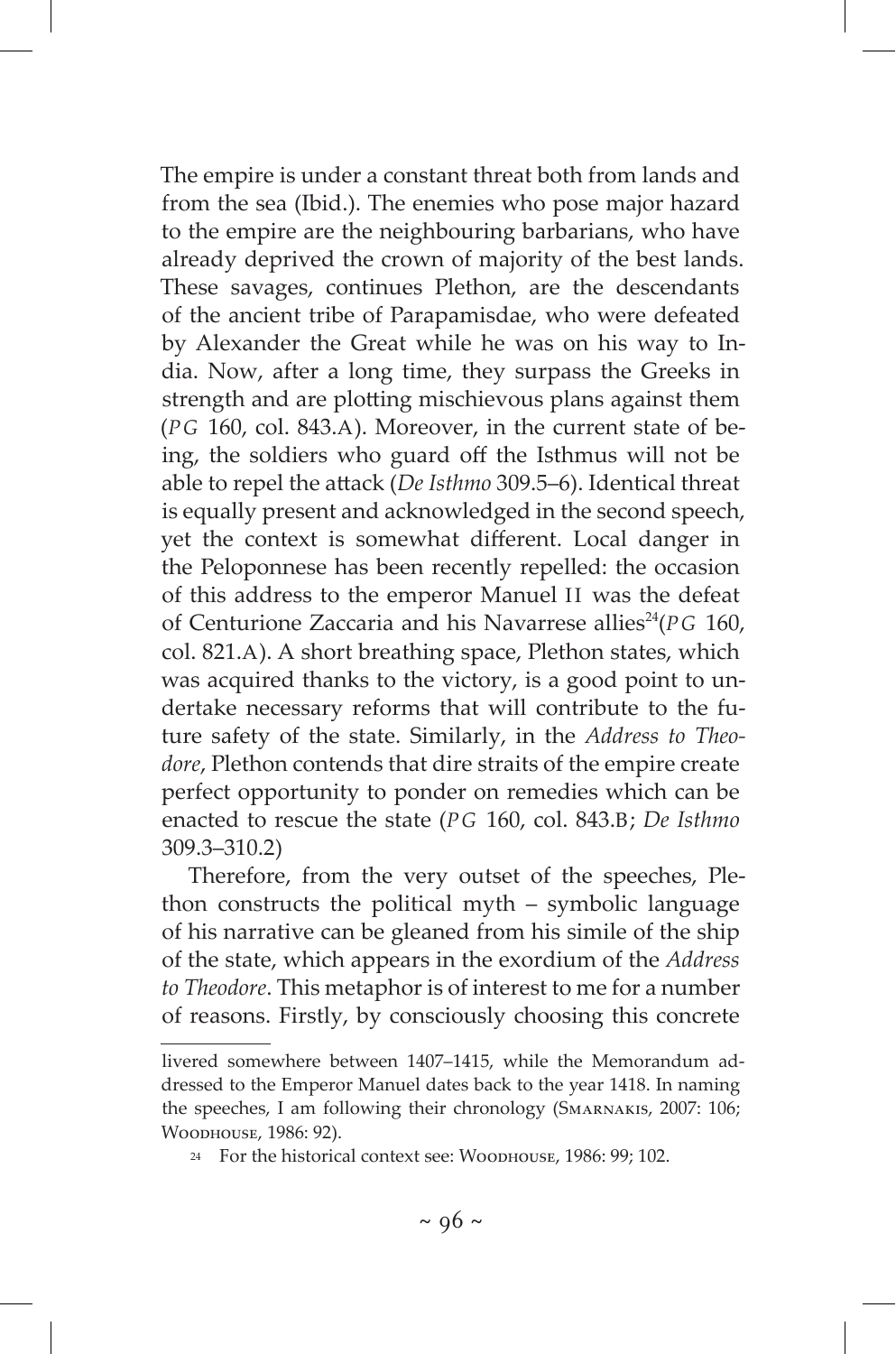The empire is under a constant threat both from lands and from the sea (Ibid.). The enemies who pose major hazard to the empire are the neighbouring barbarians, who have already deprived the crown of majority of the best lands. These savages, continues Plethon, are the descendants of the ancient tribe of Parapamisdae, who were defeated by Alexander the Great while he was on his way to India. Now, after a long time, they surpass the Greeks in strength and are plotting mischievous plans against them (*PG* 160, col. 843.A). Moreover, in the current state of being, the soldiers who guard off the Isthmus will not be able to repel the attack (*De Isthmo* 309.5–6). Identical threat is equally present and acknowledged in the second speech, yet the context is somewhat different. Local danger in the Peloponnese has been recently repelled: the occasion of this address to the emperor Manuel II was the defeat of Centurione Zaccaria and his Navarrese allies[24](*PG* 160, col. 821.A). A short breathing space, Plethon states, which was acquired thanks to the victory, is a good point to undertake necessary reforms that will contribute to the future safety of the state. Similarly, in the *Address to Theodore*, Plethon contends that dire straits of the empire create perfect opportunity to ponder on remedies which can be enacted to rescue the state (*PG* 160, col. 843.B; *De Isthmo* 309.3–310.2)

Therefore, from the very outset of the speeches, Plethon constructs the political myth – symbolic language of his narrative can be gleaned from his simile of the ship of the state, which appears in the exordium of the *Address to Theodore*. This metaphor is of interest to me for a number of reasons. Firstly, by consciously choosing this concrete

---

livered somewhere between 1407–1415, while the Memorandum addressed to the Emperor Manuel dates back to the year 1418. In naming the speeches, I am following their chronology (Smarnakis, 2007: 106; Woodhouse, 1986: 92).

[24] For the historical context see: Woodhouse, 1986: 99; 102.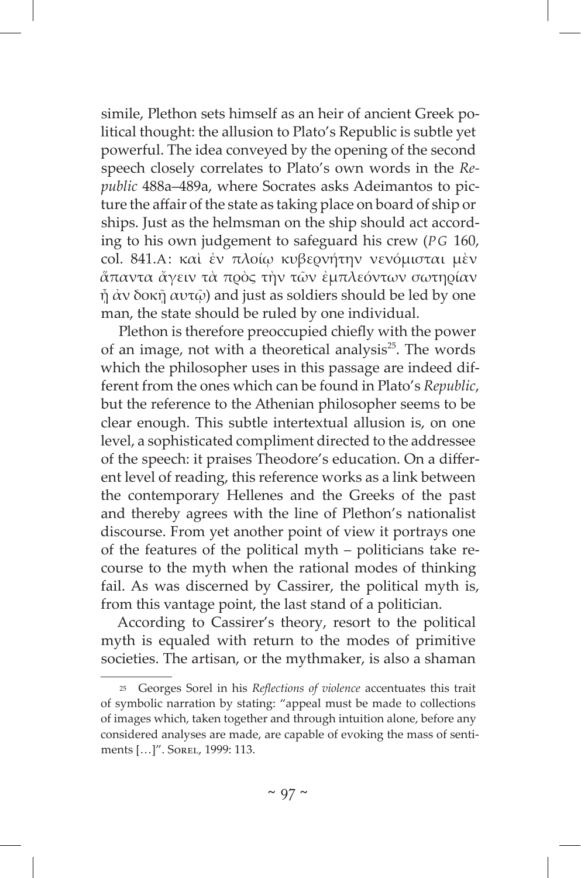simile, Plethon sets himself as an heir of ancient Greek political thought: the allusion to Plato's Republic is subtle yet powerful. The idea conveyed by the opening of the second speech closely correlates to Plato's own words in the *Republic* 488a–489a, where Socrates asks Adeimantos to picture the affair of the state as taking place on board of ship or ships. Just as the helmsman on the ship should act according to his own judgement to safeguard his crew (*PG* 160, col. 841.A: καὶ ἐν πλοίῳ κυβερνήτην νενόμισται μὲν ἅπαντα ἄγειν τὰ πρὸς τὴν τῶν ἐμπλεόντων σωτηρίαν ᾗ ἀν δοκῇ αυτῷ) and just as soldiers should be led by one man, the state should be ruled by one individual.

Plethon is therefore preoccupied chiefly with the power of an image, not with a theoretical analysis[25]. The words which the philosopher uses in this passage are indeed different from the ones which can be found in Plato's *Republic*, but the reference to the Athenian philosopher seems to be clear enough. This subtle intertextual allusion is, on one level, a sophisticated compliment directed to the addressee of the speech: it praises Theodore's education. On a different level of reading, this reference works as a link between the contemporary Hellenes and the Greeks of the past and thereby agrees with the line of Plethon's nationalist discourse. From yet another point of view it portrays one of the features of the political myth – politicians take recourse to the myth when the rational modes of thinking fail. As was discerned by Cassirer, the political myth is, from this vantage point, the last stand of a politician.

According to Cassirer's theory, resort to the political myth is equaled with return to the modes of primitive societies. The artisan, or the mythmaker, is also a shaman

---

[25] Georges Sorel in his *Reflections of violence* accentuates this trait of symbolic narration by stating: "appeal must be made to collections of images which, taken together and through intuition alone, before any considered analyses are made, are capable of evoking the mass of sentiments […]". Sorel, 1999: 113.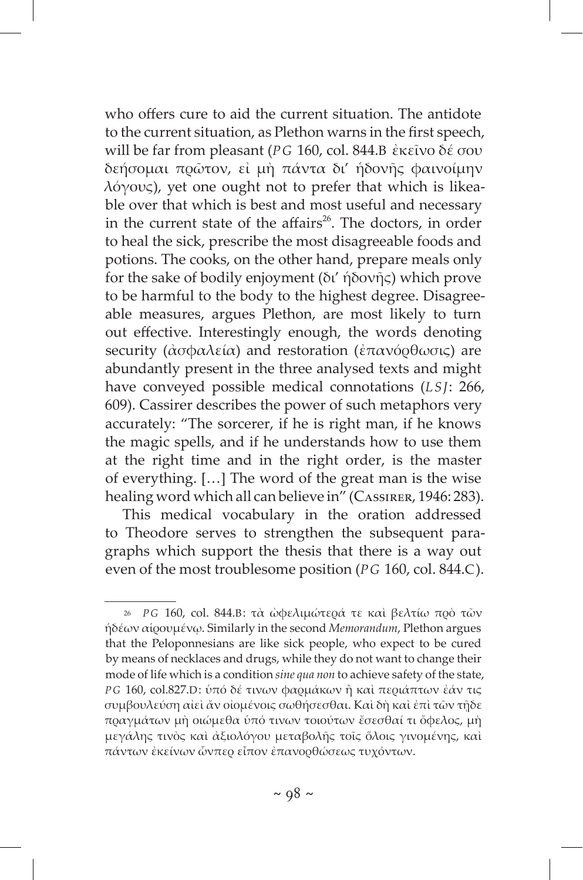who offers cure to aid the current situation. The antidote to the current situation, as Plethon warns in the first speech, will be far from pleasant (*PG* 160, col. 844.B ἐκεῖνο δέ σου δεήσομαι πρῶτον, εἰ μὴ πάντα δι’ ἡδονῆς φαινοίμην λόγους), yet one ought not to prefer that which is likeable over that which is best and most useful and necessary in the current state of the affairs[26]. The doctors, in order to heal the sick, prescribe the most disagreeable foods and potions. The cooks, on the other hand, prepare meals only for the sake of bodily enjoyment (δι’ ἡδονῆς) which prove to be harmful to the body to the highest degree. Disagreeable measures, argues Plethon, are most likely to turn out effective. Interestingly enough, the words denoting security (ἀσφαλεία) and restoration (ἐπανόρθωσις) are abundantly present in the three analysed texts and might have conveyed possible medical connotations (*LSJ*: 266, 609). Cassirer describes the power of such metaphors very accurately: “The sorcerer, if he is right man, if he knows the magic spells, and if he understands how to use them at the right time and in the right order, is the master of everything. […] The word of the great man is the wise healing word which all can believe in” (Cassirer, 1946: 283).

This medical vocabulary in the oration addressed to Theodore serves to strengthen the subsequent paragraphs which support the thesis that there is a way out even of the most troublesome position (*PG* 160, col. 844.C).

---

[26] *PG* 160, col. 844.B: τὰ ὠφελιμώτερά τε καὶ βελτίω πρὸ τῶν ἡδέων αἱρουμένῳ. Similarly in the second *Memorandum*, Plethon argues that the Peloponnesians are like sick people, who expect to be cured by means of necklaces and drugs, while they do not want to change their mode of life which is a condition *sine qua non* to achieve safety of the state, *PG* 160, col.827.D: ὑπό δέ τινων φαρμάκων ἢ καὶ περιάπτων ἐάν τις συμβουλεύση αἰεὶ ἄν οἰομένοις σωθήσεσθαι. Καὶ δὴ καὶ ἐπὶ τῶν τῇδε πραγμάτων μὴ οιώμεθα ὑπό τινων τοιούτων ἔσεσθαί τι ὄφελος, μὴ μεγάλης τινὸς καὶ ἀξιολόγου μεταβολῆς τοῖς ὅλοις γινομένης, καὶ πάντων ἐκείνων ὧνπερ εἶπον ἐπανορθώσεως τυχόντων.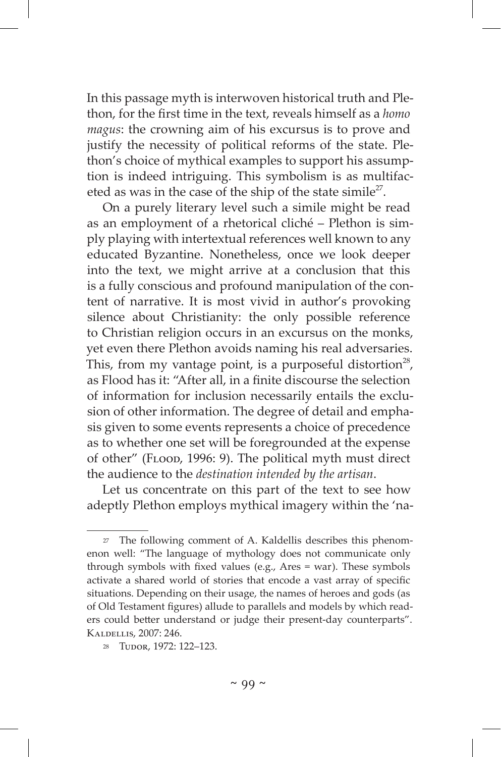In this passage myth is interwoven historical truth and Plethon, for the first time in the text, reveals himself as a *homo magus*: the crowning aim of his excursus is to prove and justify the necessity of political reforms of the state. Plethon's choice of mythical examples to support his assumption is indeed intriguing. This symbolism is as multifaceted as was in the case of the ship of the state simile[27].

On a purely literary level such a simile might be read as an employment of a rhetorical cliché – Plethon is simply playing with intertextual references well known to any educated Byzantine. Nonetheless, once we look deeper into the text, we might arrive at a conclusion that this is a fully conscious and profound manipulation of the content of narrative. It is most vivid in author's provoking silence about Christianity: the only possible reference to Christian religion occurs in an excursus on the monks, yet even there Plethon avoids naming his real adversaries. This, from my vantage point, is a purposeful distortion[28], as Flood has it: "After all, in a finite discourse the selection of information for inclusion necessarily entails the exclusion of other information. The degree of detail and emphasis given to some events represents a choice of precedence as to whether one set will be foregrounded at the expense of other" (Flood, 1996: 9). The political myth must direct the audience to the *destination intended by the artisan*.

Let us concentrate on this part of the text to see how adeptly Plethon employs mythical imagery within the 'na-

---

[27] The following comment of A. Kaldellis describes this phenomenon well: "The language of mythology does not communicate only through symbols with fixed values (e.g., Ares = war). These symbols activate a shared world of stories that encode a vast array of specific situations. Depending on their usage, the names of heroes and gods (as of Old Testament figures) allude to parallels and models by which readers could better understand or judge their present-day counterparts". Kaldellis, 2007: 246.

[28] Tudor, 1972: 122–123.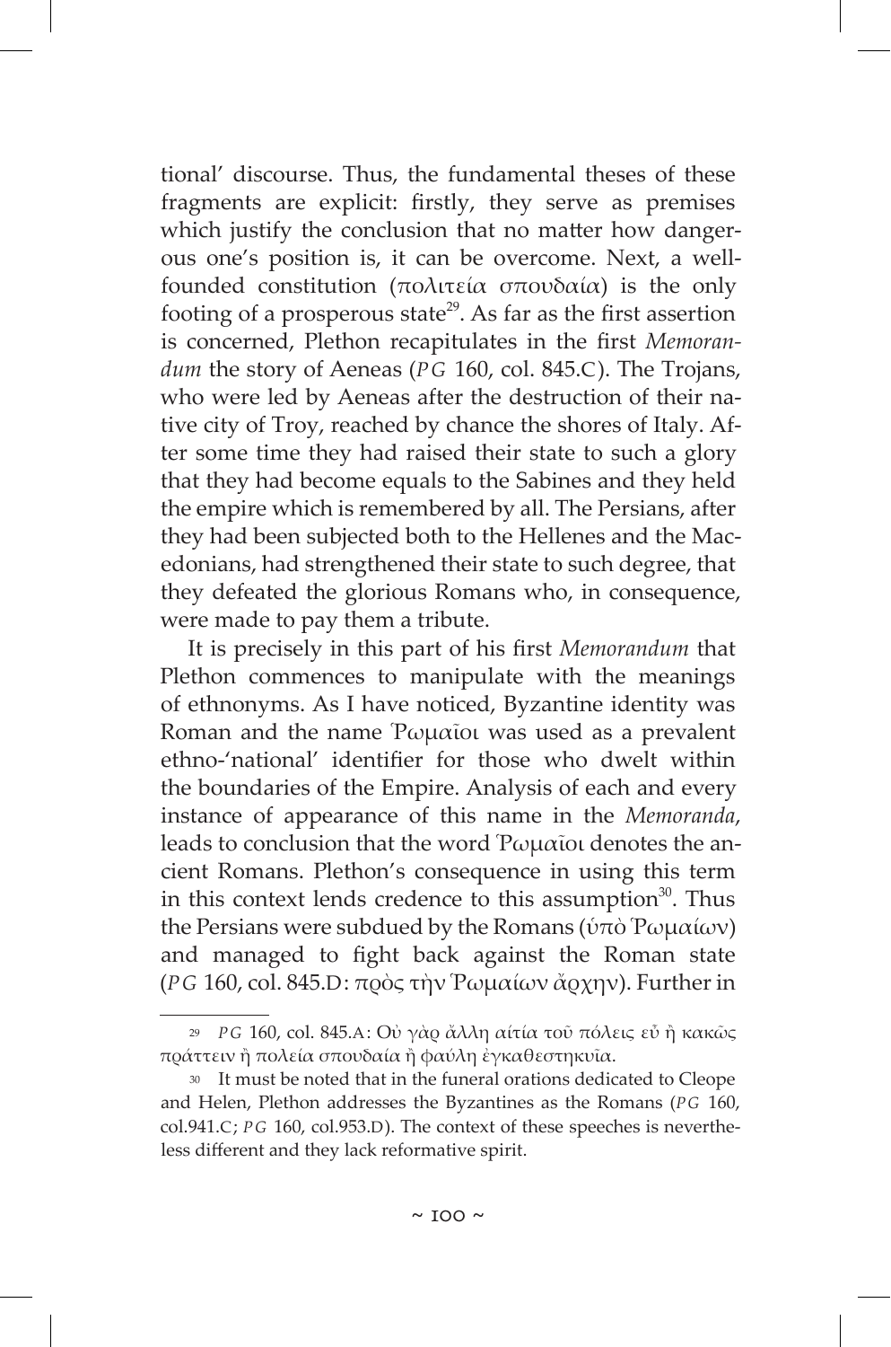tional' discourse. Thus, the fundamental theses of these fragments are explicit: firstly, they serve as premises which justify the conclusion that no matter how dangerous one's position is, it can be overcome. Next, a well-founded constitution (πολιτεία σπουδαία) is the only footing of a prosperous state[29]. As far as the first assertion is concerned, Plethon recapitulates in the first *Memorandum* the story of Aeneas (*PG* 160, col. 845.C). The Trojans, who were led by Aeneas after the destruction of their native city of Troy, reached by chance the shores of Italy. After some time they had raised their state to such a glory that they had become equals to the Sabines and they held the empire which is remembered by all. The Persians, after they had been subjected both to the Hellenes and the Macedonians, had strengthened their state to such degree, that they defeated the glorious Romans who, in consequence, were made to pay them a tribute.

It is precisely in this part of his first *Memorandum* that Plethon commences to manipulate with the meanings of ethnonyms. As I have noticed, Byzantine identity was Roman and the name Ῥωμαῖοι was used as a prevalent ethno-'national' identifier for those who dwelt within the boundaries of the Empire. Analysis of each and every instance of appearance of this name in the *Memoranda*, leads to conclusion that the word Ῥωμαῖοι denotes the ancient Romans. Plethon's consequence in using this term in this context lends credence to this assumption[30]. Thus the Persians were subdued by the Romans (ὑπὸ Ῥωμαίων) and managed to fight back against the Roman state (*PG* 160, col. 845.D: πρὸς τὴν Ῥωμαίων ἄρχην). Further in

---

[29] *PG* 160, col. 845.A: Οὐ γὰρ ἄλλη αἰτία τοῦ πόλεις εὖ ἢ κακῶς πράττειν ἢ πολεία σπουδαία ἢ φαύλη ἐγκαθεστηκυῖα.

[30] It must be noted that in the funeral orations dedicated to Cleope and Helen, Plethon addresses the Byzantines as the Romans (*PG* 160, col.941.C; *PG* 160, col.953.D). The context of these speeches is nevertheless different and they lack reformative spirit.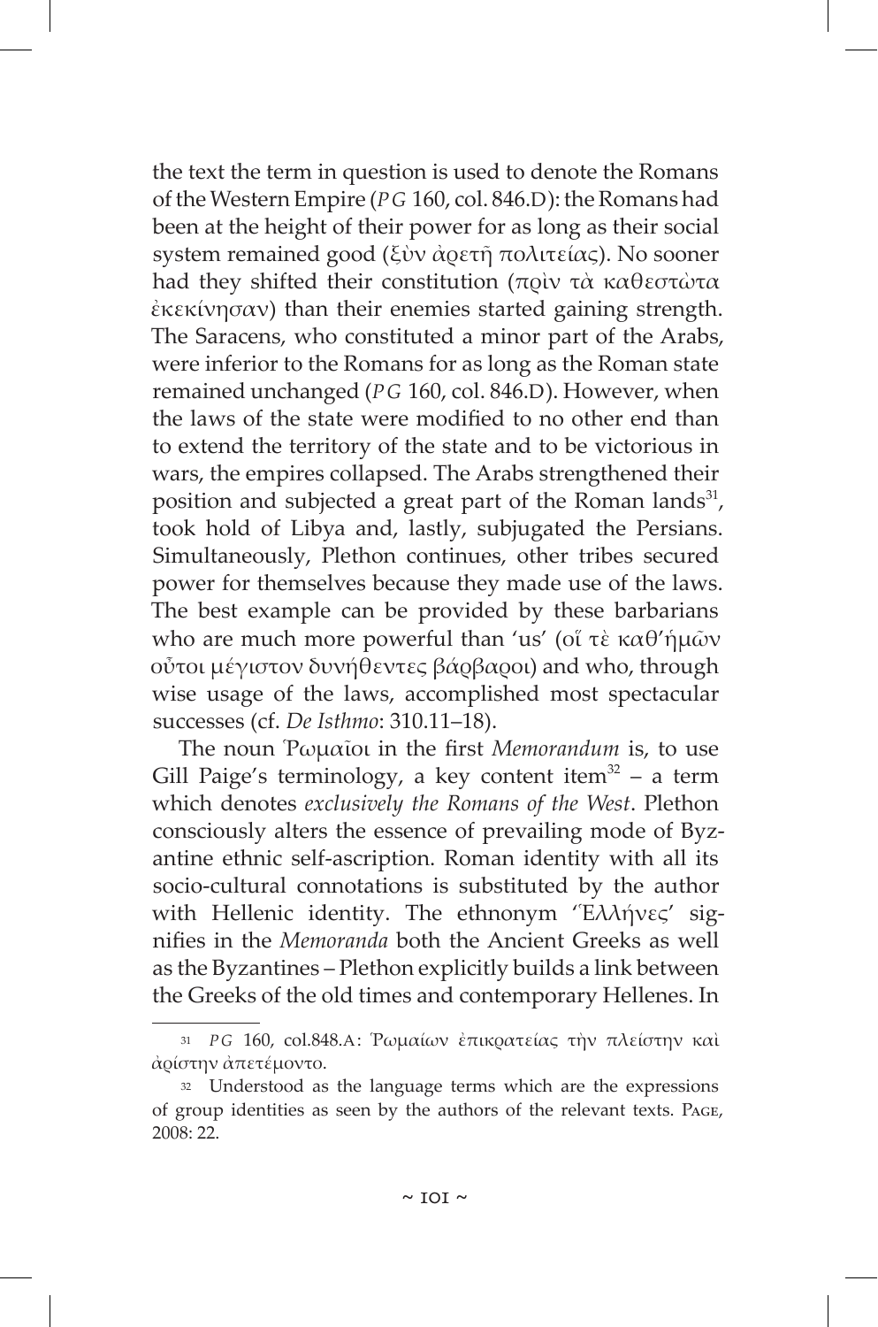the text the term in question is used to denote the Romans of the Western Empire (*PG* 160, col. 846.D): the Romans had been at the height of their power for as long as their social system remained good (ξὺν ἀρετῇ πολιτείας). No sooner had they shifted their constitution (πρὶν τὰ καθεστῶτα ἐκεκίνησαν) than their enemies started gaining strength. The Saracens, who constituted a minor part of the Arabs, were inferior to the Romans for as long as the Roman state remained unchanged (*PG* 160, col. 846.D). However, when the laws of the state were modified to no other end than to extend the territory of the state and to be victorious in wars, the empires collapsed. The Arabs strengthened their position and subjected a great part of the Roman lands[31], took hold of Libya and, lastly, subjugated the Persians. Simultaneously, Plethon continues, other tribes secured power for themselves because they made use of the laws. The best example can be provided by these barbarians who are much more powerful than 'us' (οἵ τὲ καθ'ἡμῶν οὗτοι μέγιστον δυνήθεντες βάρβαροι) and who, through wise usage of the laws, accomplished most spectacular successes (cf. *De Isthmo*: 310.11–18).

The noun Ῥωμαῖοι in the first *Memorandum* is, to use Gill Paige's terminology, a key content item[32] – a term which denotes *exclusively the Romans of the West*. Plethon consciously alters the essence of prevailing mode of Byzantine ethnic self-ascription. Roman identity with all its socio-cultural connotations is substituted by the author with Hellenic identity. The ethnonym 'Ἑλλήνες' signifies in the *Memoranda* both the Ancient Greeks as well as the Byzantines – Plethon explicitly builds a link between the Greeks of the old times and contemporary Hellenes. In

---

31 *PG* 160, col.848.A: Ῥωμαίων ἐπικρατείας τὴν πλείστην καὶ ἀρίστην ἀπετέμοντο.

32 Understood as the language terms which are the expressions of group identities as seen by the authors of the relevant texts. Page, 2008: 22.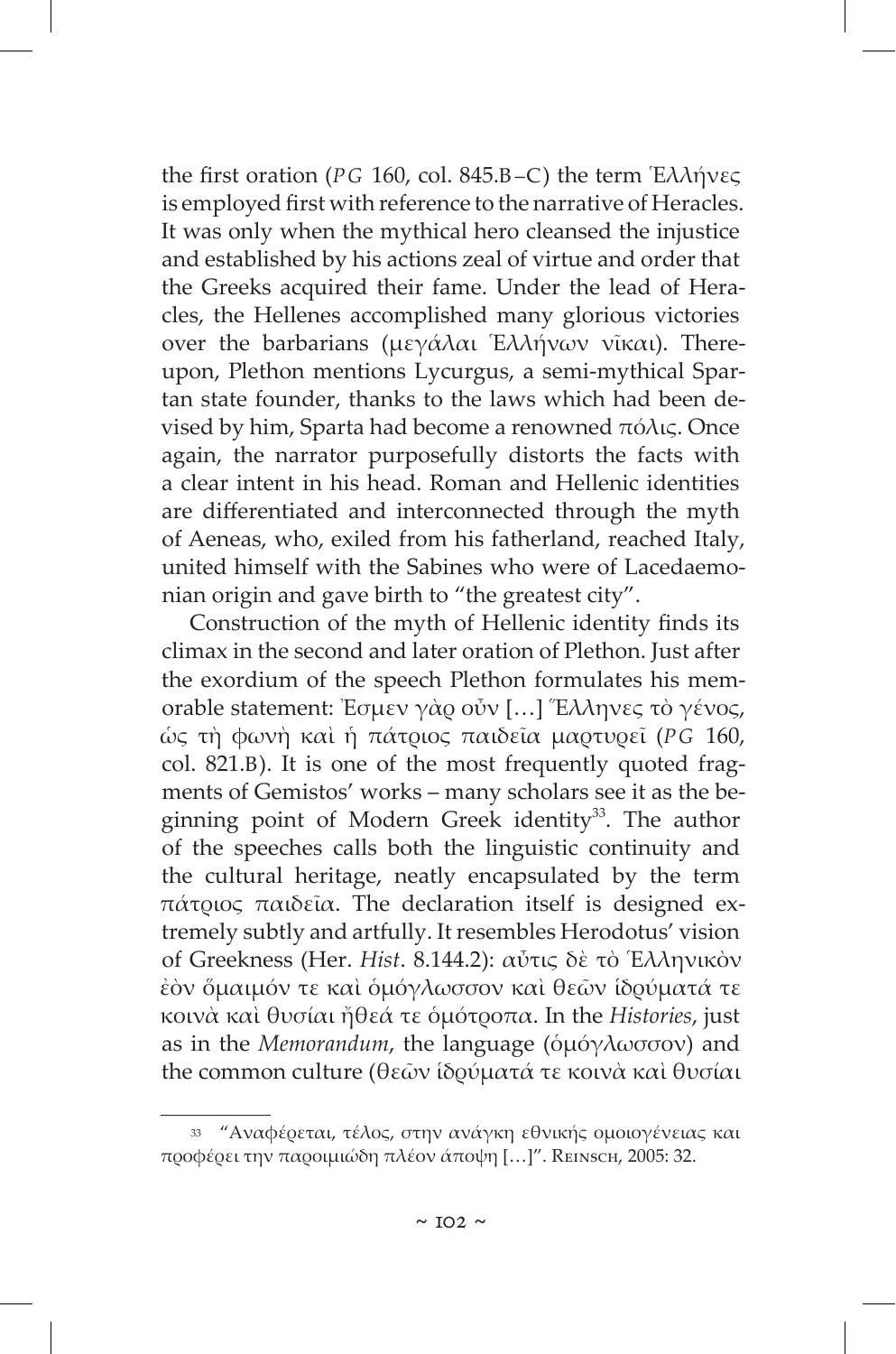the first oration (*PG* 160, col. 845.B–C) the term Ἑλλήνες is employed first with reference to the narrative of Heracles. It was only when the mythical hero cleansed the injustice and established by his actions zeal of virtue and order that the Greeks acquired their fame. Under the lead of Heracles, the Hellenes accomplished many glorious victories over the barbarians (μεγάλαι Ἑλλήνων νῖκαι). Thereupon, Plethon mentions Lycurgus, a semi-mythical Spartan state founder, thanks to the laws which had been devised by him, Sparta had become a renowned πόλις. Once again, the narrator purposefully distorts the facts with a clear intent in his head. Roman and Hellenic identities are differentiated and interconnected through the myth of Aeneas, who, exiled from his fatherland, reached Italy, united himself with the Sabines who were of Lacedaemonian origin and gave birth to "the greatest city".

Construction of the myth of Hellenic identity finds its climax in the second and later oration of Plethon. Just after the exordium of the speech Plethon formulates his memorable statement: Ἐσμεν γὰρ οὖν […] Ἕλληνες τὸ γένος, ὡς τὴ φωνὴ καὶ ἡ πάτριος παιδεῖα μαρτυρεῖ (*PG* 160, col. 821.B). It is one of the most frequently quoted fragments of Gemistos' works – many scholars see it as the beginning point of Modern Greek identity[33]. The author of the speeches calls both the linguistic continuity and the cultural heritage, neatly encapsulated by the term πάτριος παιδεῖα. The declaration itself is designed extremely subtly and artfully. It resembles Herodotus' vision of Greekness (Her. *Hist*. 8.144.2): αὖτις δὲ τὸ Ἑλληνικὸν ἐὸν ὅμαιμόν τε καὶ ὁμόγλωσσον καὶ θεῶν ἱδρύματά τε κοινὰ καὶ θυσίαι ἤθεά τε ὁμότροπα. In the *Histories*, just as in the *Memorandum*, the language (ὁμόγλωσσον) and the common culture (θεῶν ἱδρύματά τε κοινὰ καὶ θυσίαι

---

[33] "Αναφέρεται, τέλος, στην ανάγκη εθνικής ομοιογένειας και προφέρει την παροιμιώδη πλέον άποψη […]". Reinsch, 2005: 32.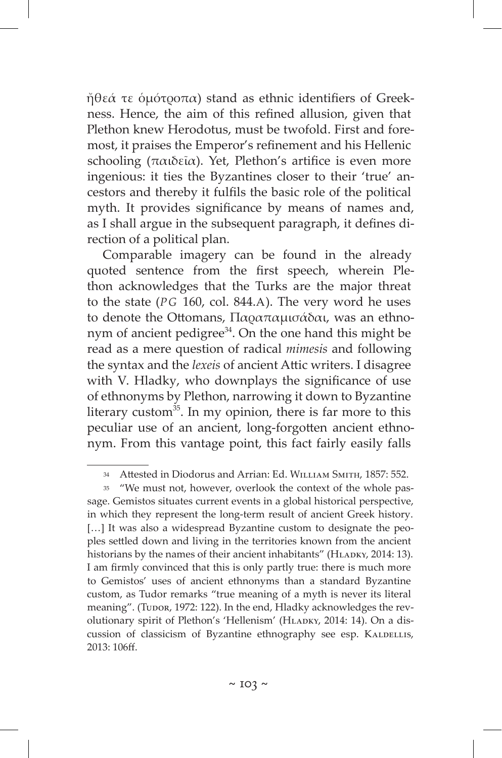ἤθεά τε ὁμότροπα) stand as ethnic identifiers of Greekness. Hence, the aim of this refined allusion, given that Plethon knew Herodotus, must be twofold. First and foremost, it praises the Emperor's refinement and his Hellenic schooling (παιδεῖα). Yet, Plethon's artifice is even more ingenious: it ties the Byzantines closer to their 'true' ancestors and thereby it fulfils the basic role of the political myth. It provides significance by means of names and, as I shall argue in the subsequent paragraph, it defines direction of a political plan.

Comparable imagery can be found in the already quoted sentence from the first speech, wherein Plethon acknowledges that the Turks are the major threat to the state (*PG* 160, col. 844.A). The very word he uses to denote the Ottomans, Παραπαμισάδαι, was an ethnonym of ancient pedigree[34]. On the one hand this might be read as a mere question of radical *mimesis* and following the syntax and the *lexeis* of ancient Attic writers. I disagree with V. Hladky, who downplays the significance of use of ethnonyms by Plethon, narrowing it down to Byzantine literary custom[35]. In my opinion, there is far more to this peculiar use of an ancient, long-forgotten ancient ethnonym. From this vantage point, this fact fairly easily falls

---

[34] Attested in Diodorus and Arrian: Ed. William Smith, 1857: 552.

[35] "We must not, however, overlook the context of the whole passage. Gemistos situates current events in a global historical perspective, in which they represent the long-term result of ancient Greek history. […] It was also a widespread Byzantine custom to designate the peoples settled down and living in the territories known from the ancient historians by the names of their ancient inhabitants" (Hladky, 2014: 13). I am firmly convinced that this is only partly true: there is much more to Gemistos' uses of ancient ethnonyms than a standard Byzantine custom, as Tudor remarks "true meaning of a myth is never its literal meaning". (Tudor, 1972: 122). In the end, Hladky acknowledges the revolutionary spirit of Plethon's 'Hellenism' (Hladky, 2014: 14). On a discussion of classicism of Byzantine ethnography see esp. Kaldellis, 2013: 106ff.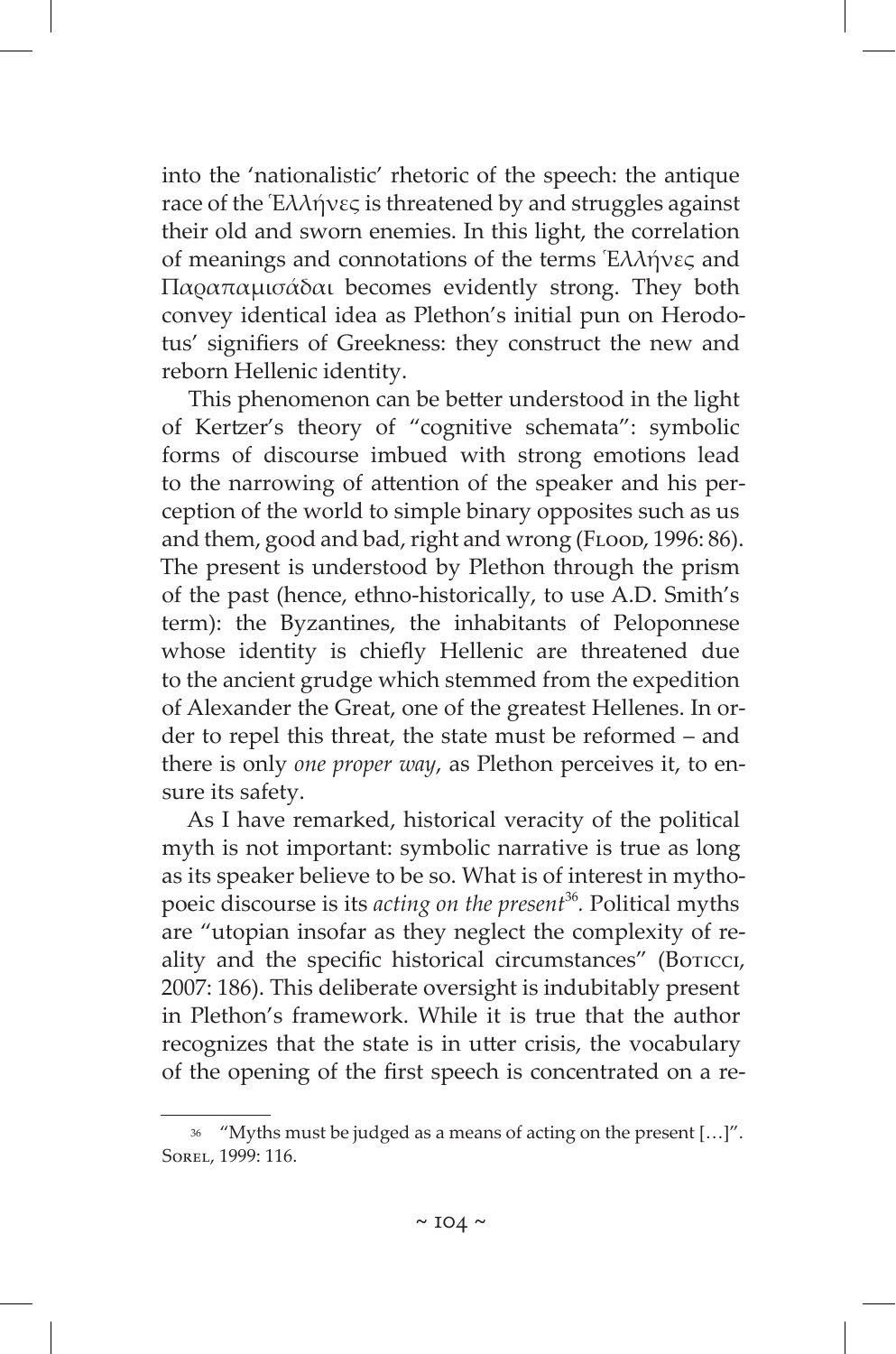into the 'nationalistic' rhetoric of the speech: the antique race of the Ἑλλήνες is threatened by and struggles against their old and sworn enemies. In this light, the correlation of meanings and connotations of the terms Ἑλλήνες and Παραπαμισάδαι becomes evidently strong. They both convey identical idea as Plethon's initial pun on Herodotus' signifiers of Greekness: they construct the new and reborn Hellenic identity.

This phenomenon can be better understood in the light of Kertzer's theory of "cognitive schemata": symbolic forms of discourse imbued with strong emotions lead to the narrowing of attention of the speaker and his perception of the world to simple binary opposites such as us and them, good and bad, right and wrong (Flood, 1996: 86). The present is understood by Plethon through the prism of the past (hence, ethno-historically, to use A.D. Smith's term): the Byzantines, the inhabitants of Peloponnese whose identity is chiefly Hellenic are threatened due to the ancient grudge which stemmed from the expedition of Alexander the Great, one of the greatest Hellenes. In order to repel this threat, the state must be reformed – and there is only *one proper way*, as Plethon perceives it, to ensure its safety.

As I have remarked, historical veracity of the political myth is not important: symbolic narrative is true as long as its speaker believe to be so. What is of interest in mythopoeic discourse is its *acting on the present*[36]. Political myths are "utopian insofar as they neglect the complexity of reality and the specific historical circumstances" (Boticci, 2007: 186). This deliberate oversight is indubitably present in Plethon's framework. While it is true that the author recognizes that the state is in utter crisis, the vocabulary of the opening of the first speech is concentrated on a re-

---

[36] "Myths must be judged as a means of acting on the present […]". Sorel, 1999: 116.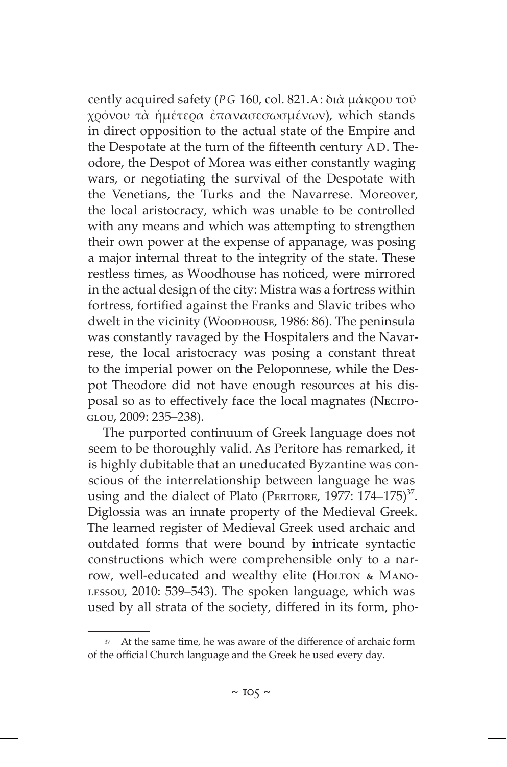cently acquired safety (*PG* 160, col. 821.A: διὰ μάκρου τοῦ χρόνου τὰ ἡμέτερα ἐπανασεσωσμένων), which stands in direct opposition to the actual state of the Empire and the Despotate at the turn of the fifteenth century AD. Theodore, the Despot of Morea was either constantly waging wars, or negotiating the survival of the Despotate with the Venetians, the Turks and the Navarrese. Moreover, the local aristocracy, which was unable to be controlled with any means and which was attempting to strengthen their own power at the expense of appanage, was posing a major internal threat to the integrity of the state. These restless times, as Woodhouse has noticed, were mirrored in the actual design of the city: Mistra was a fortress within fortress, fortified against the Franks and Slavic tribes who dwelt in the vicinity (Woodhouse, 1986: 86). The peninsula was constantly ravaged by the Hospitalers and the Navarrese, the local aristocracy was posing a constant threat to the imperial power on the Peloponnese, while the Despot Theodore did not have enough resources at his disposal so as to effectively face the local magnates (Necipoglou, 2009: 235–238).

The purported continuum of Greek language does not seem to be thoroughly valid. As Peritore has remarked, it is highly dubitable that an uneducated Byzantine was conscious of the interrelationship between language he was using and the dialect of Plato (Peritore, 1977: 174–175)[37]. Diglossia was an innate property of the Medieval Greek. The learned register of Medieval Greek used archaic and outdated forms that were bound by intricate syntactic constructions which were comprehensible only to a narrow, well-educated and wealthy elite (Holton & Manolessou, 2010: 539–543). The spoken language, which was used by all strata of the society, differed in its form, pho-

---

[37] At the same time, he was aware of the difference of archaic form of the official Church language and the Greek he used every day.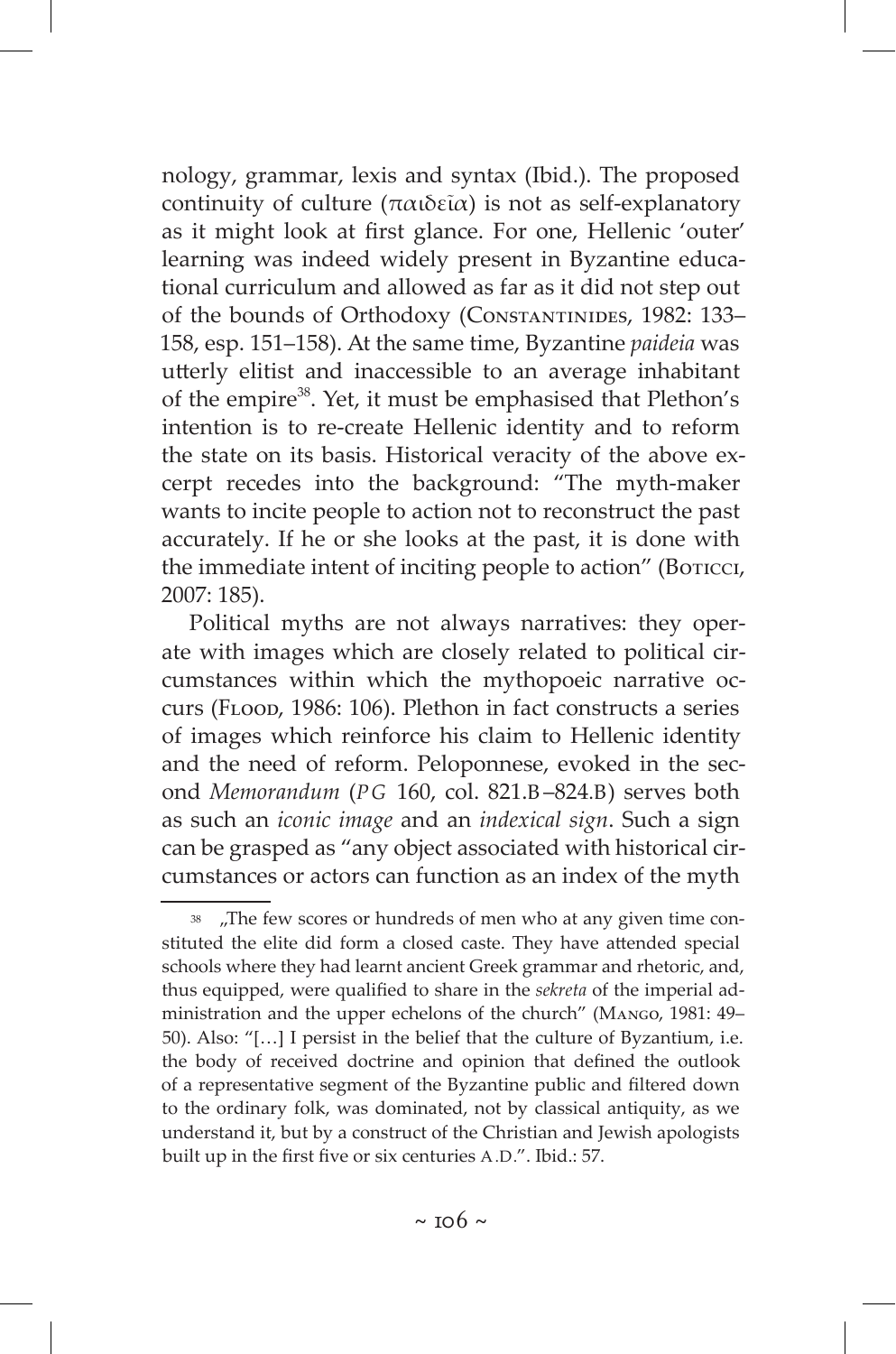nology, grammar, lexis and syntax (Ibid.). The proposed continuity of culture (παιδεῖα) is not as self-explanatory as it might look at first glance. For one, Hellenic 'outer' learning was indeed widely present in Byzantine educational curriculum and allowed as far as it did not step out of the bounds of Orthodoxy (Constantinides, 1982: 133–158, esp. 151–158). At the same time, Byzantine *paideia* was utterly elitist and inaccessible to an average inhabitant of the empire[38]. Yet, it must be emphasised that Plethon's intention is to re-create Hellenic identity and to reform the state on its basis. Historical veracity of the above excerpt recedes into the background: "The myth-maker wants to incite people to action not to reconstruct the past accurately. If he or she looks at the past, it is done with the immediate intent of inciting people to action" (Boticci, 2007: 185).

Political myths are not always narratives: they operate with images which are closely related to political circumstances within which the mythopoeic narrative occurs (Flood, 1986: 106). Plethon in fact constructs a series of images which reinforce his claim to Hellenic identity and the need of reform. Peloponnese, evoked in the second *Memorandum* (*PG* 160, col. 821.B–824.B) serves both as such an *iconic image* and an *indexical sign*. Such a sign can be grasped as "any object associated with historical circumstances or actors can function as an index of the myth

---

[38] „The few scores or hundreds of men who at any given time constituted the elite did form a closed caste. They have attended special schools where they had learnt ancient Greek grammar and rhetoric, and, thus equipped, were qualified to share in the *sekreta* of the imperial administration and the upper echelons of the church" (Mango, 1981: 49–50). Also: "[…] I persist in the belief that the culture of Byzantium, i.e. the body of received doctrine and opinion that defined the outlook of a representative segment of the Byzantine public and filtered down to the ordinary folk, was dominated, not by classical antiquity, as we understand it, but by a construct of the Christian and Jewish apologists built up in the first five or six centuries A.D.". Ibid.: 57.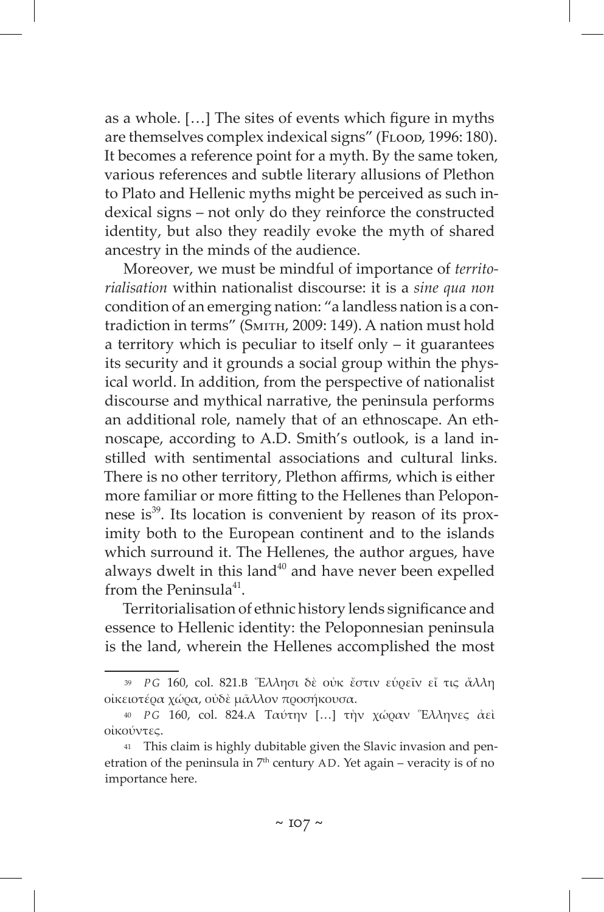as a whole. […] The sites of events which figure in myths are themselves complex indexical signs" (Flood, 1996: 180). It becomes a reference point for a myth. By the same token, various references and subtle literary allusions of Plethon to Plato and Hellenic myths might be perceived as such indexical signs – not only do they reinforce the constructed identity, but also they readily evoke the myth of shared ancestry in the minds of the audience.

Moreover, we must be mindful of importance of *territorialisation* within nationalist discourse: it is a *sine qua non* condition of an emerging nation: "a landless nation is a contradiction in terms" (Smith, 2009: 149). A nation must hold a territory which is peculiar to itself only – it guarantees its security and it grounds a social group within the physical world. In addition, from the perspective of nationalist discourse and mythical narrative, the peninsula performs an additional role, namely that of an ethnoscape. An ethnoscape, according to A.D. Smith's outlook, is a land instilled with sentimental associations and cultural links. There is no other territory, Plethon affirms, which is either more familiar or more fitting to the Hellenes than Peloponnese is[39]. Its location is convenient by reason of its proximity both to the European continent and to the islands which surround it. The Hellenes, the author argues, have always dwelt in this land[40] and have never been expelled from the Peninsula[41].

Territorialisation of ethnic history lends significance and essence to Hellenic identity: the Peloponnesian peninsula is the land, wherein the Hellenes accomplished the most

---

[39] *PG* 160, col. 821.B Ἕλλησι δὲ οὐκ ἔστιν εὑρεῖν εἴ τις ἄλλη οἰκειοτέρα χώρα, οὐδὲ μᾶλλον προσήκουσα.

[40] *PG* 160, col. 824.A Ταύτην […] τὴν χώραν Ἕλληνες ἀεὶ οἰκοῦντες.

[41] This claim is highly dubitable given the Slavic invasion and penetration of the peninsula in 7th century AD. Yet again – veracity is of no importance here.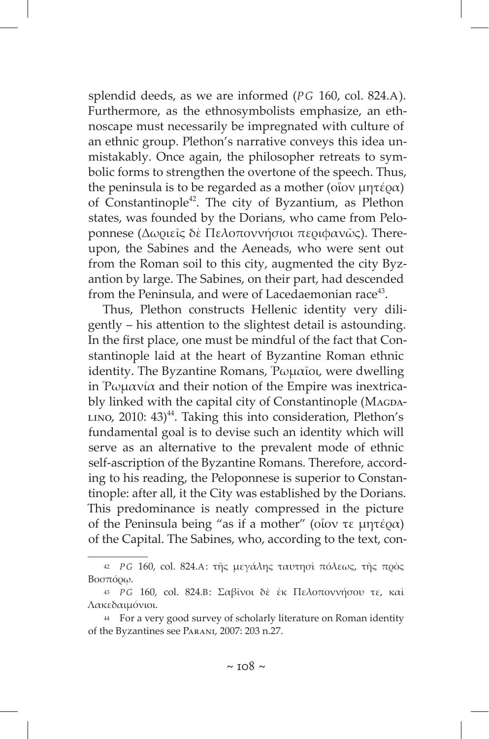splendid deeds, as we are informed (*PG* 160, col. 824.A). Furthermore, as the ethnosymbolists emphasize, an ethnoscape must necessarily be impregnated with culture of an ethnic group. Plethon's narrative conveys this idea unmistakably. Once again, the philosopher retreats to symbolic forms to strengthen the overtone of the speech. Thus, the peninsula is to be regarded as a mother (οἷον μητέρα) of Constantinople[42]. The city of Byzantium, as Plethon states, was founded by the Dorians, who came from Peloponnese (Δωριεῖς δὲ Πελοποννήσιοι περιφανῶς). Thereupon, the Sabines and the Aeneads, who were sent out from the Roman soil to this city, augmented the city Byzantion by large. The Sabines, on their part, had descended from the Peninsula, and were of Lacedaemonian race[43].

Thus, Plethon constructs Hellenic identity very diligently – his attention to the slightest detail is astounding. In the first place, one must be mindful of the fact that Constantinople laid at the heart of Byzantine Roman ethnic identity. The Byzantine Romans, Ῥωμαῖοι, were dwelling in Ῥωμανία and their notion of the Empire was inextricably linked with the capital city of Constantinople (Magdalino, 2010: 43)[44]. Taking this into consideration, Plethon's fundamental goal is to devise such an identity which will serve as an alternative to the prevalent mode of ethnic self-ascription of the Byzantine Romans. Therefore, according to his reading, the Peloponnese is superior to Constantinople: after all, it the City was established by the Dorians. This predominance is neatly compressed in the picture of the Peninsula being "as if a mother" (οἷον τε μητέρα) of the Capital. The Sabines, who, according to the text, con-

---

[42] *PG* 160, col. 824.A: τῆς μεγάλης ταυτησὶ πόλεως, τῆς πρὸς Βοσπόρῳ.

[43] *PG* 160, col. 824.B: Σαβῖνοι δὲ ἐκ Πελοποννήσου τε, καὶ Λακεδαιμόνιοι.

[44] For a very good survey of scholarly literature on Roman identity of the Byzantines see Parani, 2007: 203 n.27.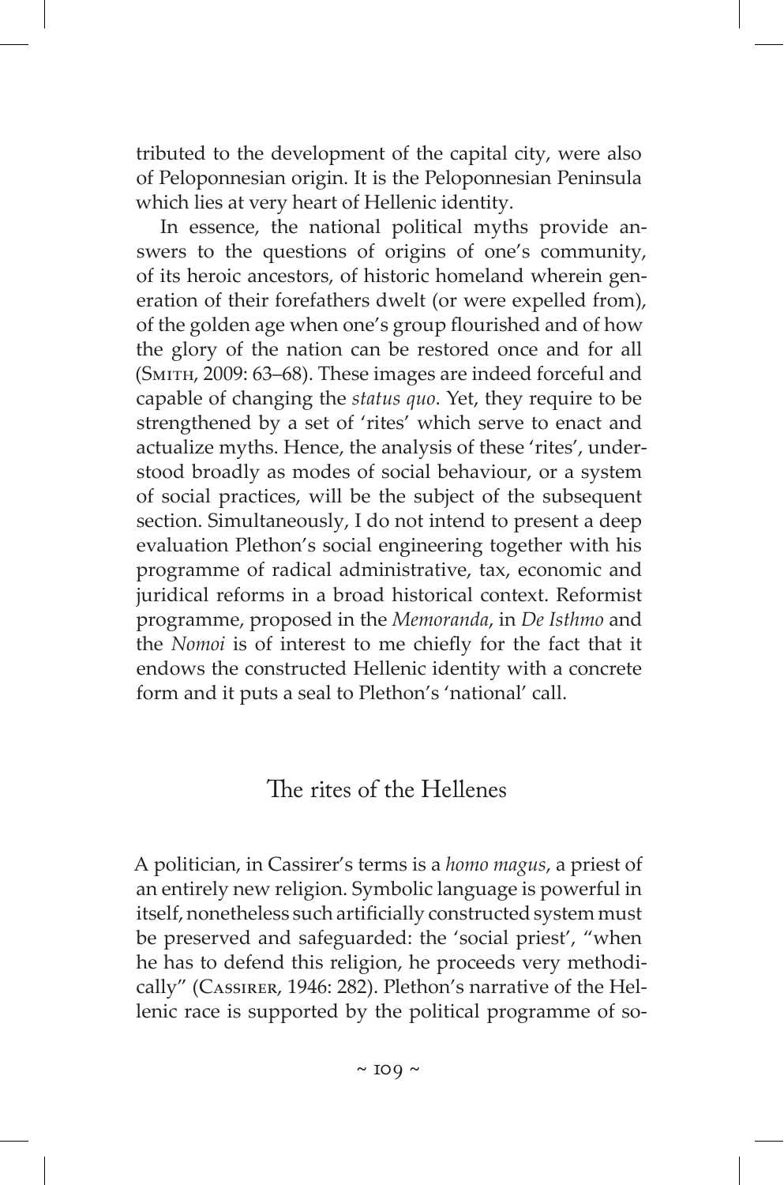tributed to the development of the capital city, were also of Peloponnesian origin. It is the Peloponnesian Peninsula which lies at very heart of Hellenic identity.

In essence, the national political myths provide answers to the questions of origins of one's community, of its heroic ancestors, of historic homeland wherein generation of their forefathers dwelt (or were expelled from), of the golden age when one's group flourished and of how the glory of the nation can be restored once and for all (Smith, 2009: 63–68). These images are indeed forceful and capable of changing the *status quo*. Yet, they require to be strengthened by a set of 'rites' which serve to enact and actualize myths. Hence, the analysis of these 'rites', understood broadly as modes of social behaviour, or a system of social practices, will be the subject of the subsequent section. Simultaneously, I do not intend to present a deep evaluation Plethon's social engineering together with his programme of radical administrative, tax, economic and juridical reforms in a broad historical context. Reformist programme, proposed in the *Memoranda*, in *De Isthmo* and the *Nomoi* is of interest to me chiefly for the fact that it endows the constructed Hellenic identity with a concrete form and it puts a seal to Plethon's 'national' call.

## The rites of the Hellenes

A politician, in Cassirer's terms is a *homo magus*, a priest of an entirely new religion. Symbolic language is powerful in itself, nonetheless such artificially constructed system must be preserved and safeguarded: the 'social priest', "when he has to defend this religion, he proceeds very methodically" (Cassirer, 1946: 282). Plethon's narrative of the Hellenic race is supported by the political programme of so-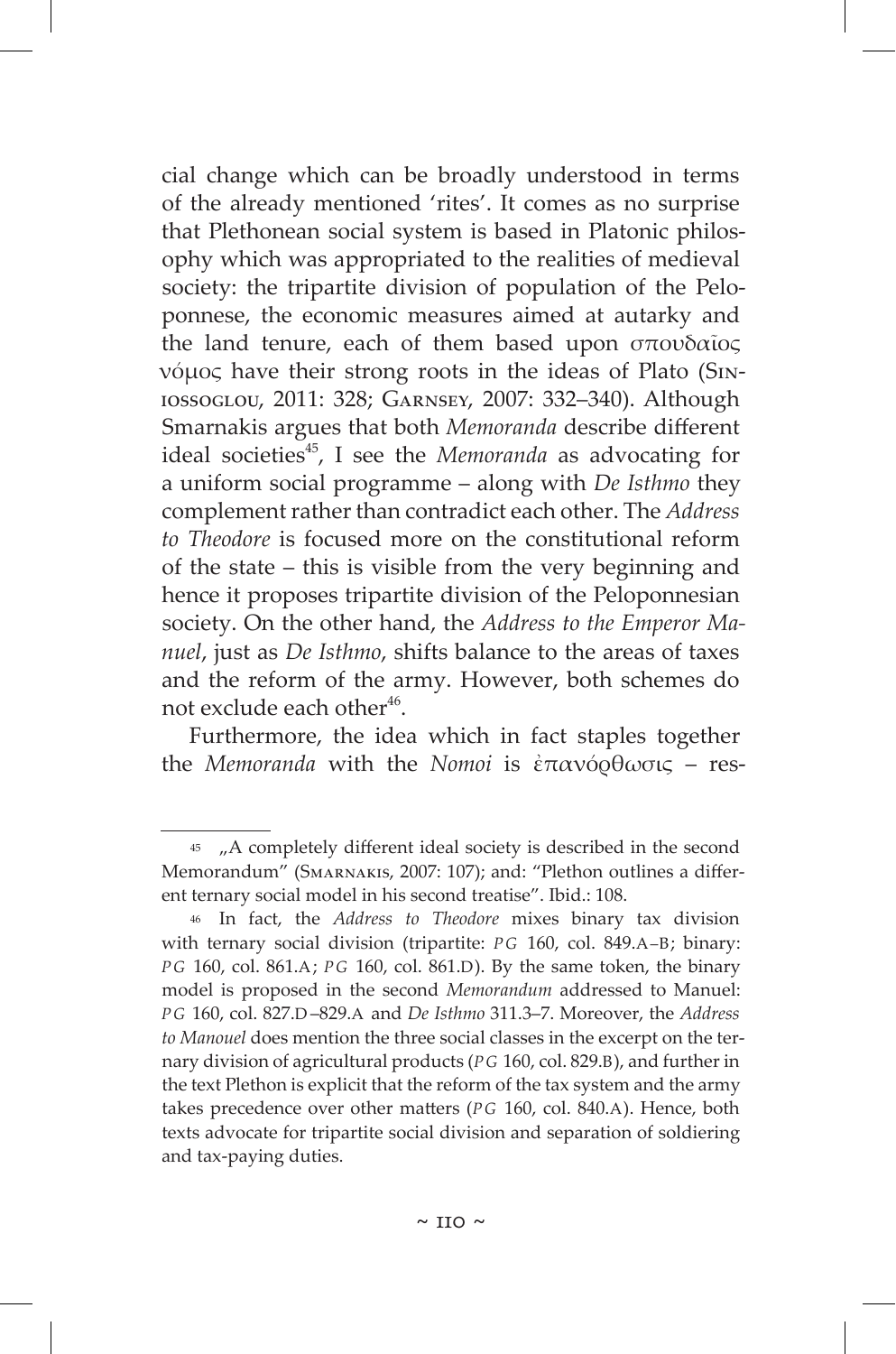cial change which can be broadly understood in terms of the already mentioned 'rites'. It comes as no surprise that Plethonean social system is based in Platonic philosophy which was appropriated to the realities of medieval society: the tripartite division of population of the Peloponnese, the economic measures aimed at autarky and the land tenure, each of them based upon σπουδαῖος νόμος have their strong roots in the ideas of Plato (Siniossoglou, 2011: 328; Garnsey, 2007: 332–340). Although Smarnakis argues that both *Memoranda* describe different ideal societies[45], I see the *Memoranda* as advocating for a uniform social programme – along with *De Isthmo* they complement rather than contradict each other. The *Address to Theodore* is focused more on the constitutional reform of the state – this is visible from the very beginning and hence it proposes tripartite division of the Peloponnesian society. On the other hand, the *Address to the Emperor Manuel*, just as *De Isthmo*, shifts balance to the areas of taxes and the reform of the army. However, both schemes do not exclude each other[46].

Furthermore, the idea which in fact staples together the *Memoranda* with the *Nomoi* is ἐπανόρθωσις – res-

---

[45] „A completely different ideal society is described in the second Memorandum" (Smarnakis, 2007: 107); and: "Plethon outlines a different ternary social model in his second treatise". Ibid.: 108.

[46] In fact, the *Address to Theodore* mixes binary tax division with ternary social division (tripartite: *PG* 160, col. 849.A–B; binary: *PG* 160, col. 861.A; *PG* 160, col. 861.D). By the same token, the binary model is proposed in the second *Memorandum* addressed to Manuel: *PG* 160, col. 827.D–829.A and *De Isthmo* 311.3–7. Moreover, the *Address to Manouel* does mention the three social classes in the excerpt on the ternary division of agricultural products (*PG* 160, col. 829.B), and further in the text Plethon is explicit that the reform of the tax system and the army takes precedence over other matters (*PG* 160, col. 840.A). Hence, both texts advocate for tripartite social division and separation of soldiering and tax-paying duties.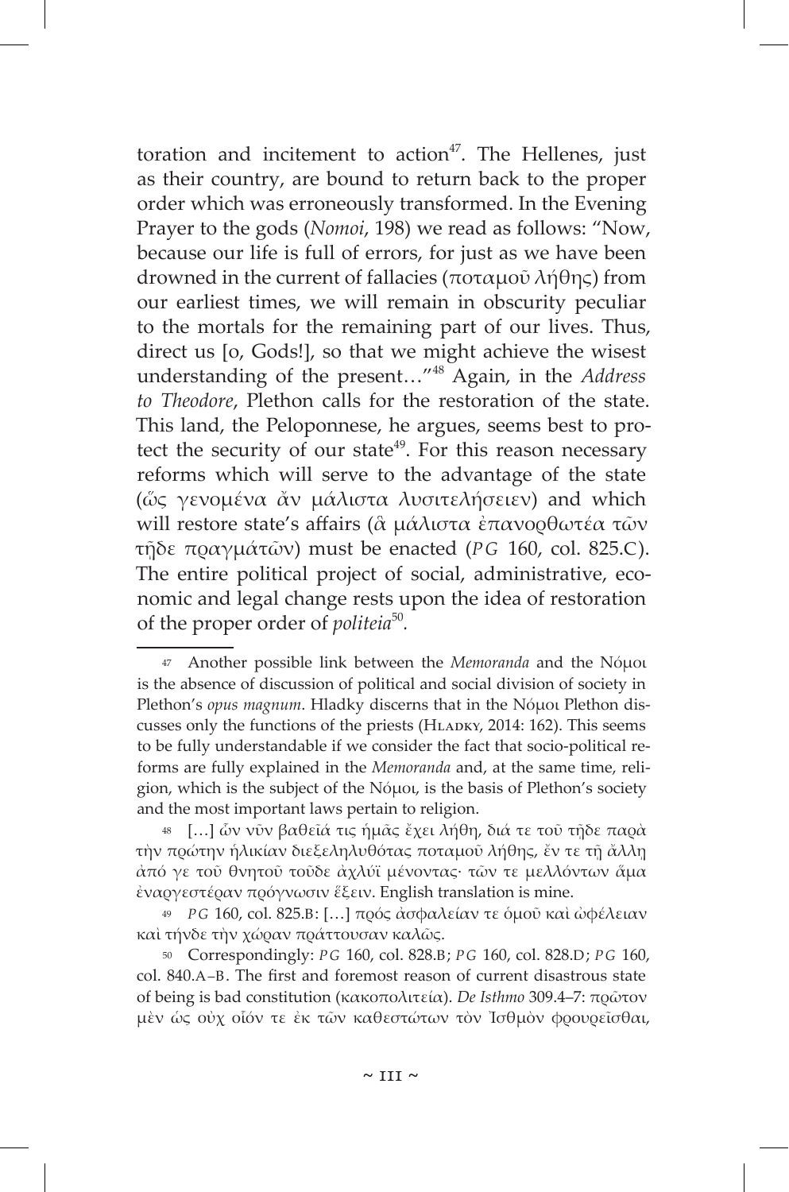toration and incitement to action[47]. The Hellenes, just as their country, are bound to return back to the proper order which was erroneously transformed. In the Evening Prayer to the gods (*Nomoi*, 198) we read as follows: "Now, because our life is full of errors, for just as we have been drowned in the current of fallacies (ποταμοῦ λήθης) from our earliest times, we will remain in obscurity peculiar to the mortals for the remaining part of our lives. Thus, direct us [o, Gods!], so that we might achieve the wisest understanding of the present…"[48] Again, in the *Address to Theodore*, Plethon calls for the restoration of the state. This land, the Peloponnese, he argues, seems best to protect the security of our state[49]. For this reason necessary reforms which will serve to the advantage of the state (ὥς γενομένα ἄν μάλιστα λυσιτελήσειεν) and which will restore state's affairs (ἃ μάλιστα ἐπανορθωτέα τῶν τῇδε πραγμάτῶν) must be enacted (*PG* 160, col. 825.C). The entire political project of social, administrative, economic and legal change rests upon the idea of restoration of the proper order of *politeia*[50].

---

47 Another possible link between the *Memoranda* and the Νόμοι is the absence of discussion of political and social division of society in Plethon's *opus magnum*. Hladky discerns that in the Νόμοι Plethon discusses only the functions of the priests (Hladky, 2014: 162). This seems to be fully understandable if we consider the fact that socio-political reforms are fully explained in the *Memoranda* and, at the same time, religion, which is the subject of the Νόμοι, is the basis of Plethon's society and the most important laws pertain to religion.

48 […] ὧν νῦν βαθεῖά τις ἡμᾶς ἔχει λήθη, διά τε τοῦ τῇδε παρὰ τὴν πρώτην ἡλικίαν διεξεληλυθότας ποταμοῦ λήθης, ἔν τε τῇ ἄλλῃ ἀπό γε τοῦ θνητοῦ τοῦδε ἀχλύϊ μένοντας· τῶν τε μελλόντων ἅμα ἐναργεστέραν πρόγνωσιν ἕξειν. English translation is mine.

49 *PG* 160, col. 825.B: […] πρός ἀσφαλείαν τε ὁμοῦ καὶ ὠφέλειαν καὶ τήνδε τὴν χώραν πράττουσαν καλῶς.

50 Correspondingly: *PG* 160, col. 828.B; *PG* 160, col. 828.D; *PG* 160, col. 840.A–B. The first and foremost reason of current disastrous state of being is bad constitution (κακοπολιτεία). *De Isthmo* 309.4–7: πρῶτον μὲν ὡς οὐχ οἷόν τε ἐκ τῶν καθεστώτων τὸν Ἰσθμὸν φρουρεῖσθαι,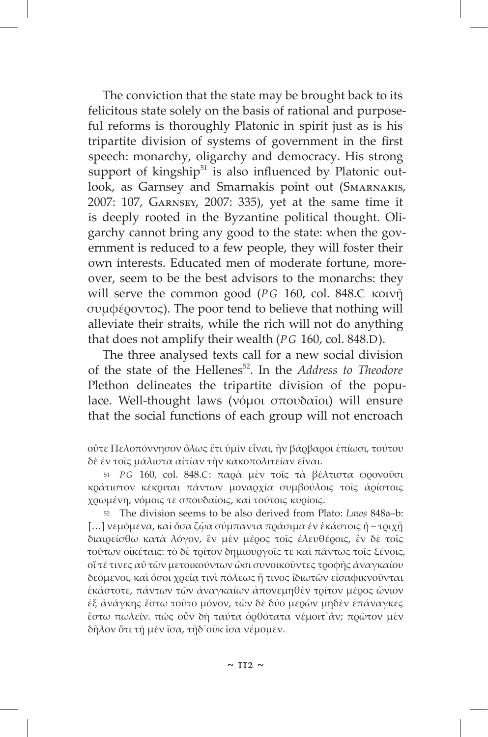The conviction that the state may be brought back to its felicitous state solely on the basis of rational and purposeful reforms is thoroughly Platonic in spirit just as is his tripartite division of systems of government in the first speech: monarchy, oligarchy and democracy. His strong support of kingship[51] is also influenced by Platonic outlook, as Garnsey and Smarnakis point out (Smarnakis, 2007: 107, Garnsey, 2007: 335), yet at the same time it is deeply rooted in the Byzantine political thought. Oligarchy cannot bring any good to the state: when the government is reduced to a few people, they will foster their own interests. Educated men of moderate fortune, moreover, seem to be the best advisors to the monarchs: they will serve the common good (*PG* 160, col. 848.C κοινῇ συμφέροντος). The poor tend to believe that nothing will alleviate their straits, while the rich will not do anything that does not amplify their wealth (*PG* 160, col. 848.D).

The three analysed texts call for a new social division of the state of the Hellenes[52]. In the *Address to Theodore* Plethon delineates the tripartite division of the populace. Well-thought laws (νόμοι σπουδαῖοι) will ensure that the social functions of each group will not encroach

---

οὔτε Πελοπόννησον ὅλως ἔτι ὑμῖν εἶναι, ἣν βάρβαροι ἐπίωσι, τούτου δὲ ἐν τοῖς μάλιστα αἰτίαν τὴν κακοπολιτείαν εἶναι.

[51] *PG* 160, col. 848.C: παρὰ μὲν τοῖς τὰ βέλτιστα φρονοῦσι κράτιστον κέκριται πάντων μοναρχία συμβούλοις τοῖς ἀρίστοις χρωμένη, νόμοις τε σπουδαίοις, καὶ τούτοις κυρίοις.

[52] The division seems to be also derived from Plato: *Laws* 848a–b: […] νεμόμενα, καὶ ὅσα ζῷα σύμπαντα πράσιμα ἐν ἑκάστοις ᾖ – τριχῇ διαιρείσθω κατὰ λόγον, ἓν μὲν μέρος τοῖς ἐλευθέροις, ἓν δὲ τοῖς τούτων οἰκέταις: τὸ δὲ τρίτον δημιουργοῖς τε καὶ πάντως τοῖς ξένοις, οἵ τέ τινες αὖ τῶν μετοικούντων ὦσι συνοικοῦντες τροφῆς ἀναγκαίου δεόμενοι, καὶ ὅσοι χρείᾳ τινὶ πόλεως ἤ τινος ἰδιωτῶν εἰσαφικνοῦνται ἑκάστοτε, πάντων τῶν ἀναγκαίων ἀπονεμηθὲν τρίτον μέρος ὤνιον ἐξ ἀνάγκης ἔστω τοῦτο μόνον, τῶν δὲ δύο μερῶν μηδὲν ἐπάναγκες ἔστω πωλεῖν. πῶς οὖν δὴ ταῦτα ὀρθότατα νέμοιτ᾽ἄν; πρῶτον μὲν δῆλον ὅτι τῇ μὲν ἴσα, τῇδ᾽οὐκ ἴσα νέμομεν.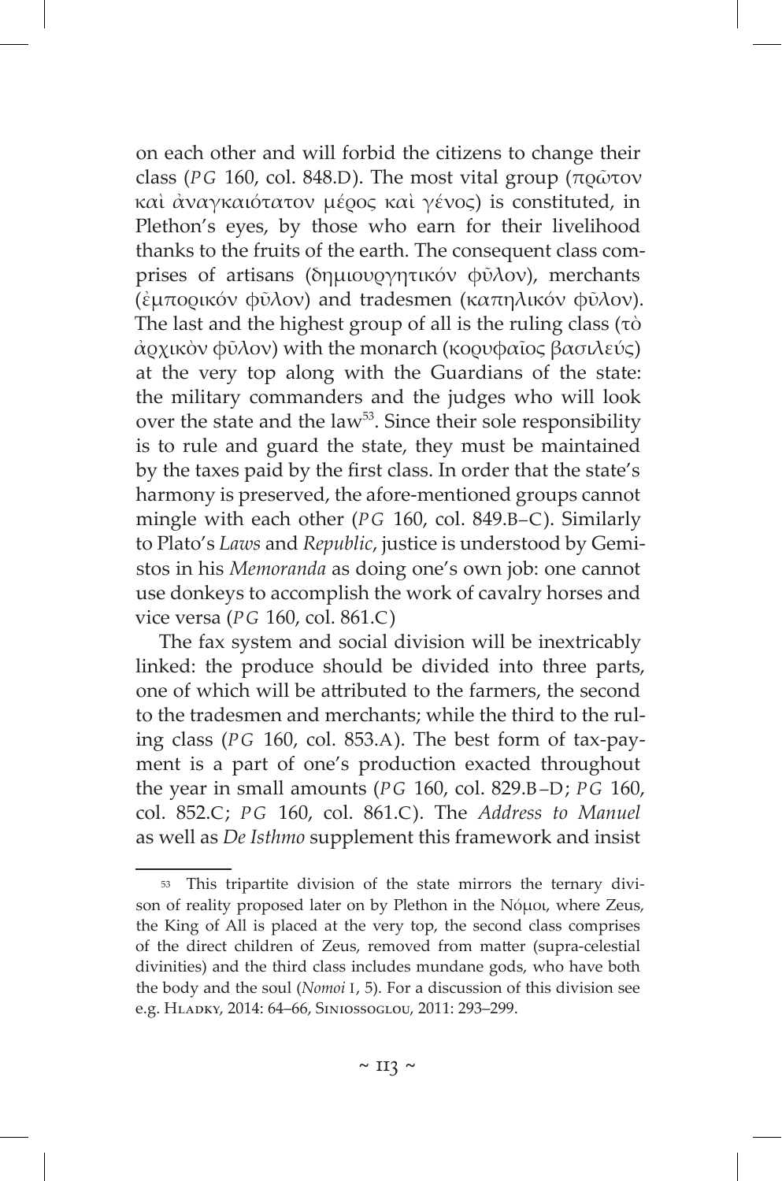on each other and will forbid the citizens to change their class (*PG* 160, col. 848.D). The most vital group (πρῶτον καὶ ἀναγκαιότατον μέρος καὶ γένος) is constituted, in Plethon's eyes, by those who earn for their livelihood thanks to the fruits of the earth. The consequent class comprises of artisans (δημιουργητικόν φῦλον), merchants (ἐμπορικόν φῦλον) and tradesmen (καπηλικόν φῦλον). The last and the highest group of all is the ruling class (τὸ ἀρχικὸν φῦλον) with the monarch (κορυφαῖος βασιλεύς) at the very top along with the Guardians of the state: the military commanders and the judges who will look over the state and the law[53]. Since their sole responsibility is to rule and guard the state, they must be maintained by the taxes paid by the first class. In order that the state's harmony is preserved, the afore-mentioned groups cannot mingle with each other (*PG* 160, col. 849.B–C). Similarly to Plato's *Laws* and *Republic*, justice is understood by Gemistos in his *Memoranda* as doing one's own job: one cannot use donkeys to accomplish the work of cavalry horses and vice versa (*PG* 160, col. 861.C)

The fax system and social division will be inextricably linked: the produce should be divided into three parts, one of which will be attributed to the farmers, the second to the tradesmen and merchants; while the third to the ruling class (*PG* 160, col. 853.A). The best form of tax-payment is a part of one's production exacted throughout the year in small amounts (*PG* 160, col. 829.B–D; *PG* 160, col. 852.C; *PG* 160, col. 861.C). The *Address to Manuel* as well as *De Isthmo* supplement this framework and insist

---

[53] This tripartite division of the state mirrors the ternary divison of reality proposed later on by Plethon in the Νόμοι, where Zeus, the King of All is placed at the very top, the second class comprises of the direct children of Zeus, removed from matter (supra-celestial divinities) and the third class includes mundane gods, who have both the body and the soul (*Nomoi* I, 5). For a discussion of this division see e.g. Hladky, 2014: 64–66, Siniossoglou, 2011: 293–299.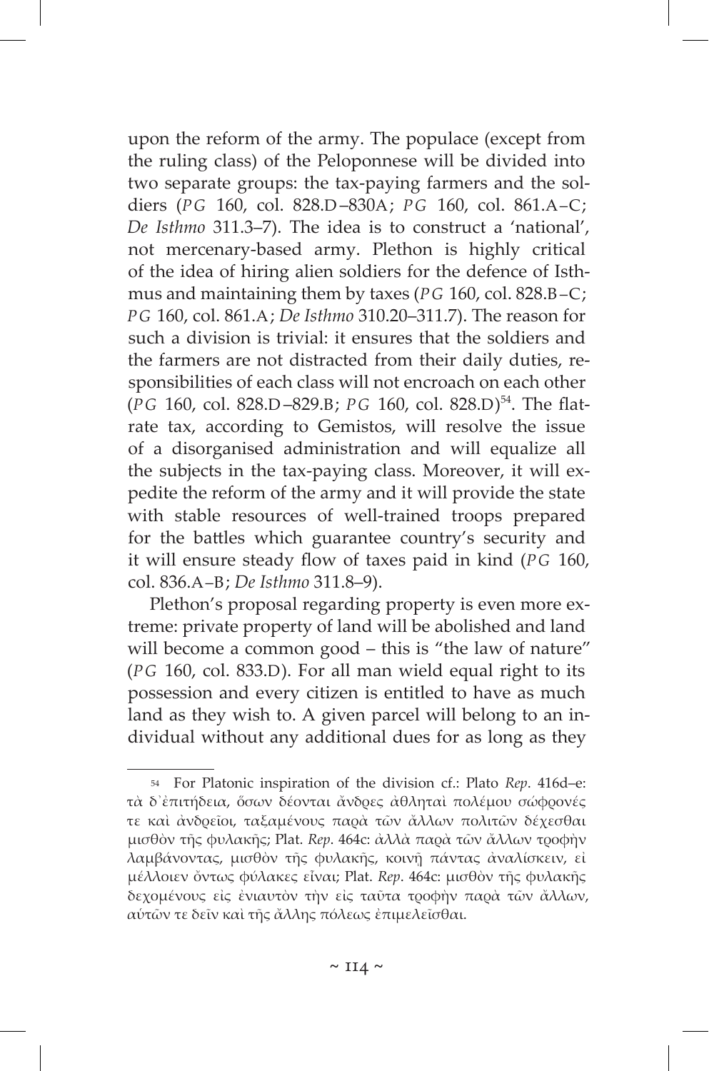upon the reform of the army. The populace (except from the ruling class) of the Peloponnese will be divided into two separate groups: the tax-paying farmers and the soldiers (*PG* 160, col. 828.D–830A; *PG* 160, col. 861.A–C; *De Isthmo* 311.3–7). The idea is to construct a 'national', not mercenary-based army. Plethon is highly critical of the idea of hiring alien soldiers for the defence of Isthmus and maintaining them by taxes (*PG* 160, col. 828.B–C; *PG* 160, col. 861.A; *De Isthmo* 310.20–311.7). The reason for such a division is trivial: it ensures that the soldiers and the farmers are not distracted from their daily duties, responsibilities of each class will not encroach on each other (*PG* 160, col. 828.D–829.B; *PG* 160, col. 828.D)[54]. The flat-rate tax, according to Gemistos, will resolve the issue of a disorganised administration and will equalize all the subjects in the tax-paying class. Moreover, it will expedite the reform of the army and it will provide the state with stable resources of well-trained troops prepared for the battles which guarantee country's security and it will ensure steady flow of taxes paid in kind (*PG* 160, col. 836.A–B; *De Isthmo* 311.8–9).

Plethon's proposal regarding property is even more extreme: private property of land will be abolished and land will become a common good – this is "the law of nature" (*PG* 160, col. 833.D). For all man wield equal right to its possession and every citizen is entitled to have as much land as they wish to. A given parcel will belong to an individual without any additional dues for as long as they

---

[54] For Platonic inspiration of the division cf.: Plato *Rep*. 416d–e: τὰ δ᾽ἐπιτήδεια, ὅσων δέονται ἄνδρες ἀθληταὶ πολέμου σώφρονές τε καὶ ἀνδρεῖοι, ταξαμένους παρὰ τῶν ἄλλων πολιτῶν δέχεσθαι μισθὸν τῆς φυλακῆς; Plat. *Rep*. 464c: ἀλλὰ παρὰ τῶν ἄλλων τροφὴν λαμβάνοντας, μισθὸν τῆς φυλακῆς, κοινῇ πάντας ἀναλίσκειν, εἰ μέλλοιεν ὄντως φύλακες εἶναι; Plat. *Rep*. 464c: μισθὸν τῆς φυλακῆς δεχομένους εἰς ἐνιαυτὸν τὴν εἰς ταῦτα τροφὴν παρὰ τῶν ἄλλων, αὑτῶν τε δεῖν καὶ τῆς ἄλλης πόλεως ἐπιμελεῖσθαι.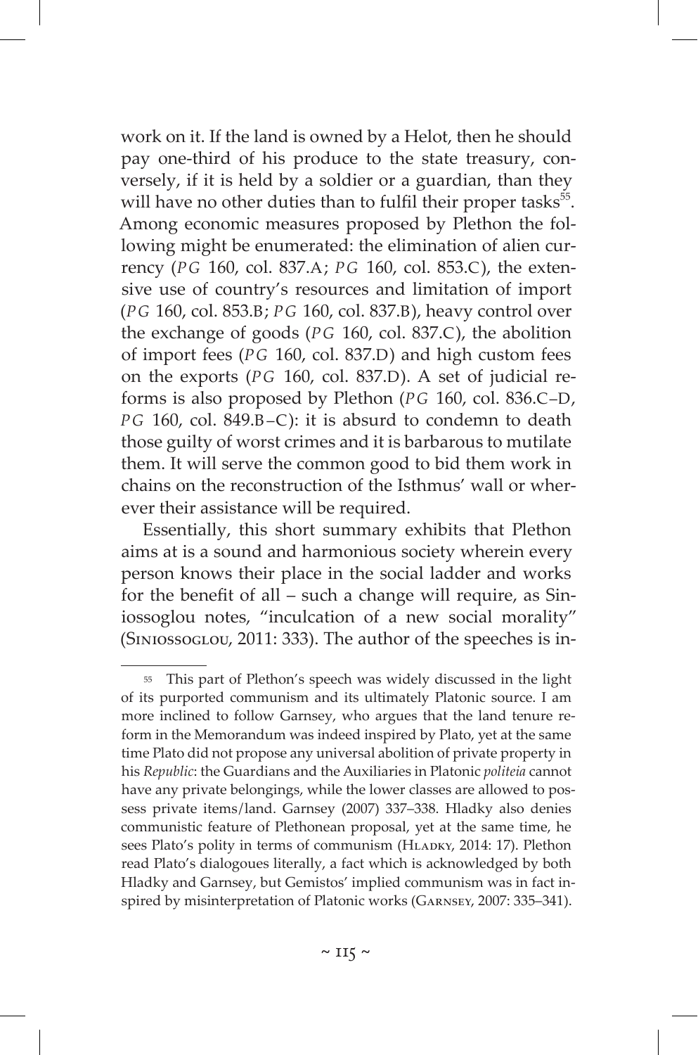work on it. If the land is owned by a Helot, then he should pay one-third of his produce to the state treasury, conversely, if it is held by a soldier or a guardian, than they will have no other duties than to fulfil their proper tasks[55]. Among economic measures proposed by Plethon the following might be enumerated: the elimination of alien currency (*PG* 160, col. 837.A; *PG* 160, col. 853.C), the extensive use of country's resources and limitation of import (*PG* 160, col. 853.B; *PG* 160, col. 837.B), heavy control over the exchange of goods (*PG* 160, col. 837.C), the abolition of import fees (*PG* 160, col. 837.D) and high custom fees on the exports (*PG* 160, col. 837.D). A set of judicial reforms is also proposed by Plethon (*PG* 160, col. 836.C–D, *PG* 160, col. 849.B–C): it is absurd to condemn to death those guilty of worst crimes and it is barbarous to mutilate them. It will serve the common good to bid them work in chains on the reconstruction of the Isthmus' wall or wherever their assistance will be required.

Essentially, this short summary exhibits that Plethon aims at is a sound and harmonious society wherein every person knows their place in the social ladder and works for the benefit of all – such a change will require, as Siniossoglou notes, "inculcation of a new social morality" (Siniossoglou, 2011: 333). The author of the speeches is in-

---

[55] This part of Plethon's speech was widely discussed in the light of its purported communism and its ultimately Platonic source. I am more inclined to follow Garnsey, who argues that the land tenure reform in the Memorandum was indeed inspired by Plato, yet at the same time Plato did not propose any universal abolition of private property in his *Republic*: the Guardians and the Auxiliaries in Platonic *politeia* cannot have any private belongings, while the lower classes are allowed to possess private items/land. Garnsey (2007) 337–338. Hladky also denies communistic feature of Plethonean proposal, yet at the same time, he sees Plato's polity in terms of communism (Hladky, 2014: 17). Plethon read Plato's dialogoues literally, a fact which is acknowledged by both Hladky and Garnsey, but Gemistos' implied communism was in fact inspired by misinterpretation of Platonic works (Garnsey, 2007: 335–341).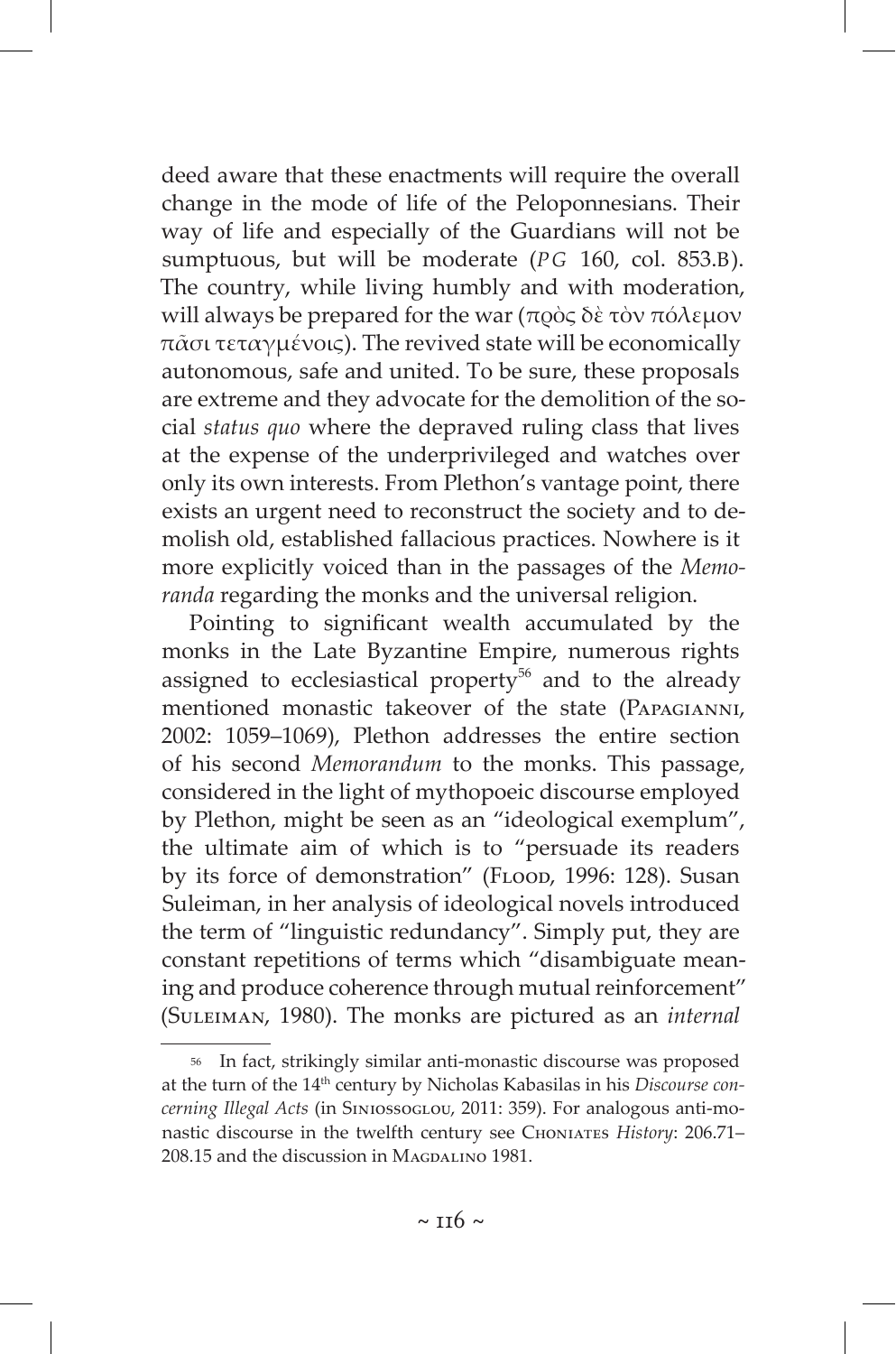deed aware that these enactments will require the overall change in the mode of life of the Peloponnesians. Their way of life and especially of the Guardians will not be sumptuous, but will be moderate (*PG* 160, col. 853.B). The country, while living humbly and with moderation, will always be prepared for the war (πρὸς δὲ τὸν πόλεμον πᾶσι τεταγμένοις). The revived state will be economically autonomous, safe and united. To be sure, these proposals are extreme and they advocate for the demolition of the social *status quo* where the depraved ruling class that lives at the expense of the underprivileged and watches over only its own interests. From Plethon's vantage point, there exists an urgent need to reconstruct the society and to demolish old, established fallacious practices. Nowhere is it more explicitly voiced than in the passages of the *Memoranda* regarding the monks and the universal religion.

Pointing to significant wealth accumulated by the monks in the Late Byzantine Empire, numerous rights assigned to ecclesiastical property[56] and to the already mentioned monastic takeover of the state (Papagianni, 2002: 1059–1069), Plethon addresses the entire section of his second *Memorandum* to the monks. This passage, considered in the light of mythopoeic discourse employed by Plethon, might be seen as an "ideological exemplum", the ultimate aim of which is to "persuade its readers by its force of demonstration" (Flood, 1996: 128). Susan Suleiman, in her analysis of ideological novels introduced the term of "linguistic redundancy". Simply put, they are constant repetitions of terms which "disambiguate meaning and produce coherence through mutual reinforcement" (Suleiman, 1980). The monks are pictured as an *internal*

[56] In fact, strikingly similar anti-monastic discourse was proposed at the turn of the 14th century by Nicholas Kabasilas in his *Discourse concerning Illegal Acts* (in Siniossoglou, 2011: 359). For analogous anti-monastic discourse in the twelfth century see Choniates *History*: 206.71–208.15 and the discussion in Magdalino 1981.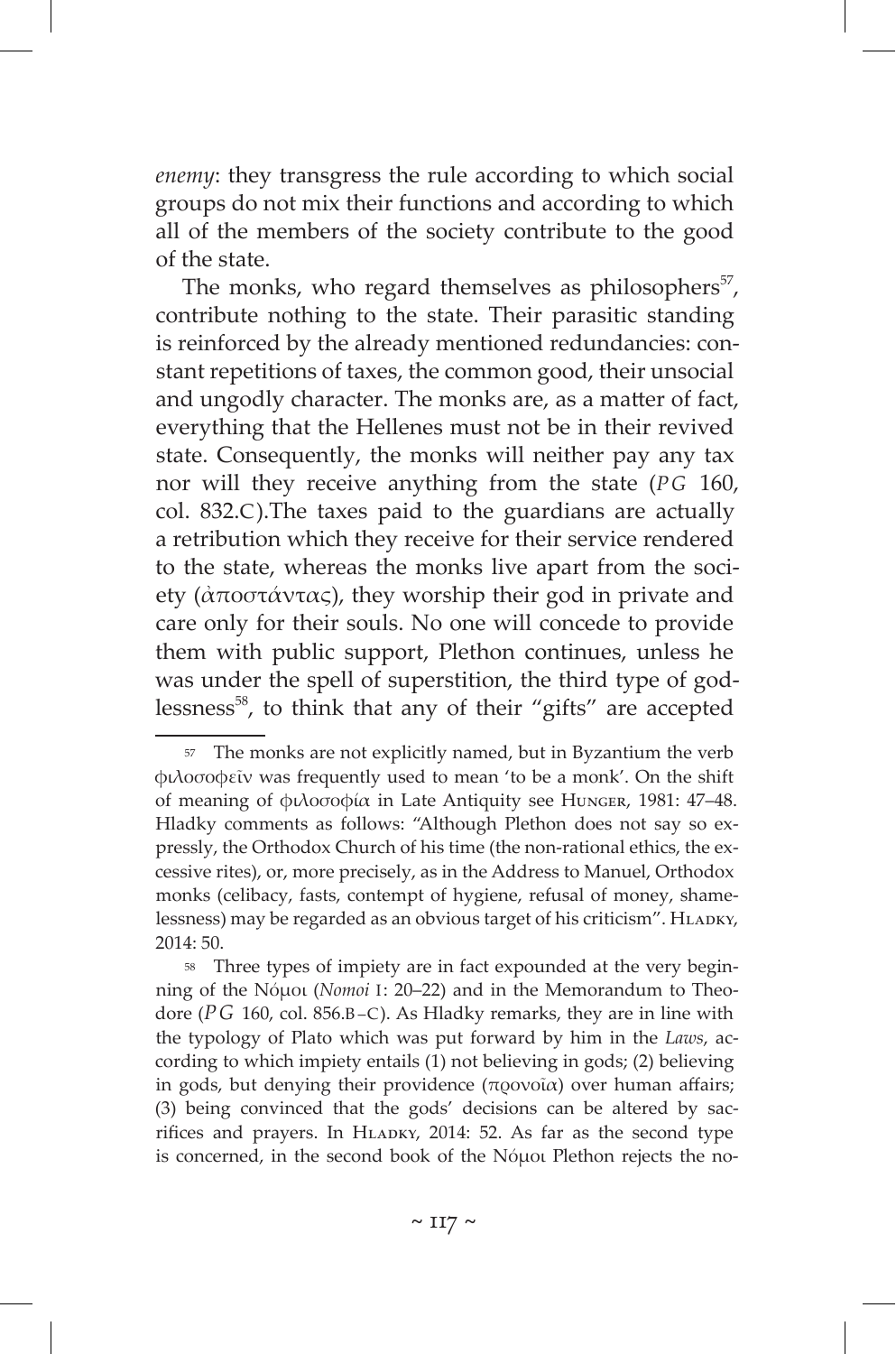*enemy*: they transgress the rule according to which social groups do not mix their functions and according to which all of the members of the society contribute to the good of the state.

The monks, who regard themselves as philosophers[57], contribute nothing to the state. Their parasitic standing is reinforced by the already mentioned redundancies: constant repetitions of taxes, the common good, their unsocial and ungodly character. The monks are, as a matter of fact, everything that the Hellenes must not be in their revived state. Consequently, the monks will neither pay any tax nor will they receive anything from the state (*PG* 160, col. 832.C).The taxes paid to the guardians are actually a retribution which they receive for their service rendered to the state, whereas the monks live apart from the society (ἀποστάντας), they worship their god in private and care only for their souls. No one will concede to provide them with public support, Plethon continues, unless he was under the spell of superstition, the third type of godlessness[58], to think that any of their "gifts" are accepted

---

[57] The monks are not explicitly named, but in Byzantium the verb φιλοσοφεῖν was frequently used to mean 'to be a monk'. On the shift of meaning of φιλοσοφία in Late Antiquity see Hunger, 1981: 47–48. Hladky comments as follows: "Although Plethon does not say so expressly, the Orthodox Church of his time (the non-rational ethics, the excessive rites), or, more precisely, as in the Address to Manuel, Orthodox monks (celibacy, fasts, contempt of hygiene, refusal of money, shamelessness) may be regarded as an obvious target of his criticism". Hladky, 2014: 50.

[58] Three types of impiety are in fact expounded at the very beginning of the Νόμοι (*Nomoi* I: 20–22) and in the Memorandum to Theodore (*PG* 160, col. 856.B–C). As Hladky remarks, they are in line with the typology of Plato which was put forward by him in the *Laws*, according to which impiety entails (1) not believing in gods; (2) believing in gods, but denying their providence (προνοῖα) over human affairs; (3) being convinced that the gods' decisions can be altered by sacrifices and prayers. In Hladky, 2014: 52. As far as the second type is concerned, in the second book of the Νόμοι Plethon rejects the no-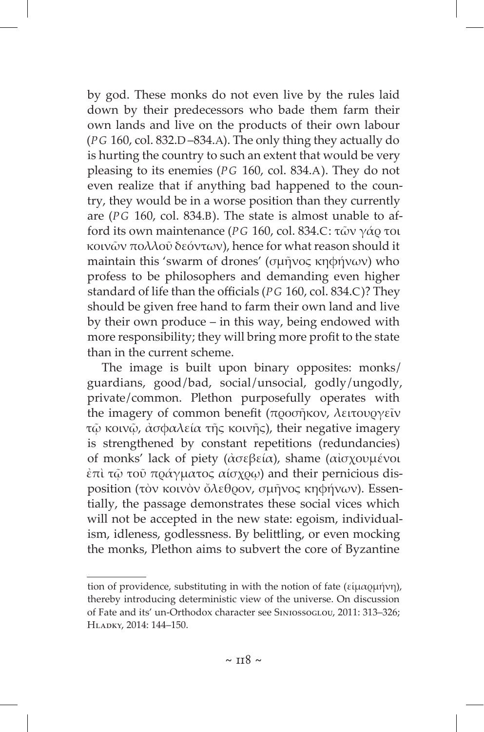by god. These monks do not even live by the rules laid down by their predecessors who bade them farm their own lands and live on the products of their own labour (*PG* 160, col. 832.D–834.A). The only thing they actually do is hurting the country to such an extent that would be very pleasing to its enemies (*PG* 160, col. 834.A). They do not even realize that if anything bad happened to the country, they would be in a worse position than they currently are (*PG* 160, col. 834.B). The state is almost unable to afford its own maintenance (*PG* 160, col. 834.C: τῶν γάρ τοι κοινῶν πολλοῦ δεόντων), hence for what reason should it maintain this 'swarm of drones' (σμῆνος κηφήνων) who profess to be philosophers and demanding even higher standard of life than the officials (*PG* 160, col. 834.C)? They should be given free hand to farm their own land and live by their own produce – in this way, being endowed with more responsibility; they will bring more profit to the state than in the current scheme.

The image is built upon binary opposites: monks/guardians, good/bad, social/unsocial, godly/ungodly, private/common. Plethon purposefully operates with the imagery of common benefit (προσῆκον, λειτουργεῖν τῷ κοινῷ, ἀσφαλεία τῆς κοινῆς), their negative imagery is strengthened by constant repetitions (redundancies) of monks' lack of piety (ἀσεβεία), shame (αἰσχουμένοι ἐπὶ τῷ τοῦ πράγματος αἰσχρῳ) and their pernicious disposition (τὸν κοινὸν ὄλεθρον, σμῆνος κηφήνων). Essentially, the passage demonstrates these social vices which will not be accepted in the new state: egoism, individualism, idleness, godlessness. By belittling, or even mocking the monks, Plethon aims to subvert the core of Byzantine

---

tion of providence, substituting in with the notion of fate (εἱμαρμήνη), thereby introducing deterministic view of the universe. On discussion of Fate and its' un-Orthodox character see Siniossoglou, 2011: 313–326; Hladky, 2014: 144–150.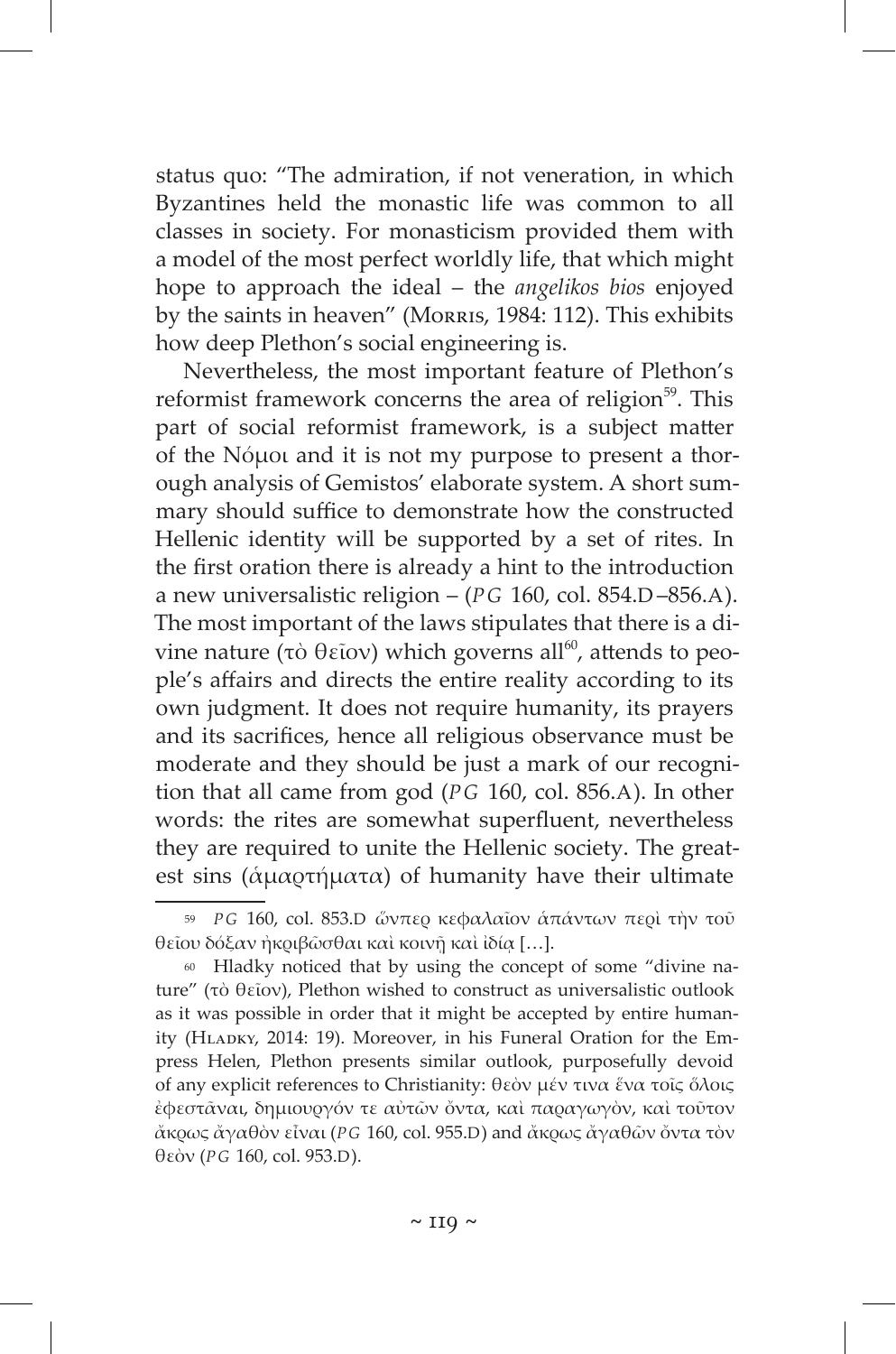status quo: "The admiration, if not veneration, in which Byzantines held the monastic life was common to all classes in society. For monasticism provided them with a model of the most perfect worldly life, that which might hope to approach the ideal – the *angelikos bios* enjoyed by the saints in heaven" (Morris, 1984: 112). This exhibits how deep Plethon's social engineering is.

Nevertheless, the most important feature of Plethon's reformist framework concerns the area of religion[59]. This part of social reformist framework, is a subject matter of the Νόμοι and it is not my purpose to present a thorough analysis of Gemistos' elaborate system. A short summary should suffice to demonstrate how the constructed Hellenic identity will be supported by a set of rites. In the first oration there is already a hint to the introduction a new universalistic religion – (*PG* 160, col. 854.D–856.A). The most important of the laws stipulates that there is a divine nature (τὸ θεῖον) which governs all[60], attends to people's affairs and directs the entire reality according to its own judgment. It does not require humanity, its prayers and its sacrifices, hence all religious observance must be moderate and they should be just a mark of our recognition that all came from god (*PG* 160, col. 856.A). In other words: the rites are somewhat superfluent, nevertheless they are required to unite the Hellenic society. The greatest sins (ἁμαρτήματα) of humanity have their ultimate

---

[59] *PG* 160, col. 853.D ὅνπερ κεφαλαῖον ἁπάντων περὶ τὴν τοῦ θεῖου δόξαν ἠκριβῶσθαι καὶ κοινῇ καὶ ἰδίᾳ […].

[60] Hladky noticed that by using the concept of some "divine nature" (τὸ θεῖον), Plethon wished to construct as universalistic outlook as it was possible in order that it might be accepted by entire humanity (Hladky, 2014: 19). Moreover, in his Funeral Oration for the Empress Helen, Plethon presents similar outlook, purposefully devoid of any explicit references to Christianity: θεὸν μέν τινα ἕνα τοῖς ὅλοις ἐφεστᾶναι, δημιουργόν τε αὐτῶν ὄντα, καὶ παραγωγὸν, καὶ τοῦτον ἄκρως ἀγαθὸν εἶναι (*PG* 160, col. 955.D) and ἄκρως ἀγαθῶν ὄντα τὸν θεὸν (*PG* 160, col. 953.D).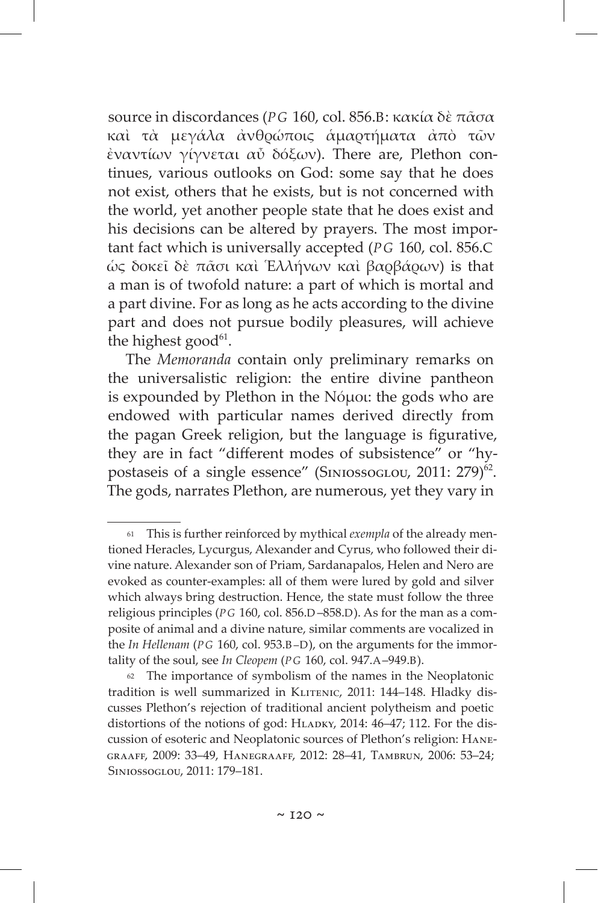source in discordances (*PG* 160, col. 856.B: κακία δὲ πᾶσα καὶ τὰ μεγάλα ἀνθρώποις ἁμαρτήματα ἀπὸ τῶν ἐναντίων γίγνεται αὖ δόξων). There are, Plethon continues, various outlooks on God: some say that he does not exist, others that he exists, but is not concerned with the world, yet another people state that he does exist and his decisions can be altered by prayers. The most important fact which is universally accepted (*PG* 160, col. 856.C ὡς δοκεῖ δὲ πᾶσι καὶ Ἑλλήνων καὶ βαρβάρων) is that a man is of twofold nature: a part of which is mortal and a part divine. For as long as he acts according to the divine part and does not pursue bodily pleasures, will achieve the highest good[61].

The *Memoranda* contain only preliminary remarks on the universalistic religion: the entire divine pantheon is expounded by Plethon in the Νόμοι: the gods who are endowed with particular names derived directly from the pagan Greek religion, but the language is figurative, they are in fact "different modes of subsistence" or "hypostaseis of a single essence" (Siniossoglou, 2011: 279)[62]. The gods, narrates Plethon, are numerous, yet they vary in

---

[61] This is further reinforced by mythical *exempla* of the already mentioned Heracles, Lycurgus, Alexander and Cyrus, who followed their divine nature. Alexander son of Priam, Sardanapalos, Helen and Nero are evoked as counter-examples: all of them were lured by gold and silver which always bring destruction. Hence, the state must follow the three religious principles (*PG* 160, col. 856.D–858.D). As for the man as a composite of animal and a divine nature, similar comments are vocalized in the *In Hellenam* (*PG* 160, col. 953.B–D), on the arguments for the immortality of the soul, see *In Cleopem* (*PG* 160, col. 947.A–949.B).

[62] The importance of symbolism of the names in the Neoplatonic tradition is well summarized in Klitenic, 2011: 144–148. Hladky discusses Plethon's rejection of traditional ancient polytheism and poetic distortions of the notions of god: Hladky, 2014: 46–47; 112. For the discussion of esoteric and Neoplatonic sources of Plethon's religion: Hanegraaff, 2009: 33–49, Hanegraaff, 2012: 28–41, Tambrun, 2006: 53–24; Siniossoglou, 2011: 179–181.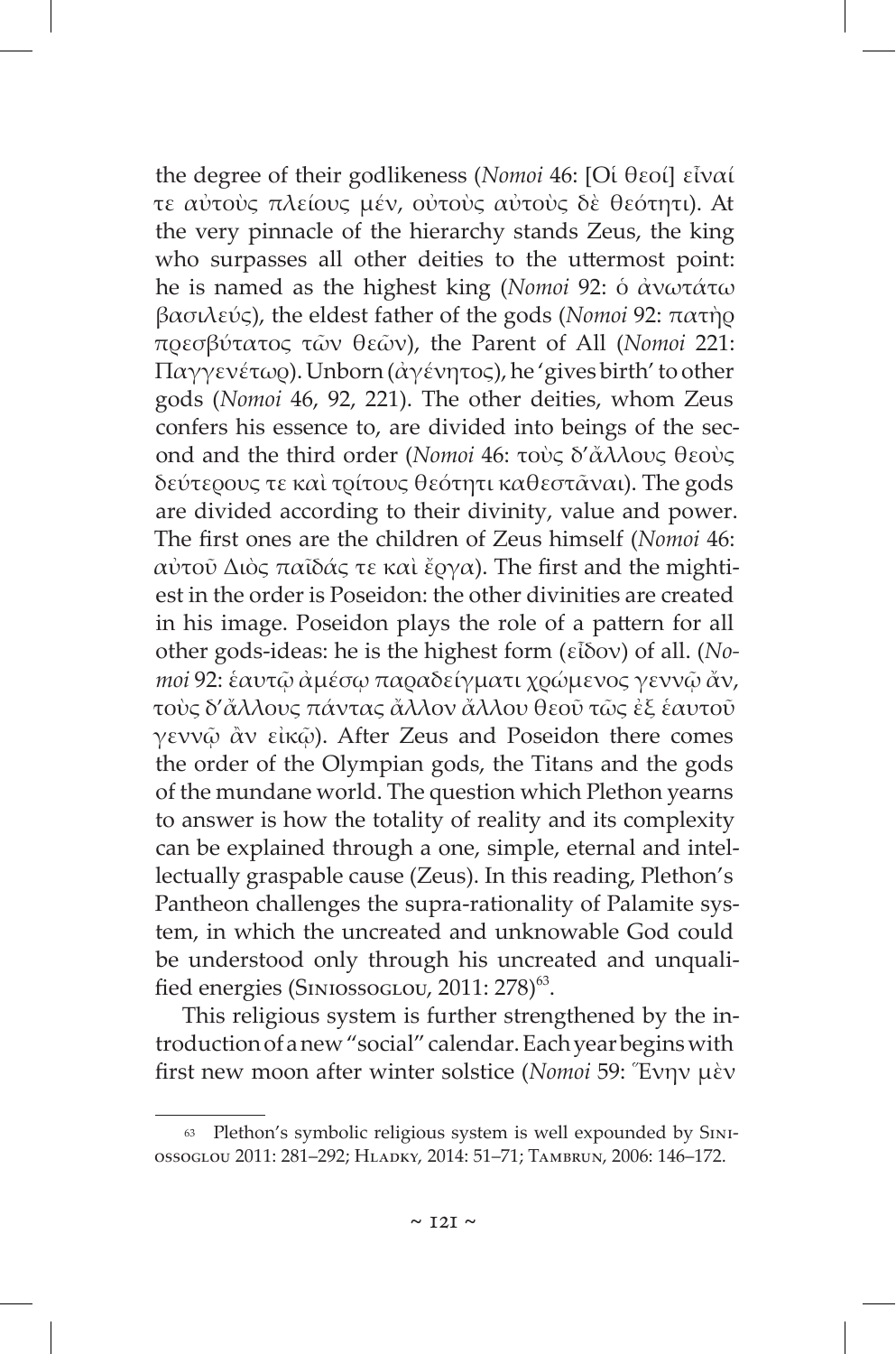the degree of their godlikeness (*Nomoi* 46: [Οἱ θεοί] εἶναί τε αὐτοὺς πλείους μέν, οὐτοὺς αὐτοὺς δὲ θεότητι). At the very pinnacle of the hierarchy stands Zeus, the king who surpasses all other deities to the uttermost point: he is named as the highest king (*Nomoi* 92: ὁ ἀνωτάτω βασιλεύς), the eldest father of the gods (*Nomoi* 92: πατὴρ πρεσβύτατος τῶν θεῶν), the Parent of All (*Nomoi* 221: Παγγενέτωρ). Unborn (ἀγένητος), he 'gives birth' to other gods (*Nomoi* 46, 92, 221). The other deities, whom Zeus confers his essence to, are divided into beings of the second and the third order (*Nomoi* 46: τοὺς δ'ἄλλους θεοὺς δεύτερους τε καὶ τρίτους θεότητι καθεστᾶναι). The gods are divided according to their divinity, value and power. The first ones are the children of Zeus himself (*Nomoi* 46: αὐτοῦ Διὸς παῖδάς τε καὶ ἔργα). The first and the mightiest in the order is Poseidon: the other divinities are created in his image. Poseidon plays the role of a pattern for all other gods-ideas: he is the highest form (εἶδον) of all. (*Nomoi* 92: ἑαυτῷ ἀμέσῳ παραδείγματι χρώμενος γεννῷ ἄν, τοὺς δ'ἄλλους πάντας ἄλλον ἄλλου θεοῦ τῶς ἐξ ἑαυτοῦ γεννῷ ἂν εἰκῷ). After Zeus and Poseidon there comes the order of the Olympian gods, the Titans and the gods of the mundane world. The question which Plethon yearns to answer is how the totality of reality and its complexity can be explained through a one, simple, eternal and intellectually graspable cause (Zeus). In this reading, Plethon's Pantheon challenges the supra-rationality of Palamite system, in which the uncreated and unknowable God could be understood only through his uncreated and unqualified energies (Siniossoglou, 2011: 278)[63].

This religious system is further strengthened by the introduction of a new "social" calendar. Each year begins with first new moon after winter solstice (*Nomoi* 59: Ἕνην μὲν

---

[63] Plethon's symbolic religious system is well expounded by Siniossoglou 2011: 281–292; Hladky, 2014: 51–71; Tambrun, 2006: 146–172.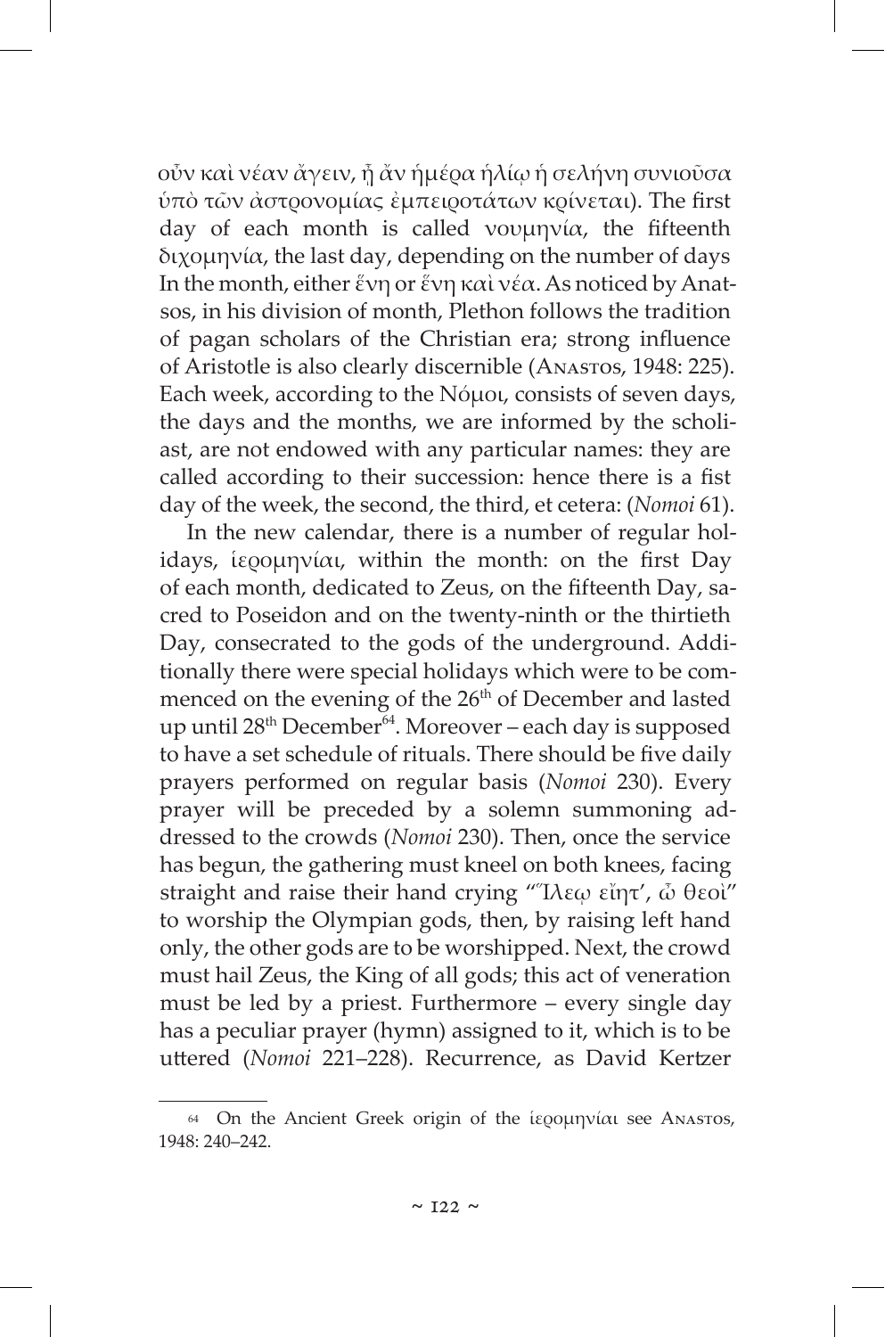οὖν καὶ νέαν ἄγειν, ἣ ἂν ἡμέρα ἡλίῳ ἡ σελήνη συνιοῦσα ὑπὸ τῶν ἀστρονομίας ἐμπειροτάτων κρίνεται). The first day of each month is called νουμηνία, the fifteenth διχομηνία, the last day, depending on the number of days In the month, either ἕνη or ἕνη καὶ νέα. As noticed by Anatsos, in his division of month, Plethon follows the tradition of pagan scholars of the Christian era; strong influence of Aristotle is also clearly discernible (Anastos, 1948: 225). Each week, according to the Νόμοι, consists of seven days, the days and the months, we are informed by the scholiast, are not endowed with any particular names: they are called according to their succession: hence there is a fist day of the week, the second, the third, et cetera: (*Nomoi* 61).

In the new calendar, there is a number of regular holidays, ἱερομηνίαι, within the month: on the first Day of each month, dedicated to Zeus, on the fifteenth Day, sacred to Poseidon and on the twenty-ninth or the thirtieth Day, consecrated to the gods of the underground. Additionally there were special holidays which were to be commenced on the evening of the 26th of December and lasted up until 28th December[64]. Moreover – each day is supposed to have a set schedule of rituals. There should be five daily prayers performed on regular basis (*Nomoi* 230). Every prayer will be preceded by a solemn summoning addressed to the crowds (*Nomoi* 230). Then, once the service has begun, the gathering must kneel on both knees, facing straight and raise their hand crying "Ἵλεῳ εἴητ', ὦ θεοὶ" to worship the Olympian gods, then, by raising left hand only, the other gods are to be worshipped. Next, the crowd must hail Zeus, the King of all gods; this act of veneration must be led by a priest. Furthermore – every single day has a peculiar prayer (hymn) assigned to it, which is to be uttered (*Nomoi* 221–228). Recurrence, as David Kertzer

---

[64] On the Ancient Greek origin of the ἱερομηνίαι see Anastos, 1948: 240–242.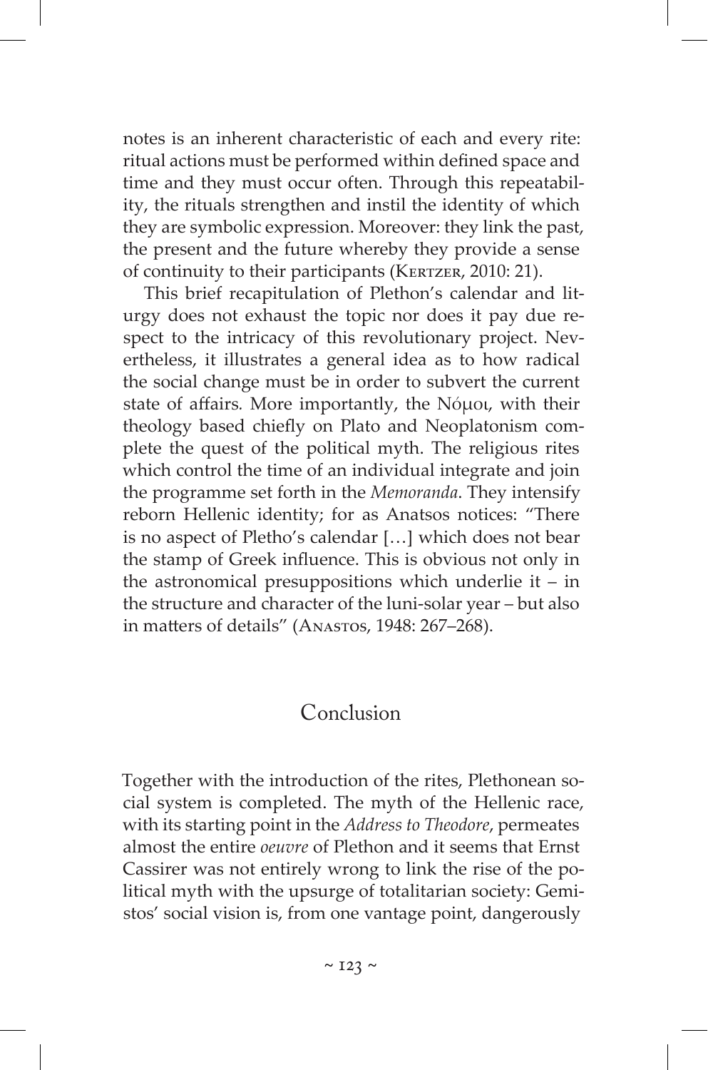notes is an inherent characteristic of each and every rite: ritual actions must be performed within defined space and time and they must occur often. Through this repeatability, the rituals strengthen and instil the identity of which they are symbolic expression. Moreover: they link the past, the present and the future whereby they provide a sense of continuity to their participants (Kertzer, 2010: 21).

This brief recapitulation of Plethon's calendar and liturgy does not exhaust the topic nor does it pay due respect to the intricacy of this revolutionary project. Nevertheless, it illustrates a general idea as to how radical the social change must be in order to subvert the current state of affairs. More importantly, the Νόμοι, with their theology based chiefly on Plato and Neoplatonism complete the quest of the political myth. The religious rites which control the time of an individual integrate and join the programme set forth in the *Memoranda*. They intensify reborn Hellenic identity; for as Anatsos notices: "There is no aspect of Pletho's calendar […] which does not bear the stamp of Greek influence. This is obvious not only in the astronomical presuppositions which underlie it – in the structure and character of the luni-solar year – but also in matters of details" (Anastos, 1948: 267–268).

## Conclusion

Together with the introduction of the rites, Plethonean social system is completed. The myth of the Hellenic race, with its starting point in the *Address to Theodore*, permeates almost the entire *oeuvre* of Plethon and it seems that Ernst Cassirer was not entirely wrong to link the rise of the political myth with the upsurge of totalitarian society: Gemistos' social vision is, from one vantage point, dangerously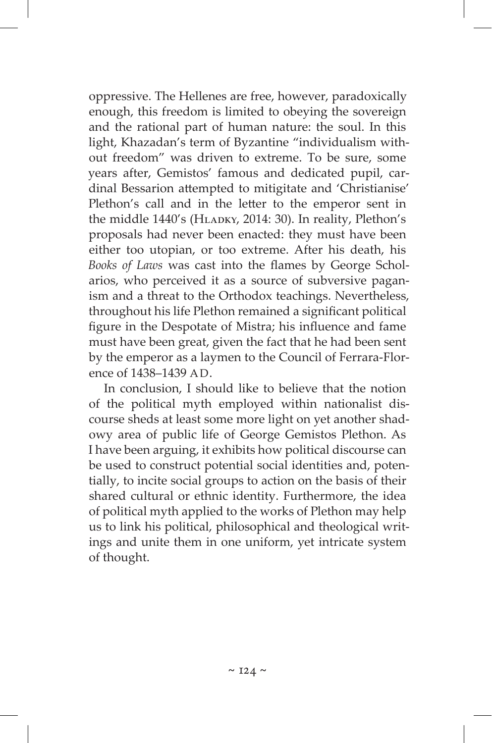oppressive. The Hellenes are free, however, paradoxically enough, this freedom is limited to obeying the sovereign and the rational part of human nature: the soul. In this light, Khazadan's term of Byzantine "individualism without freedom" was driven to extreme. To be sure, some years after, Gemistos' famous and dedicated pupil, cardinal Bessarion attempted to mitigitate and 'Christianise' Plethon's call and in the letter to the emperor sent in the middle 1440's (Hladky, 2014: 30). In reality, Plethon's proposals had never been enacted: they must have been either too utopian, or too extreme. After his death, his *Books of Laws* was cast into the flames by George Scholarios, who perceived it as a source of subversive paganism and a threat to the Orthodox teachings. Nevertheless, throughout his life Plethon remained a significant political figure in the Despotate of Mistra; his influence and fame must have been great, given the fact that he had been sent by the emperor as a laymen to the Council of Ferrara-Florence of 1438–1439 AD.

In conclusion, I should like to believe that the notion of the political myth employed within nationalist discourse sheds at least some more light on yet another shadowy area of public life of George Gemistos Plethon. As I have been arguing, it exhibits how political discourse can be used to construct potential social identities and, potentially, to incite social groups to action on the basis of their shared cultural or ethnic identity. Furthermore, the idea of political myth applied to the works of Plethon may help us to link his political, philosophical and theological writings and unite them in one uniform, yet intricate system of thought.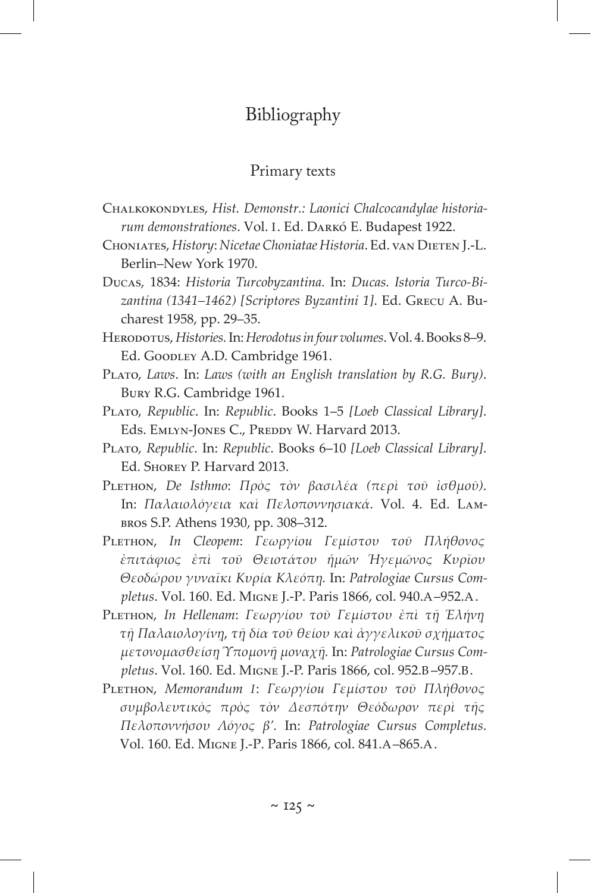# Bibliography

## Primary texts

Chalkokondyles, *Hist. Demonstr.: Laonici Chalcocandylae historiarum demonstrationes*. Vol. I. Ed. Darkó E. Budapest 1922.

Choniates, *History*: *Nicetae Choniatae Historia*. Ed. van Dieten J.-L. Berlin–New York 1970.

Ducas, 1834: *Historia Turcobyzantina*. In: *Ducas. Istoria Turco-Bizantina (1341–1462) [Scriptores Byzantini 1]*. Ed. Grecu A. Bucharest 1958, pp. 29–35.

Herodotus, *Histories*. In: *Herodotus in four volumes*. Vol. 4. Books 8–9. Ed. Goodley A.D. Cambridge 1961.

Plato, *Laws*. In: *Laws (with an English translation by R.G. Bury)*. Bury R.G. Cambridge 1961.

Plato, *Republic*. In: *Republic*. Books 1–5 *[Loeb Classical Library]*. Eds. Emlyn-Jones C., Preddy W. Harvard 2013.

Plato, *Republic*. In: *Republic*. Books 6–10 *[Loeb Classical Library]*. Ed. Shorey P. Harvard 2013.

Plethon, *De Isthmo*: *Πρὸς τὸν βασιλέα (περὶ τοῦ ἰσθμοῦ)*. In: *Παλαιολόγεια καὶ Πελοποννησιακά*. Vol. 4. Ed. Lambros S.P. Athens 1930, pp. 308–312.

Plethon, *In Cleopem*: *Γεωργίου Γεμίστου τοῦ Πλήθονος ἐπιτάφιος ἐπὶ τοῦ Θειοτάτου ἡμῶν Ἡγεμῶνος Κυρῖου Θεοδώρου γυναῖκι Κυρία Κλεόπη*. In: *Patrologiae Cursus Completus*. Vol. 160. Ed. Migne J.-P. Paris 1866, col. 940.A–952.A.

Plethon, *In Hellenam*: *Γεωργίου τοῦ Γεμίστου ἐπὶ τῇ Ἑλήνῃ τῇ Παλαιολογίνῃ, τῇ δία τοῦ θείου καὶ ἀγγελικοῦ σχήματος μετονομασθείσῃ Ὑπομονῇ μοναχῇ*. In: *Patrologiae Cursus Completus*. Vol. 160. Ed. Migne J.-P. Paris 1866, col. 952.B–957.B.

Plethon, *Memorandum I*: *Γεωργίου Γεμίστου τοῦ Πλήθονος συμβολευτικὸς πρὸς τὸν Δεσπότην Θεόδωρον περὶ τῆς Πελοποννήσου Λόγος β′*. In: *Patrologiae Cursus Completus*. Vol. 160. Ed. Migne J.-P. Paris 1866, col. 841.A–865.A.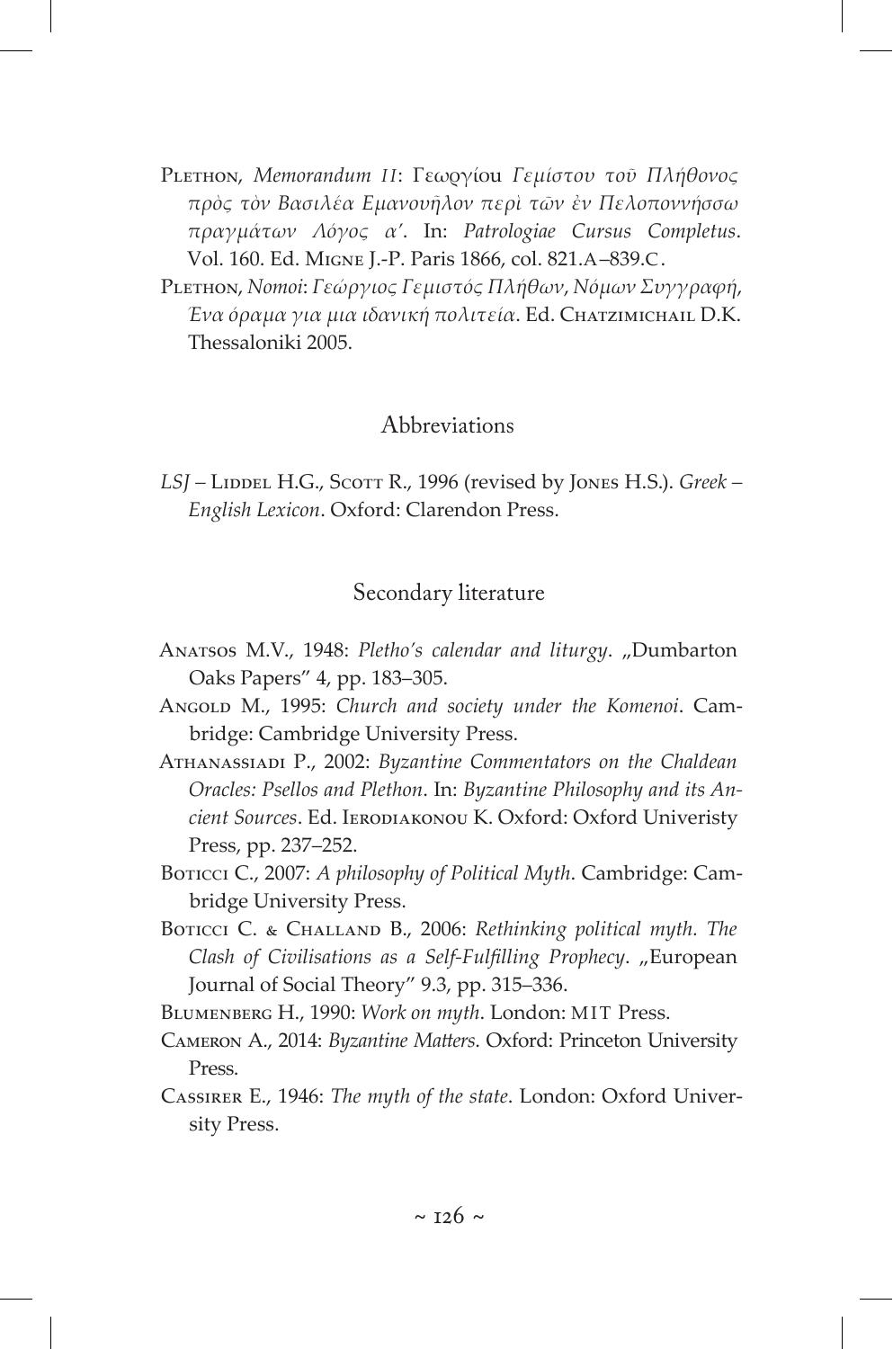Plethon, *Memorandum II*: Γεωργίου *Γεμίστου τοῦ Πλήθονος πρὸς τὸν Βασιλέα Εμανουῆλον περὶ τῶν ἐν Πελοποννήσσω πραγμάτων Λόγος α'*. In: *Patrologiae Cursus Completus*. Vol. 160. Ed. Migne J.-P. Paris 1866, col. 821.A–839.C.

Plethon, *Nomoi*: *Γεώργιος Γεμιστός Πλήθων*, *Νόμων Συγγραφή*, *Ένα όραμα για μια ιδανική πολιτεία*. Ed. Chatzimichail D.K. Thessaloniki 2005.

## Abbreviations

*LSJ* – Liddel H.G., Scott R., 1996 (revised by Jones H.S.). *Greek – English Lexicon*. Oxford: Clarendon Press.

## Secondary literature

Anatsos M.V., 1948: *Pletho's calendar and liturgy*. „Dumbarton Oaks Papers" 4, pp. 183–305.

Angold M., 1995: *Church and society under the Komenoi*. Cambridge: Cambridge University Press.

Athanassiadi P., 2002: *Byzantine Commentators on the Chaldean Oracles: Psellos and Plethon*. In: *Byzantine Philosophy and its Ancient Sources*. Ed. Ierodiakonou K. Oxford: Oxford Univeristy Press, pp. 237–252.

Boticci C., 2007: *A philosophy of Political Myth*. Cambridge: Cambridge University Press.

Boticci C. & Challand B., 2006: *Rethinking political myth. The Clash of Civilisations as a Self-Fulfilling Prophecy*. „European Journal of Social Theory" 9.3, pp. 315–336.

Blumenberg H., 1990: *Work on myth*. London: MIT Press.

Cameron A., 2014: *Byzantine Matters*. Oxford: Princeton University Press.

Cassirer E., 1946: *The myth of the state*. London: Oxford University Press.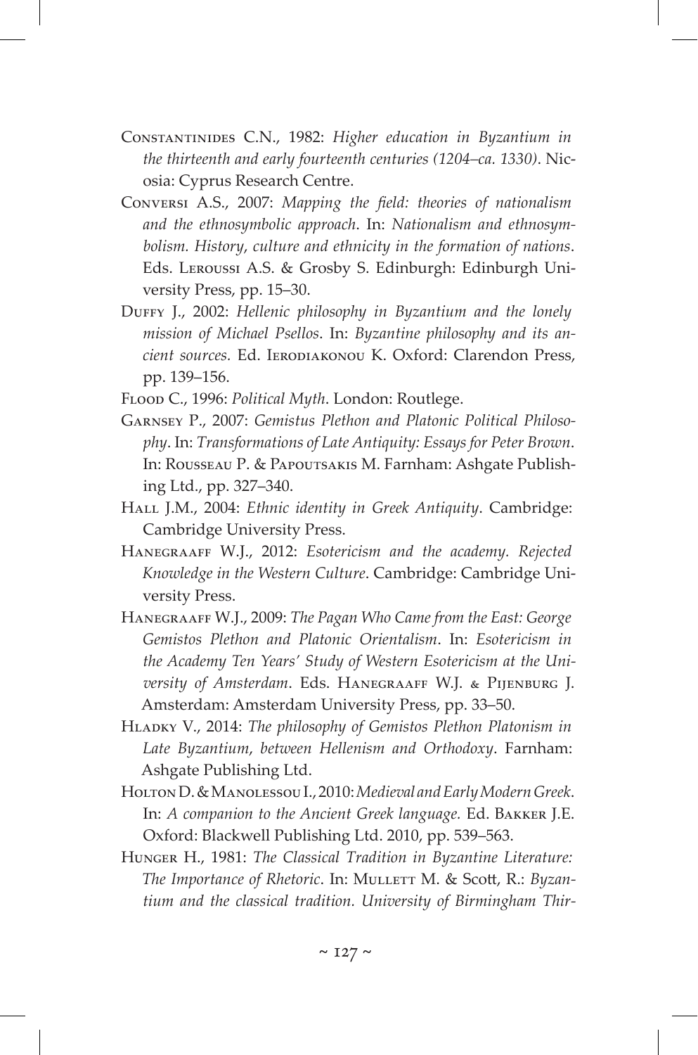Constantinides C.N., 1982: *Higher education in Byzantium in the thirteenth and early fourteenth centuries (1204–ca. 1330)*. Nicosia: Cyprus Research Centre.

Conversi A.S., 2007: *Mapping the field: theories of nationalism and the ethnosymbolic approach*. In: *Nationalism and ethnosymbolism. History, culture and ethnicity in the formation of nations*. Eds. Leroussi A.S. & Grosby S. Edinburgh: Edinburgh University Press, pp. 15–30.

Duffy J., 2002: *Hellenic philosophy in Byzantium and the lonely mission of Michael Psellos*. In: *Byzantine philosophy and its ancient sources.* Ed. Ierodiakonou K. Oxford: Clarendon Press, pp. 139–156.

Flood C., 1996: *Political Myth*. London: Routlege.

Garnsey P., 2007: *Gemistus Plethon and Platonic Political Philosophy*. In: *Transformations of Late Antiquity: Essays for Peter Brown*. In: Rousseau P. & Papoutsakis M. Farnham: Ashgate Publishing Ltd., pp. 327–340.

Hall J.M., 2004: *Ethnic identity in Greek Antiquity*. Cambridge: Cambridge University Press.

Hanegraaff W.J., 2012: *Esotericism and the academy. Rejected Knowledge in the Western Culture*. Cambridge: Cambridge University Press.

Hanegraaff W.J., 2009: *The Pagan Who Came from the East: George Gemistos Plethon and Platonic Orientalism*. In: *Esotericism in the Academy Ten Years' Study of Western Esotericism at the University of Amsterdam*. Eds. Hanegraaff W.J. & Pijenburg J. Amsterdam: Amsterdam University Press, pp. 33–50.

Hladky V., 2014: *The philosophy of Gemistos Plethon Platonism in Late Byzantium, between Hellenism and Orthodoxy*. Farnham: Ashgate Publishing Ltd.

Holton D. & Manolessou I., 2010: *Medieval and Early Modern Greek*. In: *A companion to the Ancient Greek language.* Ed. Bakker J.E. Oxford: Blackwell Publishing Ltd. 2010, pp. 539–563.

Hunger H., 1981: *The Classical Tradition in Byzantine Literature: The Importance of Rhetoric*. In: Mullett M. & Scott, R.: *Byzantium and the classical tradition. University of Birmingham Thir-*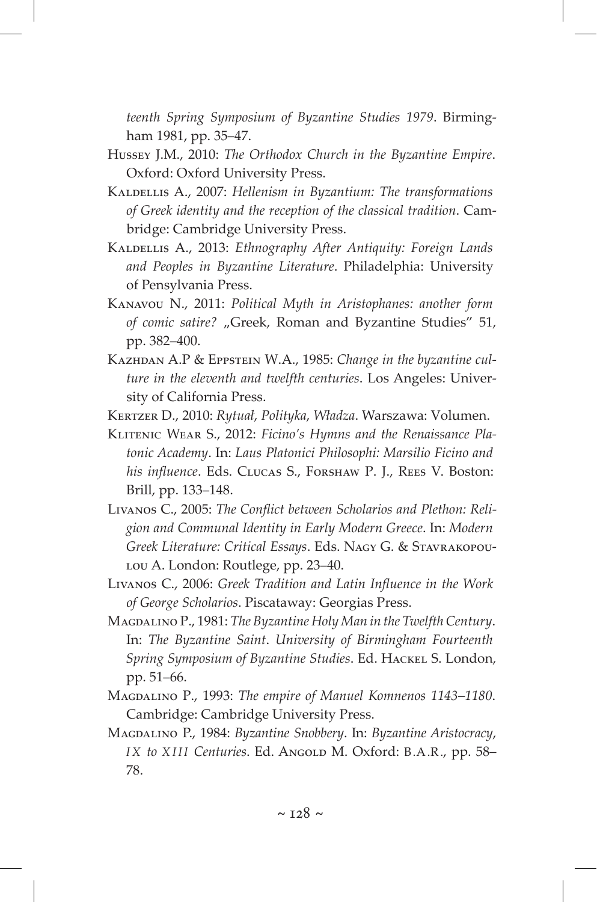*teenth Spring Symposium of Byzantine Studies 1979*. Birmingham 1981, pp. 35–47.

Hussey J.M., 2010: *The Orthodox Church in the Byzantine Empire*. Oxford: Oxford University Press.

Kaldellis A., 2007: *Hellenism in Byzantium: The transformations of Greek identity and the reception of the classical tradition*. Cambridge: Cambridge University Press.

Kaldellis A., 2013: *Ethnography After Antiquity: Foreign Lands and Peoples in Byzantine Literature*. Philadelphia: University of Pensylvania Press.

Kanavou N., 2011: *Political Myth in Aristophanes: another form of comic satire?* „Greek, Roman and Byzantine Studies" 51, pp. 382–400.

Kazhdan A.P & Eppstein W.A., 1985: *Change in the byzantine culture in the eleventh and twelfth centuries*. Los Angeles: University of California Press.

Kertzer D., 2010: *Rytuał, Polityka, Władza*. Warszawa: Volumen.

Klitenic Wear S., 2012: *Ficino's Hymns and the Renaissance Platonic Academy*. In: *Laus Platonici Philosophi: Marsilio Ficino and his influence*. Eds. Clucas S., Forshaw P. J., Rees V. Boston: Brill, pp. 133–148.

Livanos C., 2005: *The Conflict between Scholarios and Plethon: Religion and Communal Identity in Early Modern Greece*. In: *Modern Greek Literature: Critical Essays*. Eds. Nagy G. & Stavrakopoulou A. London: Routlege, pp. 23–40.

Livanos C., 2006: *Greek Tradition and Latin Influence in the Work of George Scholarios*. Piscataway: Georgias Press.

Magdalino P., 1981: *The Byzantine Holy Man in the Twelfth Century*. In: *The Byzantine Saint*. *University of Birmingham Fourteenth Spring Symposium of Byzantine Studies*. Ed. Hackel S. London, pp. 51–66.

Magdalino P., 1993: *The empire of Manuel Komnenos 1143–1180*. Cambridge: Cambridge University Press.

Magdalino P., 1984: *Byzantine Snobbery*. In: *Byzantine Aristocracy, IX to XIII Centuries*. Ed. Angold M. Oxford: B.A.R., pp. 58–78.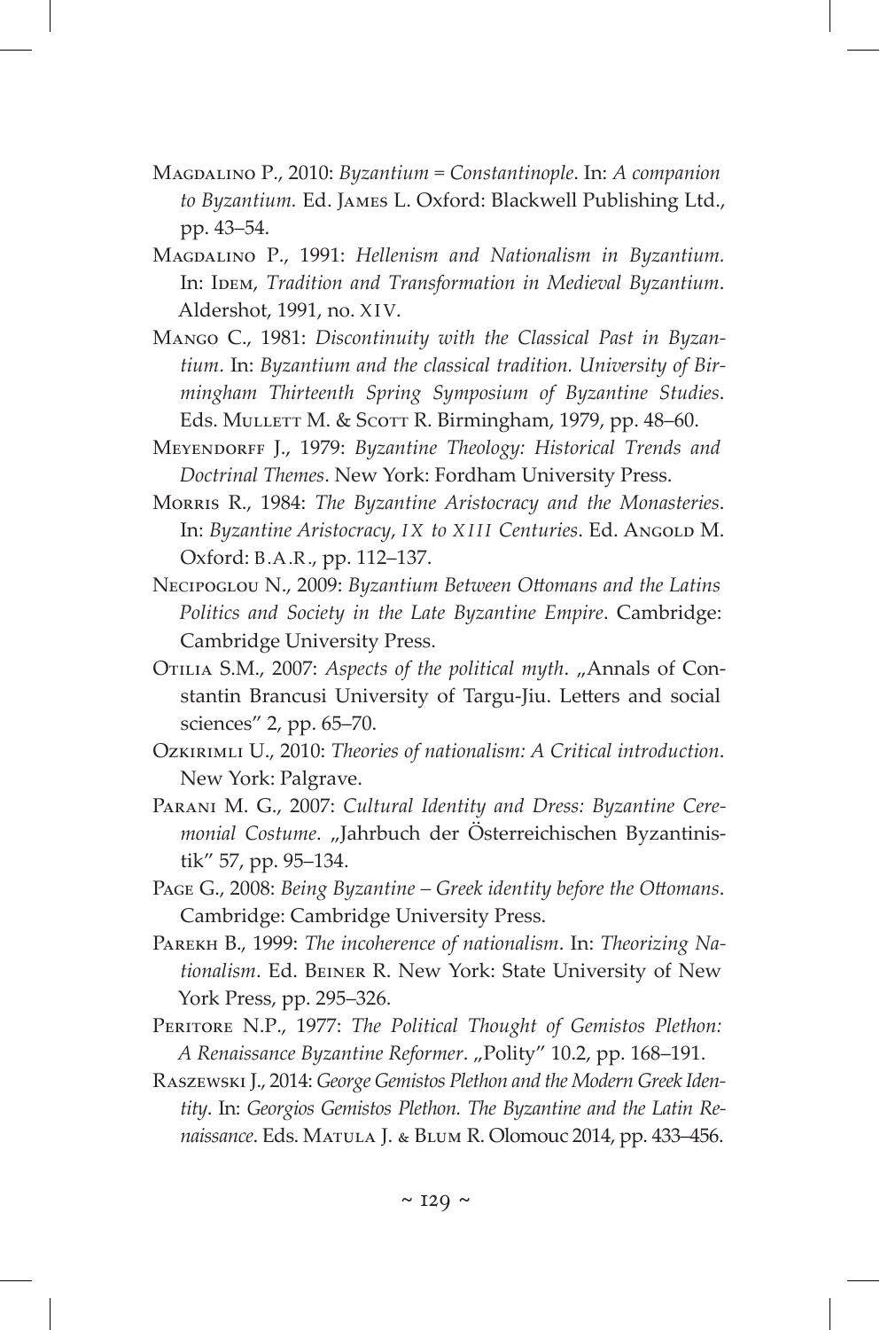Magdalino P., 2010: *Byzantium = Constantinople*. In: *A companion to Byzantium.* Ed. James L. Oxford: Blackwell Publishing Ltd., pp. 43–54.

Magdalino P., 1991: *Hellenism and Nationalism in Byzantium.* In: Idem, *Tradition and Transformation in Medieval Byzantium*. Aldershot, 1991, no. XIV.

Mango C., 1981: *Discontinuity with the Classical Past in Byzantium*. In: *Byzantium and the classical tradition. University of Birmingham Thirteenth Spring Symposium of Byzantine Studies*. Eds. Mullett M. & Scott R. Birmingham, 1979, pp. 48–60.

Meyendorff J., 1979: *Byzantine Theology: Historical Trends and Doctrinal Themes*. New York: Fordham University Press.

Morris R., 1984: *The Byzantine Aristocracy and the Monasteries*. In: *Byzantine Aristocracy, IX to XIII Centuries*. Ed. Angold M. Oxford: B.A.R., pp. 112–137.

Necipoglou N., 2009: *Byzantium Between Ottomans and the Latins Politics and Society in the Late Byzantine Empire*. Cambridge: Cambridge University Press.

Otilia S.M., 2007: *Aspects of the political myth*. „Annals of Constantin Brancusi University of Targu-Jiu. Letters and social sciences" 2, pp. 65–70.

Ozkirimli U., 2010: *Theories of nationalism: A Critical introduction*. New York: Palgrave.

Parani M. G., 2007: *Cultural Identity and Dress: Byzantine Ceremonial Costume*. „Jahrbuch der Österreichischen Byzantinistik" 57, pp. 95–134.

Page G., 2008: *Being Byzantine – Greek identity before the Ottomans*. Cambridge: Cambridge University Press.

Parekh B., 1999: *The incoherence of nationalism*. In: *Theorizing Nationalism*. Ed. Beiner R. New York: State University of New York Press, pp. 295–326.

Peritore N.P., 1977: *The Political Thought of Gemistos Plethon: A Renaissance Byzantine Reformer*. „Polity" 10.2, pp. 168–191.

Raszewski J., 2014: *George Gemistos Plethon and the Modern Greek Identity*. In: *Georgios Gemistos Plethon. The Byzantine and the Latin Renaissance*. Eds. Matula J. & Blum R. Olomouc 2014, pp. 433–456.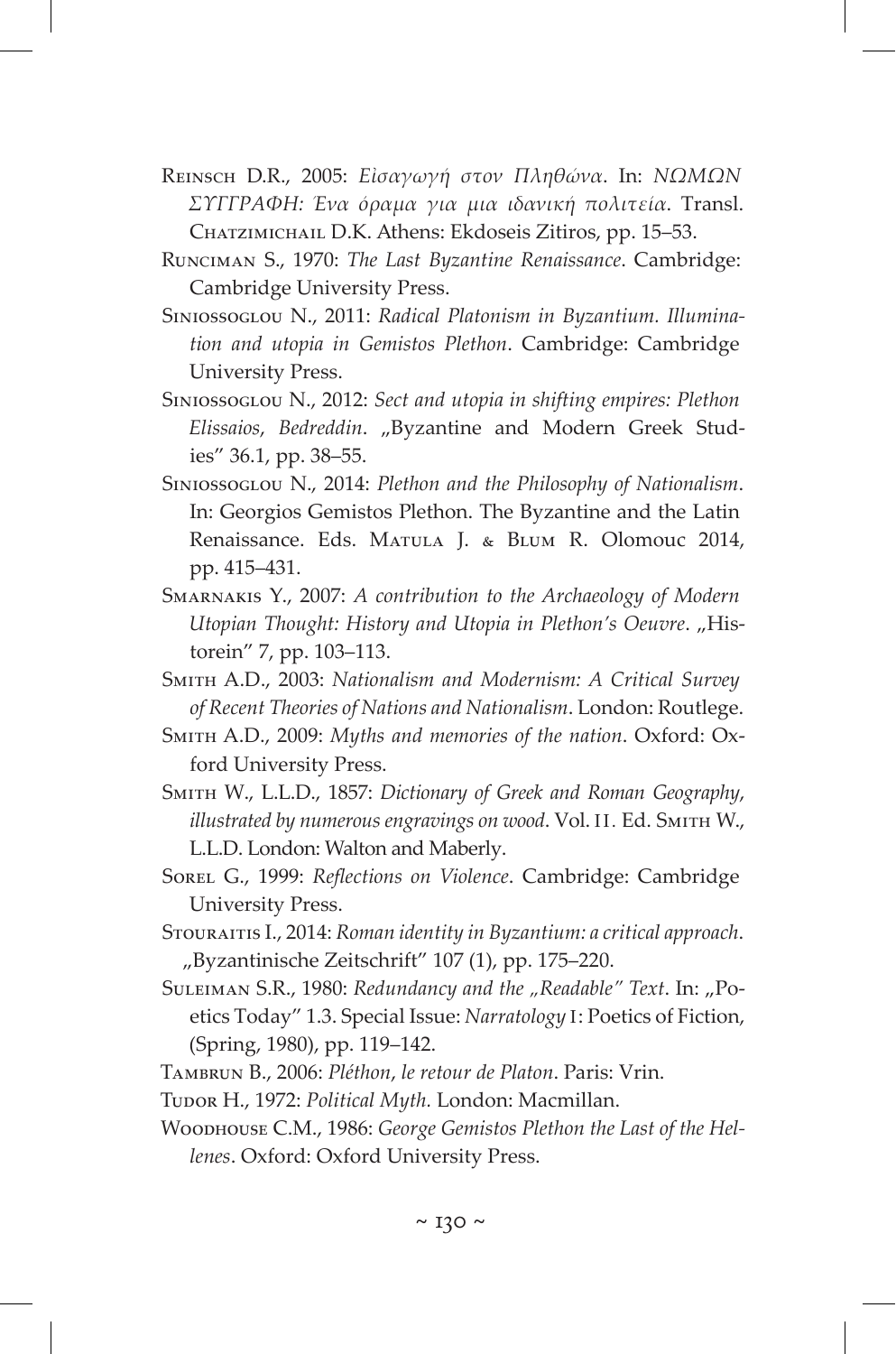Reinsch D.R., 2005: *Εισαγωγή στον Πληθώνα*. In: *ΝΩΜΩΝ ΣΥΓΓΡΑΦΗ: Ένα όραμα για μια ιδανική πολιτεία*. Transl. Chatzimichail D.K. Athens: Ekdoseis Zitiros, pp. 15–53.

Runciman S., 1970: *The Last Byzantine Renaissance*. Cambridge: Cambridge University Press.

Siniossoglou N., 2011: *Radical Platonism in Byzantium. Illumination and utopia in Gemistos Plethon*. Cambridge: Cambridge University Press.

Siniossoglou N., 2012: *Sect and utopia in shifting empires: Plethon Elissaios, Bedreddin*. „Byzantine and Modern Greek Studies" 36.1, pp. 38–55.

Siniossoglou N., 2014: *Plethon and the Philosophy of Nationalism*. In: Georgios Gemistos Plethon. The Byzantine and the Latin Renaissance. Eds. Matula J. & Blum R. Olomouc 2014, pp. 415–431.

Smarnakis Y., 2007: *A contribution to the Archaeology of Modern Utopian Thought: History and Utopia in Plethon's Oeuvre*. „Historein" 7, pp. 103–113.

Smith A.D., 2003: *Nationalism and Modernism: A Critical Survey of Recent Theories of Nations and Nationalism*. London: Routlege.

Smith A.D., 2009: *Myths and memories of the nation*. Oxford: Oxford University Press.

Smith W., L.L.D., 1857: *Dictionary of Greek and Roman Geography, illustrated by numerous engravings on wood*. Vol. II. Ed. Smith W., L.L.D. London: Walton and Maberly.

Sorel G., 1999: *Reflections on Violence*. Cambridge: Cambridge University Press.

Stouraitis I., 2014: *Roman identity in Byzantium: a critical approach*. „Byzantinische Zeitschrift" 107 (1), pp. 175–220.

Suleiman S.R., 1980: *Redundancy and the „Readable" Text*. In: „Poetics Today" 1.3. Special Issue: *Narratology* I: Poetics of Fiction, (Spring, 1980), pp. 119–142.

Tambrun B., 2006: *Pléthon, le retour de Platon*. Paris: Vrin.

Tudor H., 1972: *Political Myth*. London: Macmillan.

Woodhouse C.M., 1986: *George Gemistos Plethon the Last of the Hellenes*. Oxford: Oxford University Press.